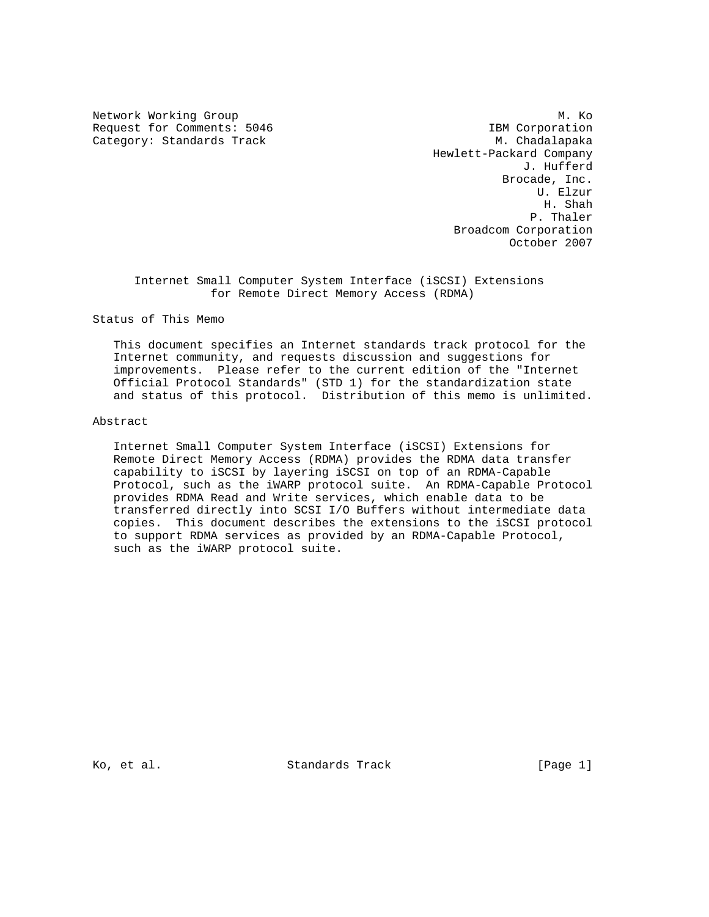Network Working Group M. Ko
Request for Comments: 5046 IBM Corporation
Category: Standards Track M. Chadalapaka
Hewlett-Packard Company
J. Hufferd
Brocade, Inc.
U. Elzur
H. Shah
P. Thaler
Broadcom Corporation
October 2007

# Internet Small Computer System Interface (iSCSI) Extensions for Remote Direct Memory Access (RDMA)

## Status of This Memo

This document specifies an Internet standards track protocol for the Internet community, and requests discussion and suggestions for improvements. Please refer to the current edition of the "Internet Official Protocol Standards" (STD 1) for the standardization state and status of this protocol. Distribution of this memo is unlimited.

## Abstract

Internet Small Computer System Interface (iSCSI) Extensions for Remote Direct Memory Access (RDMA) provides the RDMA data transfer capability to iSCSI by layering iSCSI on top of an RDMA-Capable Protocol, such as the iWARP protocol suite. An RDMA-Capable Protocol provides RDMA Read and Write services, which enable data to be transferred directly into SCSI I/O Buffers without intermediate data copies. This document describes the extensions to the iSCSI protocol to support RDMA services as provided by an RDMA-Capable Protocol, such as the iWARP protocol suite.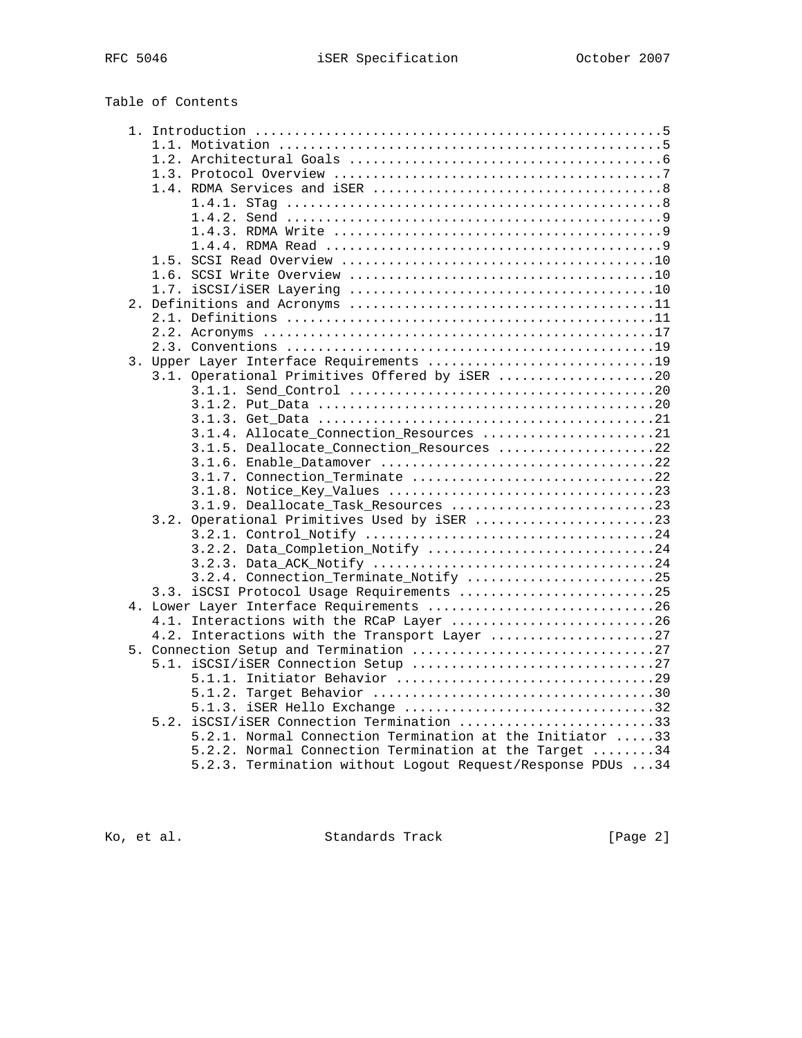Table of Contents

```
   1. Introduction ....................................................5
      1.1. Motivation .................................................5
      1.2. Architectural Goals ........................................6
      1.3. Protocol Overview ..........................................7
      1.4. RDMA Services and iSER .....................................8
           1.4.1. STag ................................................8
           1.4.2. Send ................................................9
           1.4.3. RDMA Write ..........................................9
           1.4.4. RDMA Read ...........................................9
      1.5. SCSI Read Overview ........................................10
      1.6. SCSI Write Overview .......................................10
      1.7. iSCSI/iSER Layering .......................................10
   2. Definitions and Acronyms .......................................11
      2.1. Definitions ...............................................11
      2.2. Acronyms ..................................................17
      2.3. Conventions ...............................................19
   3. Upper Layer Interface Requirements .............................19
      3.1. Operational Primitives Offered by iSER ....................20
           3.1.1. Send_Control .......................................20
           3.1.2. Put_Data ...........................................20
           3.1.3. Get_Data ...........................................21
           3.1.4. Allocate_Connection_Resources ......................21
           3.1.5. Deallocate_Connection_Resources ....................22
           3.1.6. Enable_Datamover ...................................22
           3.1.7. Connection_Terminate ...............................22
           3.1.8. Notice_Key_Values ..................................23
           3.1.9. Deallocate_Task_Resources ..........................23
      3.2. Operational Primitives Used by iSER .......................23
           3.2.1. Control_Notify .....................................24
           3.2.2. Data_Completion_Notify .............................24
           3.2.3. Data_ACK_Notify ....................................24
           3.2.4. Connection_Terminate_Notify ........................25
      3.3. iSCSI Protocol Usage Requirements .........................25
   4. Lower Layer Interface Requirements .............................26
      4.1. Interactions with the RCaP Layer ..........................26
      4.2. Interactions with the Transport Layer .....................27
   5. Connection Setup and Termination ...............................27
      5.1. iSCSI/iSER Connection Setup ...............................27
           5.1.1. Initiator Behavior .................................29
           5.1.2. Target Behavior ....................................30
           5.1.3. iSER Hello Exchange ................................32
      5.2. iSCSI/iSER Connection Termination .........................33
           5.2.1. Normal Connection Termination at the Initiator .....33
           5.2.2. Normal Connection Termination at the Target ........34
           5.2.3. Termination without Logout Request/Response PDUs ...34
```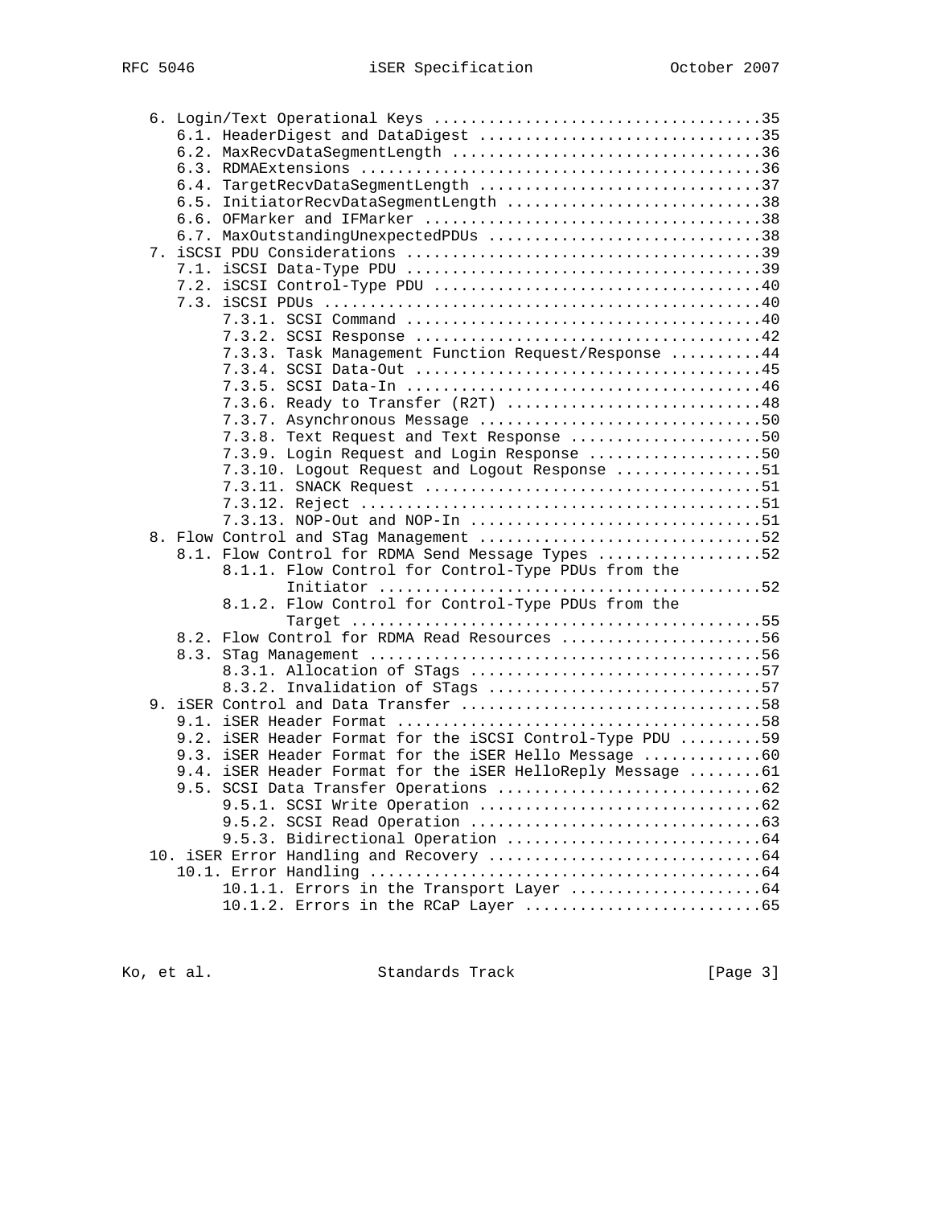```
   6. Login/Text Operational Keys ...................................35
      6.1. HeaderDigest and DataDigest ...............................35
      6.2. MaxRecvDataSegmentLength ..................................36
      6.3. RDMAExtensions ............................................36
      6.4. TargetRecvDataSegmentLength ...............................37
      6.5. InitiatorRecvDataSegmentLength ............................38
      6.6. OFMarker and IFMarker .....................................38
      6.7. MaxOutstandingUnexpectedPDUs ..............................38
   7. iSCSI PDU Considerations .......................................39
      7.1. iSCSI Data-Type PDU .......................................39
      7.2. iSCSI Control-Type PDU ....................................40
      7.3. iSCSI PDUs ................................................40
           7.3.1. SCSI Command .......................................40
           7.3.2. SCSI Response ......................................42
           7.3.3. Task Management Function Request/Response ..........44
           7.3.4. SCSI Data-Out ......................................45
           7.3.5. SCSI Data-In .......................................46
           7.3.6. Ready to Transfer (R2T) ............................48
           7.3.7. Asynchronous Message ...............................50
           7.3.8. Text Request and Text Response .....................50
           7.3.9. Login Request and Login Response ...................50
           7.3.10. Logout Request and Logout Response ................51
           7.3.11. SNACK Request .....................................51
           7.3.12. Reject ............................................51
           7.3.13. NOP-Out and NOP-In ................................51
   8. Flow Control and STag Management ...............................52
      8.1. Flow Control for RDMA Send Message Types ..................52
           8.1.1. Flow Control for Control-Type PDUs from the
                  Initiator ..........................................52
           8.1.2. Flow Control for Control-Type PDUs from the
                  Target .............................................55
      8.2. Flow Control for RDMA Read Resources ......................56
      8.3. STag Management ...........................................56
           8.3.1. Allocation of STags ................................57
           8.3.2. Invalidation of STags ..............................57
   9. iSER Control and Data Transfer .................................58
      9.1. iSER Header Format ........................................58
      9.2. iSER Header Format for the iSCSI Control-Type PDU .........59
      9.3. iSER Header Format for the iSER Hello Message .............60
      9.4. iSER Header Format for the iSER HelloReply Message ........61
      9.5. SCSI Data Transfer Operations .............................62
           9.5.1. SCSI Write Operation ...............................62
           9.5.2. SCSI Read Operation ................................63
           9.5.3. Bidirectional Operation ............................64
   10. iSER Error Handling and Recovery ..............................64
      10.1. Error Handling ...........................................64
           10.1.1. Errors in the Transport Layer .....................64
           10.1.2. Errors in the RCaP Layer ..........................65
```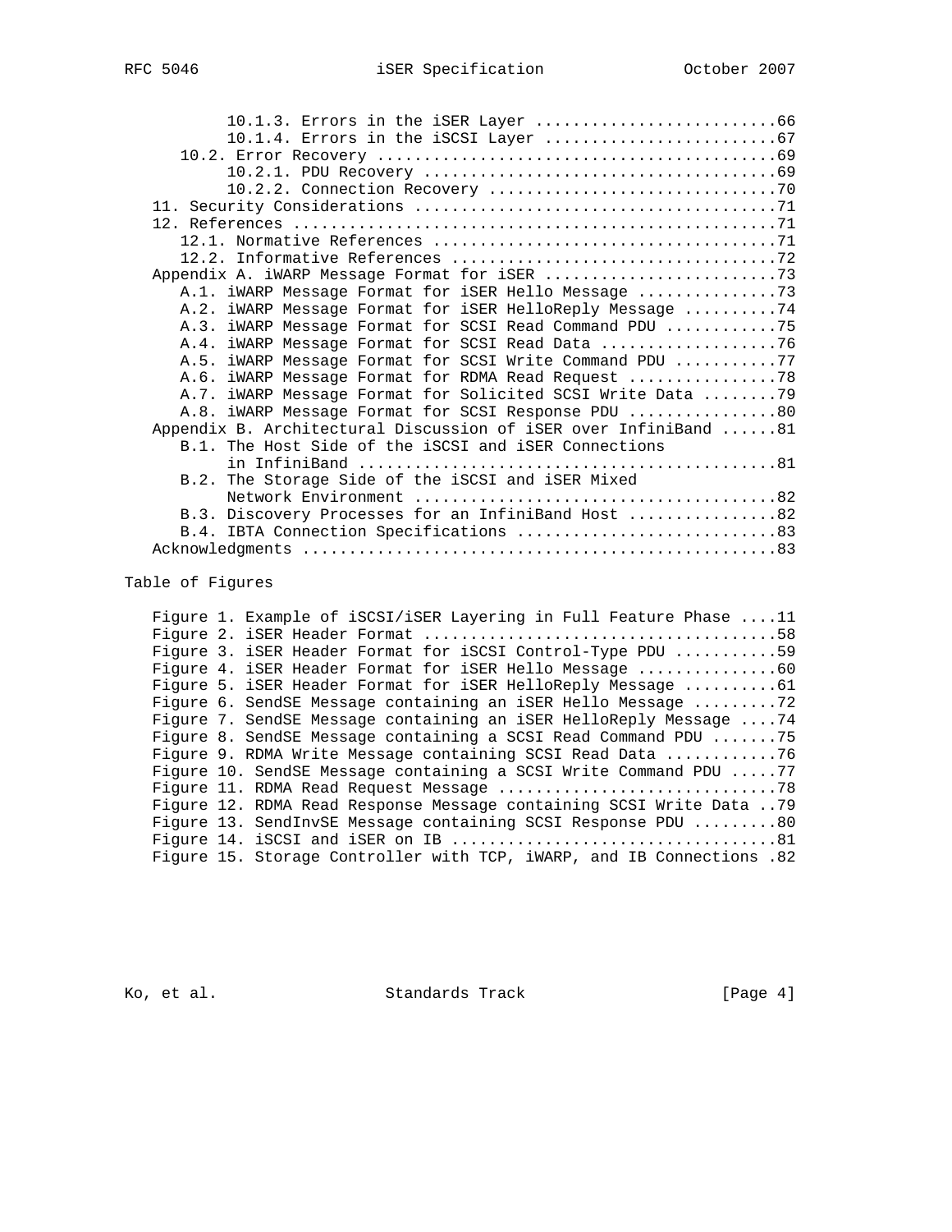```
         10.1.3. Errors in the iSER Layer ..........................66
         10.1.4. Errors in the iSCSI Layer .........................67
      10.2. Error Recovery ..........................................69
         10.2.1. PDU Recovery .....................................69
         10.2.2. Connection Recovery ..............................70
   11. Security Considerations ......................................71
   12. References ...................................................71
      12.1. Normative References ....................................71
      12.2. Informative References ..................................72
   Appendix A. iWARP Message Format for iSER .........................73
      A.1. iWARP Message Format for iSER Hello Message ...............73
      A.2. iWARP Message Format for iSER HelloReply Message ..........74
      A.3. iWARP Message Format for SCSI Read Command PDU ............75
      A.4. iWARP Message Format for SCSI Read Data ...................76
      A.5. iWARP Message Format for SCSI Write Command PDU ...........77
      A.6. iWARP Message Format for RDMA Read Request ................78
      A.7. iWARP Message Format for Solicited SCSI Write Data ........79
      A.8. iWARP Message Format for SCSI Response PDU ................80
   Appendix B. Architectural Discussion of iSER over InfiniBand ......81
      B.1. The Host Side of the iSCSI and iSER Connections
           in InfiniBand ............................................81
      B.2. The Storage Side of the iSCSI and iSER Mixed
           Network Environment ......................................82
      B.3. Discovery Processes for an InfiniBand Host ................82
      B.4. IBTA Connection Specifications ............................83
   Acknowledgments ..................................................83
```

Table of Figures

```
   Figure 1. Example of iSCSI/iSER Layering in Full Feature Phase ....11
   Figure 2. iSER Header Format .....................................58
   Figure 3. iSER Header Format for iSCSI Control-Type PDU ...........59
   Figure 4. iSER Header Format for iSER Hello Message ...............60
   Figure 5. iSER Header Format for iSER HelloReply Message ..........61
   Figure 6. SendSE Message containing an iSER Hello Message .........72
   Figure 7. SendSE Message containing an iSER HelloReply Message ....74
   Figure 8. SendSE Message containing a SCSI Read Command PDU .......75
   Figure 9. RDMA Write Message containing SCSI Read Data ............76
   Figure 10. SendSE Message containing a SCSI Write Command PDU .....77
   Figure 11. RDMA Read Request Message .............................78
   Figure 12. RDMA Read Response Message containing SCSI Write Data ..79
   Figure 13. SendInvSE Message containing SCSI Response PDU .........80
   Figure 14. iSCSI and iSER on IB ..................................81
   Figure 15. Storage Controller with TCP, iWARP, and IB Connections .82
```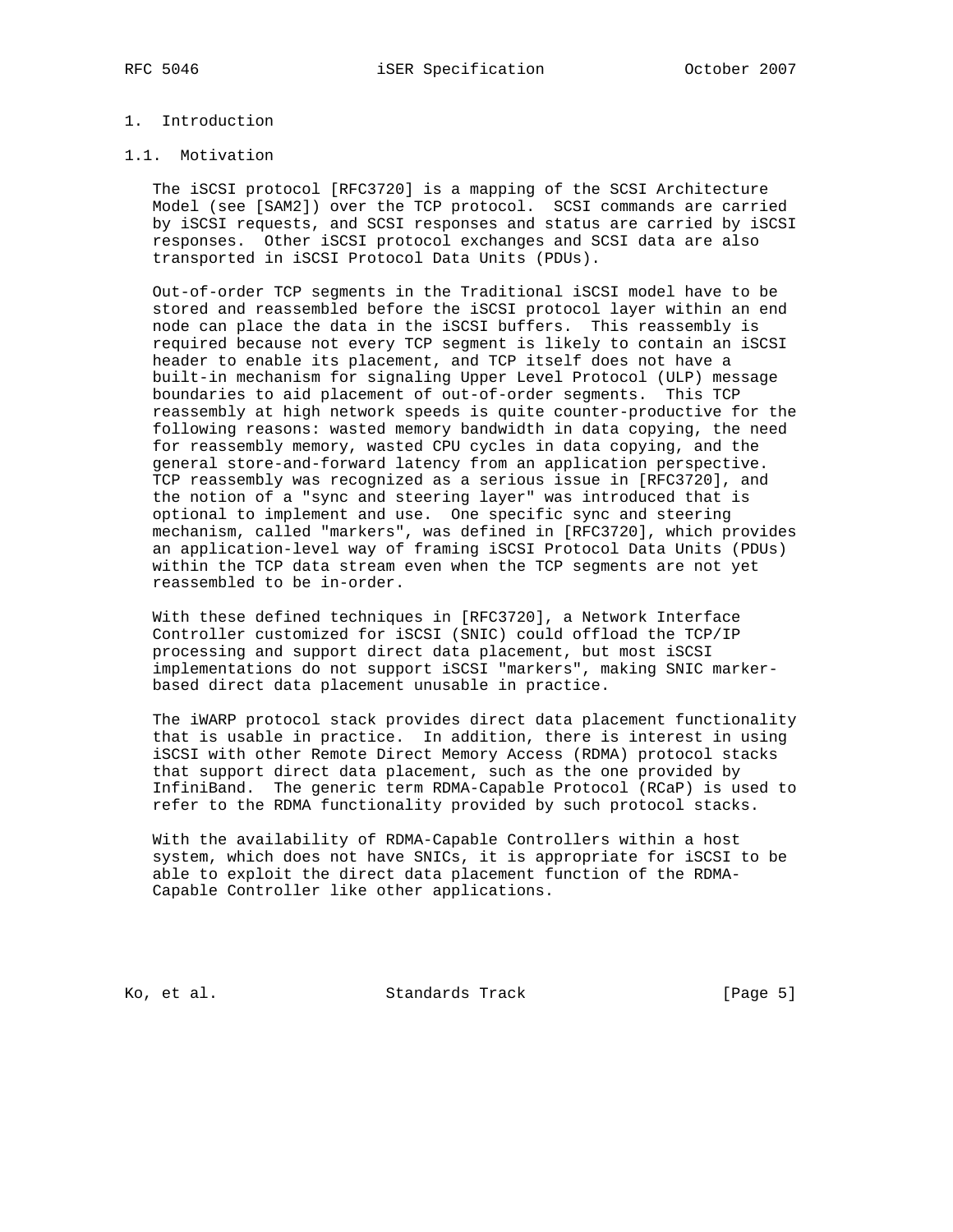# 1. Introduction

## 1.1. Motivation

The iSCSI protocol [RFC3720] is a mapping of the SCSI Architecture Model (see [SAM2]) over the TCP protocol. SCSI commands are carried by iSCSI requests, and SCSI responses and status are carried by iSCSI responses. Other iSCSI protocol exchanges and SCSI data are also transported in iSCSI Protocol Data Units (PDUs).

Out-of-order TCP segments in the Traditional iSCSI model have to be stored and reassembled before the iSCSI protocol layer within an end node can place the data in the iSCSI buffers. This reassembly is required because not every TCP segment is likely to contain an iSCSI header to enable its placement, and TCP itself does not have a built-in mechanism for signaling Upper Level Protocol (ULP) message boundaries to aid placement of out-of-order segments. This TCP reassembly at high network speeds is quite counter-productive for the following reasons: wasted memory bandwidth in data copying, the need for reassembly memory, wasted CPU cycles in data copying, and the general store-and-forward latency from an application perspective. TCP reassembly was recognized as a serious issue in [RFC3720], and the notion of a "sync and steering layer" was introduced that is optional to implement and use. One specific sync and steering mechanism, called "markers", was defined in [RFC3720], which provides an application-level way of framing iSCSI Protocol Data Units (PDUs) within the TCP data stream even when the TCP segments are not yet reassembled to be in-order.

With these defined techniques in [RFC3720], a Network Interface Controller customized for iSCSI (SNIC) could offload the TCP/IP processing and support direct data placement, but most iSCSI implementations do not support iSCSI "markers", making SNIC marker-based direct data placement unusable in practice.

The iWARP protocol stack provides direct data placement functionality that is usable in practice. In addition, there is interest in using iSCSI with other Remote Direct Memory Access (RDMA) protocol stacks that support direct data placement, such as the one provided by InfiniBand. The generic term RDMA-Capable Protocol (RCaP) is used to refer to the RDMA functionality provided by such protocol stacks.

With the availability of RDMA-Capable Controllers within a host system, which does not have SNICs, it is appropriate for iSCSI to be able to exploit the direct data placement function of the RDMA-Capable Controller like other applications.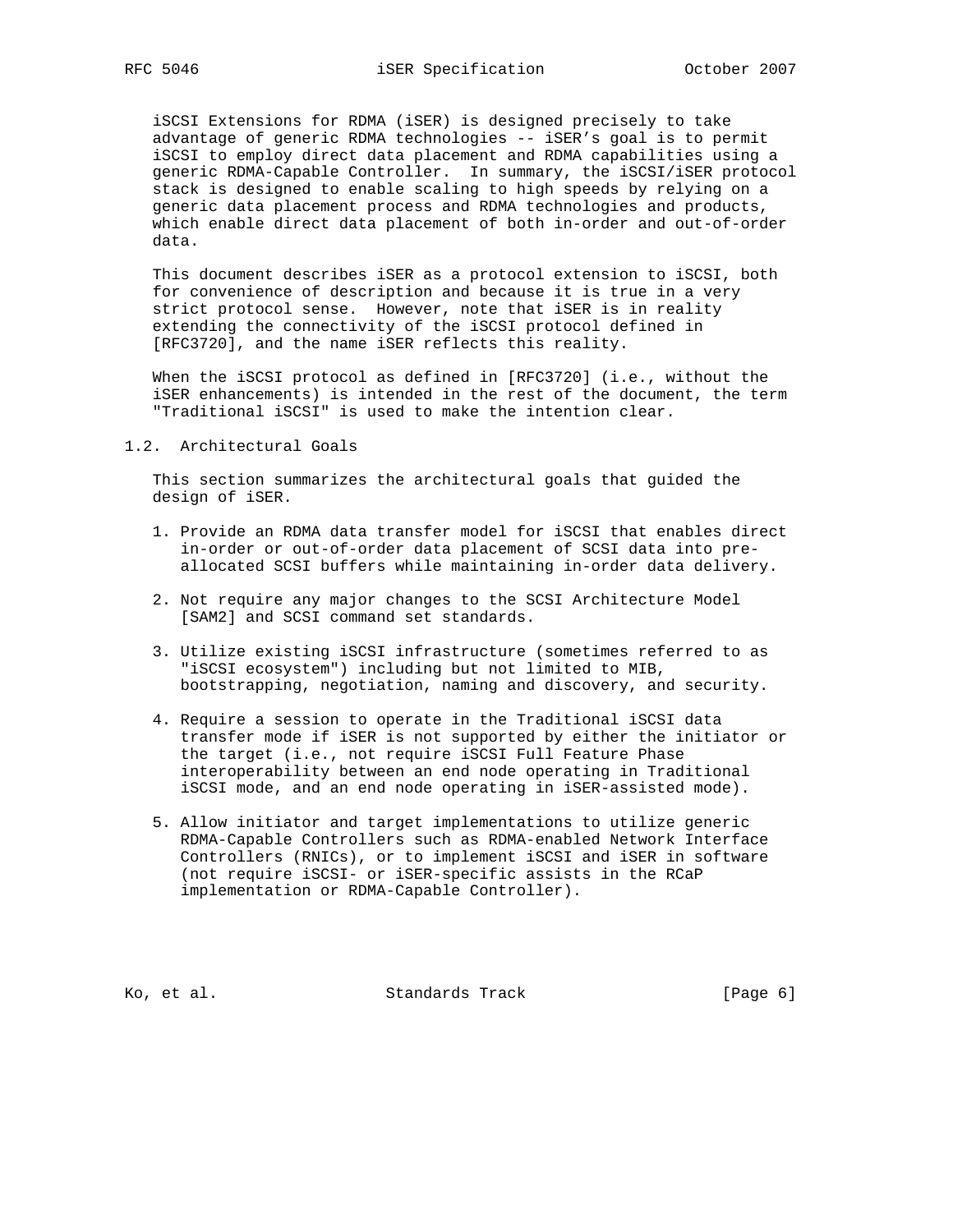iSCSI Extensions for RDMA (iSER) is designed precisely to take advantage of generic RDMA technologies -- iSER's goal is to permit iSCSI to employ direct data placement and RDMA capabilities using a generic RDMA-Capable Controller. In summary, the iSCSI/iSER protocol stack is designed to enable scaling to high speeds by relying on a generic data placement process and RDMA technologies and products, which enable direct data placement of both in-order and out-of-order data.

This document describes iSER as a protocol extension to iSCSI, both for convenience of description and because it is true in a very strict protocol sense. However, note that iSER is in reality extending the connectivity of the iSCSI protocol defined in [RFC3720], and the name iSER reflects this reality.

When the iSCSI protocol as defined in [RFC3720] (i.e., without the iSER enhancements) is intended in the rest of the document, the term "Traditional iSCSI" is used to make the intention clear.

## 1.2. Architectural Goals

This section summarizes the architectural goals that guided the design of iSER.

1. Provide an RDMA data transfer model for iSCSI that enables direct in-order or out-of-order data placement of SCSI data into pre-allocated SCSI buffers while maintaining in-order data delivery.

2. Not require any major changes to the SCSI Architecture Model [SAM2] and SCSI command set standards.

3. Utilize existing iSCSI infrastructure (sometimes referred to as "iSCSI ecosystem") including but not limited to MIB, bootstrapping, negotiation, naming and discovery, and security.

4. Require a session to operate in the Traditional iSCSI data transfer mode if iSER is not supported by either the initiator or the target (i.e., not require iSCSI Full Feature Phase interoperability between an end node operating in Traditional iSCSI mode, and an end node operating in iSER-assisted mode).

5. Allow initiator and target implementations to utilize generic RDMA-Capable Controllers such as RDMA-enabled Network Interface Controllers (RNICs), or to implement iSCSI and iSER in software (not require iSCSI- or iSER-specific assists in the RCaP implementation or RDMA-Capable Controller).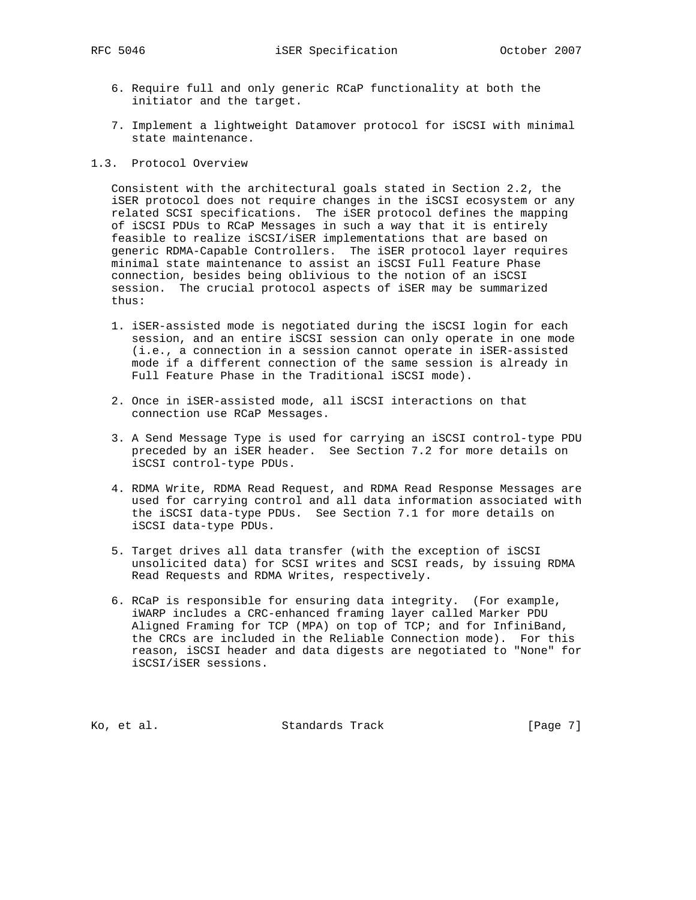6. Require full and only generic RCaP functionality at both the initiator and the target.

7. Implement a lightweight Datamover protocol for iSCSI with minimal state maintenance.

## 1.3. Protocol Overview

Consistent with the architectural goals stated in Section 2.2, the iSER protocol does not require changes in the iSCSI ecosystem or any related SCSI specifications. The iSER protocol defines the mapping of iSCSI PDUs to RCaP Messages in such a way that it is entirely feasible to realize iSCSI/iSER implementations that are based on generic RDMA-Capable Controllers. The iSER protocol layer requires minimal state maintenance to assist an iSCSI Full Feature Phase connection, besides being oblivious to the notion of an iSCSI session. The crucial protocol aspects of iSER may be summarized thus:

1. iSER-assisted mode is negotiated during the iSCSI login for each session, and an entire iSCSI session can only operate in one mode (i.e., a connection in a session cannot operate in iSER-assisted mode if a different connection of the same session is already in Full Feature Phase in the Traditional iSCSI mode).

2. Once in iSER-assisted mode, all iSCSI interactions on that connection use RCaP Messages.

3. A Send Message Type is used for carrying an iSCSI control-type PDU preceded by an iSER header. See Section 7.2 for more details on iSCSI control-type PDUs.

4. RDMA Write, RDMA Read Request, and RDMA Read Response Messages are used for carrying control and all data information associated with the iSCSI data-type PDUs. See Section 7.1 for more details on iSCSI data-type PDUs.

5. Target drives all data transfer (with the exception of iSCSI unsolicited data) for SCSI writes and SCSI reads, by issuing RDMA Read Requests and RDMA Writes, respectively.

6. RCaP is responsible for ensuring data integrity. (For example, iWARP includes a CRC-enhanced framing layer called Marker PDU Aligned Framing for TCP (MPA) on top of TCP; and for InfiniBand, the CRCs are included in the Reliable Connection mode). For this reason, iSCSI header and data digests are negotiated to "None" for iSCSI/iSER sessions.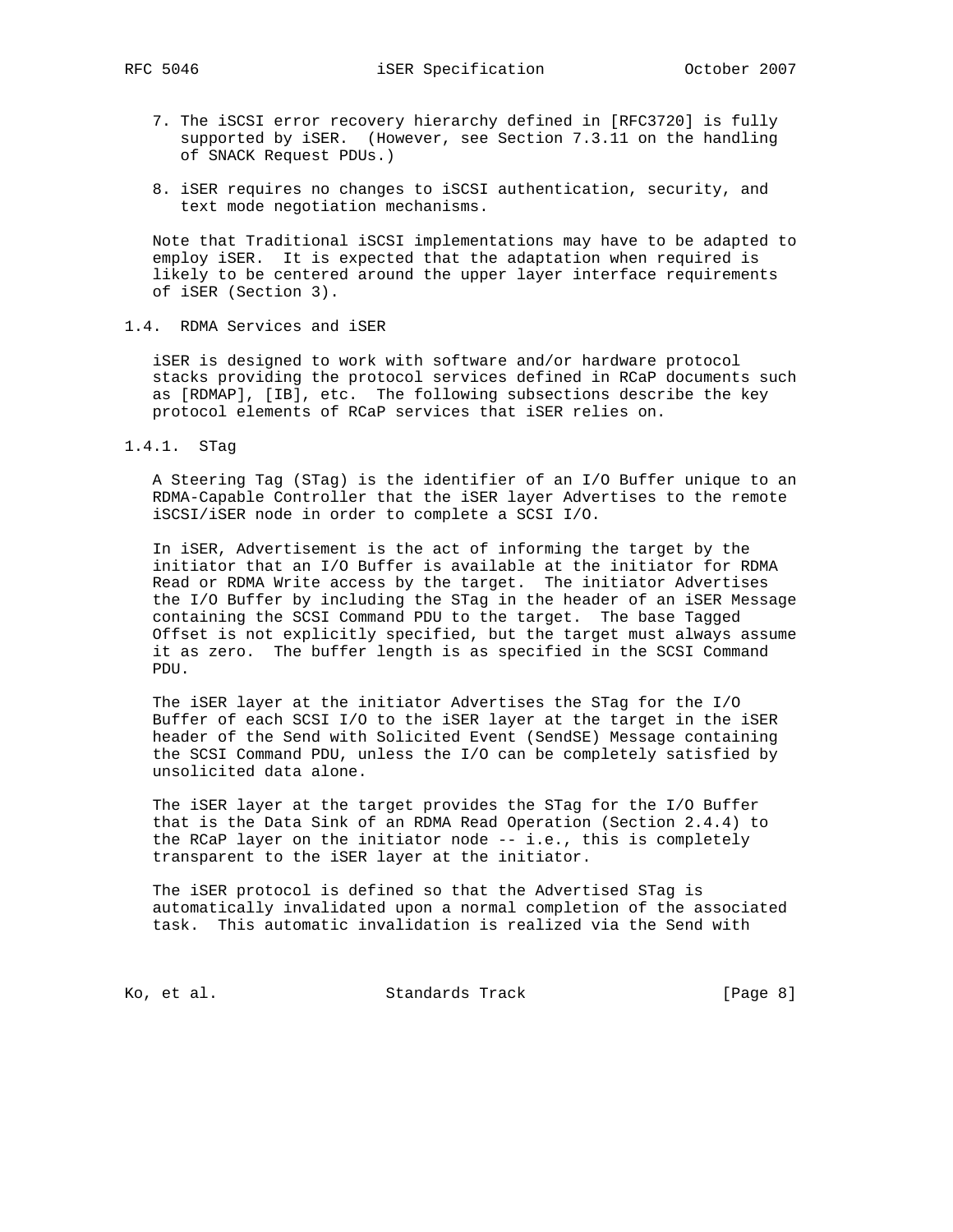7. The iSCSI error recovery hierarchy defined in [RFC3720] is fully supported by iSER. (However, see Section 7.3.11 on the handling of SNACK Request PDUs.)

8. iSER requires no changes to iSCSI authentication, security, and text mode negotiation mechanisms.

Note that Traditional iSCSI implementations may have to be adapted to employ iSER. It is expected that the adaptation when required is likely to be centered around the upper layer interface requirements of iSER (Section 3).

## 1.4. RDMA Services and iSER

iSER is designed to work with software and/or hardware protocol stacks providing the protocol services defined in RCaP documents such as [RDMAP], [IB], etc. The following subsections describe the key protocol elements of RCaP services that iSER relies on.

### 1.4.1. STag

A Steering Tag (STag) is the identifier of an I/O Buffer unique to an RDMA-Capable Controller that the iSER layer Advertises to the remote iSCSI/iSER node in order to complete a SCSI I/O.

In iSER, Advertisement is the act of informing the target by the initiator that an I/O Buffer is available at the initiator for RDMA Read or RDMA Write access by the target. The initiator Advertises the I/O Buffer by including the STag in the header of an iSER Message containing the SCSI Command PDU to the target. The base Tagged Offset is not explicitly specified, but the target must always assume it as zero. The buffer length is as specified in the SCSI Command PDU.

The iSER layer at the initiator Advertises the STag for the I/O Buffer of each SCSI I/O to the iSER layer at the target in the iSER header of the Send with Solicited Event (SendSE) Message containing the SCSI Command PDU, unless the I/O can be completely satisfied by unsolicited data alone.

The iSER layer at the target provides the STag for the I/O Buffer that is the Data Sink of an RDMA Read Operation (Section 2.4.4) to the RCaP layer on the initiator node -- i.e., this is completely transparent to the iSER layer at the initiator.

The iSER protocol is defined so that the Advertised STag is automatically invalidated upon a normal completion of the associated task. This automatic invalidation is realized via the Send with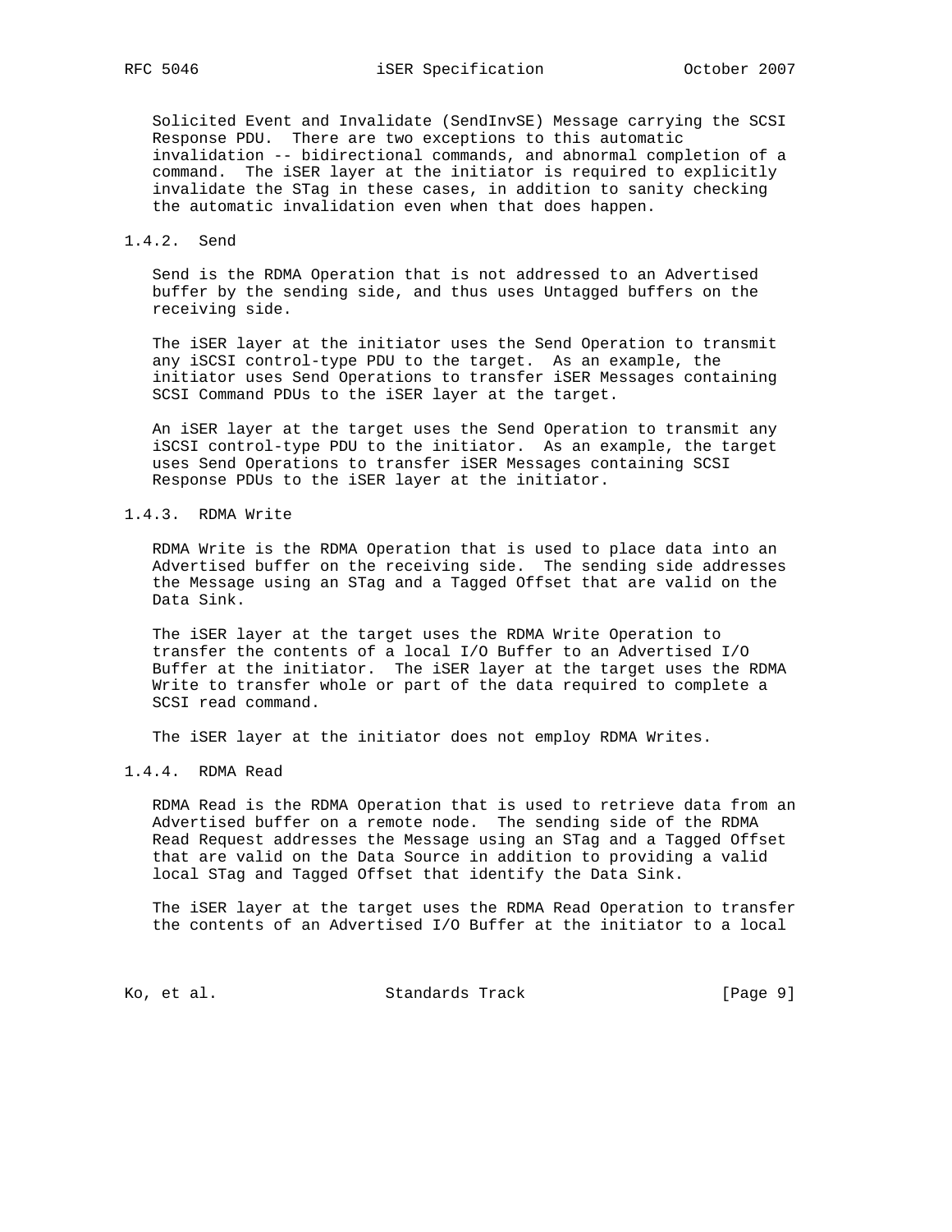Solicited Event and Invalidate (SendInvSE) Message carrying the SCSI Response PDU. There are two exceptions to this automatic invalidation -- bidirectional commands, and abnormal completion of a command. The iSER layer at the initiator is required to explicitly invalidate the STag in these cases, in addition to sanity checking the automatic invalidation even when that does happen.

### 1.4.2. Send

Send is the RDMA Operation that is not addressed to an Advertised buffer by the sending side, and thus uses Untagged buffers on the receiving side.

The iSER layer at the initiator uses the Send Operation to transmit any iSCSI control-type PDU to the target. As an example, the initiator uses Send Operations to transfer iSER Messages containing SCSI Command PDUs to the iSER layer at the target.

An iSER layer at the target uses the Send Operation to transmit any iSCSI control-type PDU to the initiator. As an example, the target uses Send Operations to transfer iSER Messages containing SCSI Response PDUs to the iSER layer at the initiator.

### 1.4.3. RDMA Write

RDMA Write is the RDMA Operation that is used to place data into an Advertised buffer on the receiving side. The sending side addresses the Message using an STag and a Tagged Offset that are valid on the Data Sink.

The iSER layer at the target uses the RDMA Write Operation to transfer the contents of a local I/O Buffer to an Advertised I/O Buffer at the initiator. The iSER layer at the target uses the RDMA Write to transfer whole or part of the data required to complete a SCSI read command.

The iSER layer at the initiator does not employ RDMA Writes.

### 1.4.4. RDMA Read

RDMA Read is the RDMA Operation that is used to retrieve data from an Advertised buffer on a remote node. The sending side of the RDMA Read Request addresses the Message using an STag and a Tagged Offset that are valid on the Data Source in addition to providing a valid local STag and Tagged Offset that identify the Data Sink.

The iSER layer at the target uses the RDMA Read Operation to transfer the contents of an Advertised I/O Buffer at the initiator to a local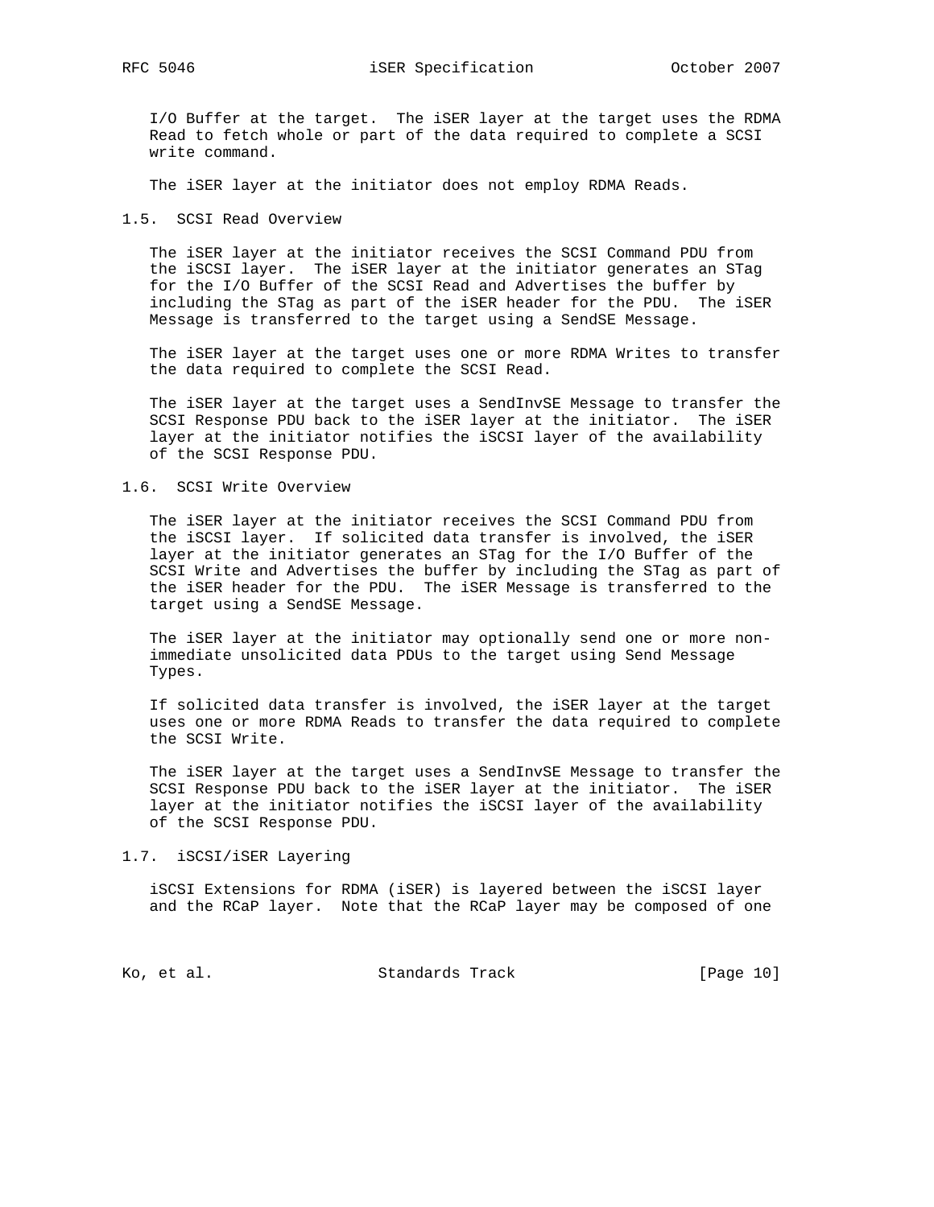I/O Buffer at the target. The iSER layer at the target uses the RDMA Read to fetch whole or part of the data required to complete a SCSI write command.

The iSER layer at the initiator does not employ RDMA Reads.

## 1.5. SCSI Read Overview

The iSER layer at the initiator receives the SCSI Command PDU from the iSCSI layer. The iSER layer at the initiator generates an STag for the I/O Buffer of the SCSI Read and Advertises the buffer by including the STag as part of the iSER header for the PDU. The iSER Message is transferred to the target using a SendSE Message.

The iSER layer at the target uses one or more RDMA Writes to transfer the data required to complete the SCSI Read.

The iSER layer at the target uses a SendInvSE Message to transfer the SCSI Response PDU back to the iSER layer at the initiator. The iSER layer at the initiator notifies the iSCSI layer of the availability of the SCSI Response PDU.

## 1.6. SCSI Write Overview

The iSER layer at the initiator receives the SCSI Command PDU from the iSCSI layer. If solicited data transfer is involved, the iSER layer at the initiator generates an STag for the I/O Buffer of the SCSI Write and Advertises the buffer by including the STag as part of the iSER header for the PDU. The iSER Message is transferred to the target using a SendSE Message.

The iSER layer at the initiator may optionally send one or more non-immediate unsolicited data PDUs to the target using Send Message Types.

If solicited data transfer is involved, the iSER layer at the target uses one or more RDMA Reads to transfer the data required to complete the SCSI Write.

The iSER layer at the target uses a SendInvSE Message to transfer the SCSI Response PDU back to the iSER layer at the initiator. The iSER layer at the initiator notifies the iSCSI layer of the availability of the SCSI Response PDU.

## 1.7. iSCSI/iSER Layering

iSCSI Extensions for RDMA (iSER) is layered between the iSCSI layer and the RCaP layer. Note that the RCaP layer may be composed of one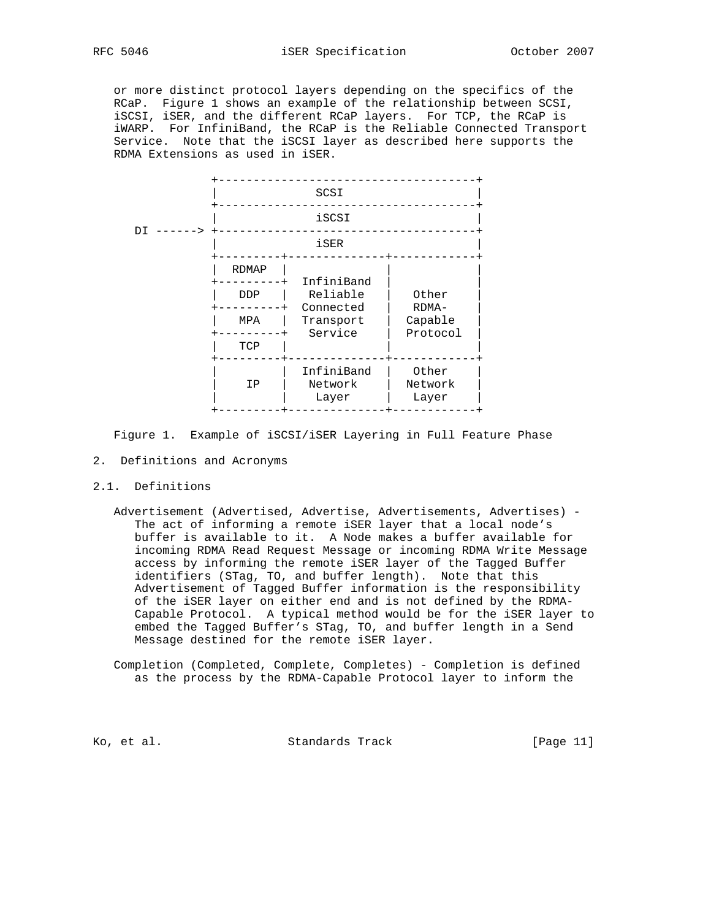or more distinct protocol layers depending on the specifics of the RCaP. Figure 1 shows an example of the relationship between SCSI, iSCSI, iSER, and the different RCaP layers. For TCP, the RCaP is iWARP. For InfiniBand, the RCaP is the Reliable Connected Transport Service. Note that the iSCSI layer as described here supports the RDMA Extensions as used in iSER.

```
              +-------------------------------------+
              |                SCSI                 |
              +-------------------------------------+
              |                iSCSI                |
   DI ------> +-------------------------------------+
              |                iSER                 |
              +---------+--------------+------------+
              |  RDMAP  |              |            |
              +---------+  InfiniBand  |            |
              |   DDP   |   Reliable   |   Other    |
              +---------+  Connected   |   RDMA-    |
              |   MPA   |  Transport   |  Capable   |
              +---------+   Service    |  Protocol  |
              |   TCP   |              |            |
              +---------+--------------+------------+
              |         |  InfiniBand  |   Other    |
              |    IP   |   Network    |  Network   |
              |         |    Layer     |   Layer    |
              +---------+--------------+------------+
```

Figure 1. Example of iSCSI/iSER Layering in Full Feature Phase

## 2. Definitions and Acronyms

### 2.1. Definitions

Advertisement (Advertised, Advertise, Advertisements, Advertises) - The act of informing a remote iSER layer that a local node's buffer is available to it. A Node makes a buffer available for incoming RDMA Read Request Message or incoming RDMA Write Message access by informing the remote iSER layer of the Tagged Buffer identifiers (STag, TO, and buffer length). Note that this Advertisement of Tagged Buffer information is the responsibility of the iSER layer on either end and is not defined by the RDMA-Capable Protocol. A typical method would be for the iSER layer to embed the Tagged Buffer's STag, TO, and buffer length in a Send Message destined for the remote iSER layer.

Completion (Completed, Complete, Completes) - Completion is defined as the process by the RDMA-Capable Protocol layer to inform the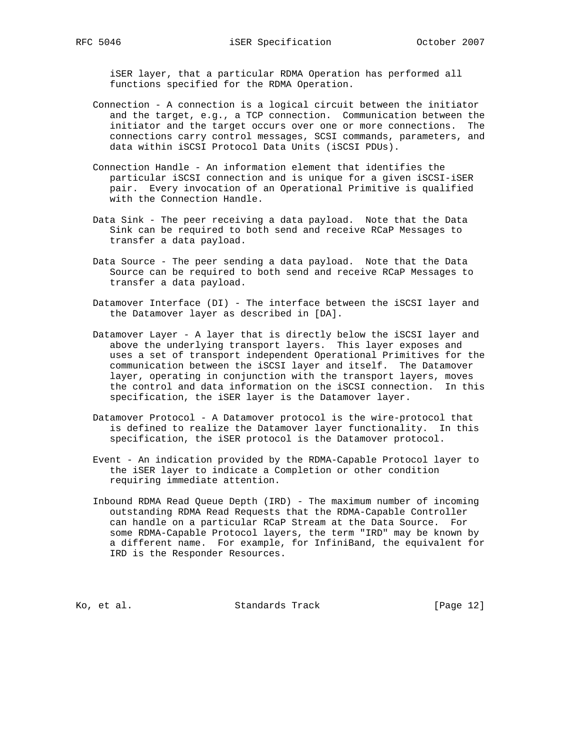iSER layer, that a particular RDMA Operation has performed all functions specified for the RDMA Operation.

Connection - A connection is a logical circuit between the initiator and the target, e.g., a TCP connection. Communication between the initiator and the target occurs over one or more connections. The connections carry control messages, SCSI commands, parameters, and data within iSCSI Protocol Data Units (iSCSI PDUs).

Connection Handle - An information element that identifies the particular iSCSI connection and is unique for a given iSCSI-iSER pair. Every invocation of an Operational Primitive is qualified with the Connection Handle.

Data Sink - The peer receiving a data payload. Note that the Data Sink can be required to both send and receive RCaP Messages to transfer a data payload.

Data Source - The peer sending a data payload. Note that the Data Source can be required to both send and receive RCaP Messages to transfer a data payload.

Datamover Interface (DI) - The interface between the iSCSI layer and the Datamover layer as described in [DA].

Datamover Layer - A layer that is directly below the iSCSI layer and above the underlying transport layers. This layer exposes and uses a set of transport independent Operational Primitives for the communication between the iSCSI layer and itself. The Datamover layer, operating in conjunction with the transport layers, moves the control and data information on the iSCSI connection. In this specification, the iSER layer is the Datamover layer.

Datamover Protocol - A Datamover protocol is the wire-protocol that is defined to realize the Datamover layer functionality. In this specification, the iSER protocol is the Datamover protocol.

Event - An indication provided by the RDMA-Capable Protocol layer to the iSER layer to indicate a Completion or other condition requiring immediate attention.

Inbound RDMA Read Queue Depth (IRD) - The maximum number of incoming outstanding RDMA Read Requests that the RDMA-Capable Controller can handle on a particular RCaP Stream at the Data Source. For some RDMA-Capable Protocol layers, the term "IRD" may be known by a different name. For example, for InfiniBand, the equivalent for IRD is the Responder Resources.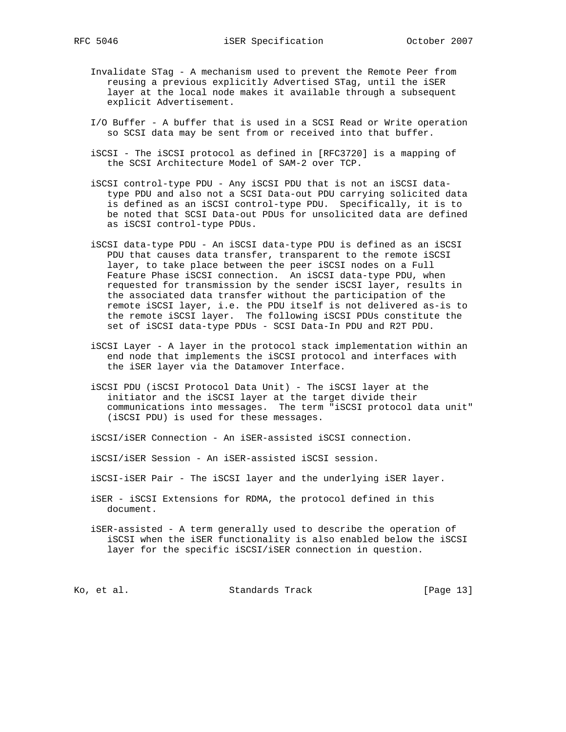Invalidate STag - A mechanism used to prevent the Remote Peer from reusing a previous explicitly Advertised STag, until the iSER layer at the local node makes it available through a subsequent explicit Advertisement.

I/O Buffer - A buffer that is used in a SCSI Read or Write operation so SCSI data may be sent from or received into that buffer.

iSCSI - The iSCSI protocol as defined in [RFC3720] is a mapping of the SCSI Architecture Model of SAM-2 over TCP.

iSCSI control-type PDU - Any iSCSI PDU that is not an iSCSI data-type PDU and also not a SCSI Data-out PDU carrying solicited data is defined as an iSCSI control-type PDU. Specifically, it is to be noted that SCSI Data-out PDUs for unsolicited data are defined as iSCSI control-type PDUs.

iSCSI data-type PDU - An iSCSI data-type PDU is defined as an iSCSI PDU that causes data transfer, transparent to the remote iSCSI layer, to take place between the peer iSCSI nodes on a Full Feature Phase iSCSI connection. An iSCSI data-type PDU, when requested for transmission by the sender iSCSI layer, results in the associated data transfer without the participation of the remote iSCSI layer, i.e. the PDU itself is not delivered as-is to the remote iSCSI layer. The following iSCSI PDUs constitute the set of iSCSI data-type PDUs - SCSI Data-In PDU and R2T PDU.

iSCSI Layer - A layer in the protocol stack implementation within an end node that implements the iSCSI protocol and interfaces with the iSER layer via the Datamover Interface.

iSCSI PDU (iSCSI Protocol Data Unit) - The iSCSI layer at the initiator and the iSCSI layer at the target divide their communications into messages. The term "iSCSI protocol data unit" (iSCSI PDU) is used for these messages.

iSCSI/iSER Connection - An iSER-assisted iSCSI connection.

iSCSI/iSER Session - An iSER-assisted iSCSI session.

iSCSI-iSER Pair - The iSCSI layer and the underlying iSER layer.

iSER - iSCSI Extensions for RDMA, the protocol defined in this document.

iSER-assisted - A term generally used to describe the operation of iSCSI when the iSER functionality is also enabled below the iSCSI layer for the specific iSCSI/iSER connection in question.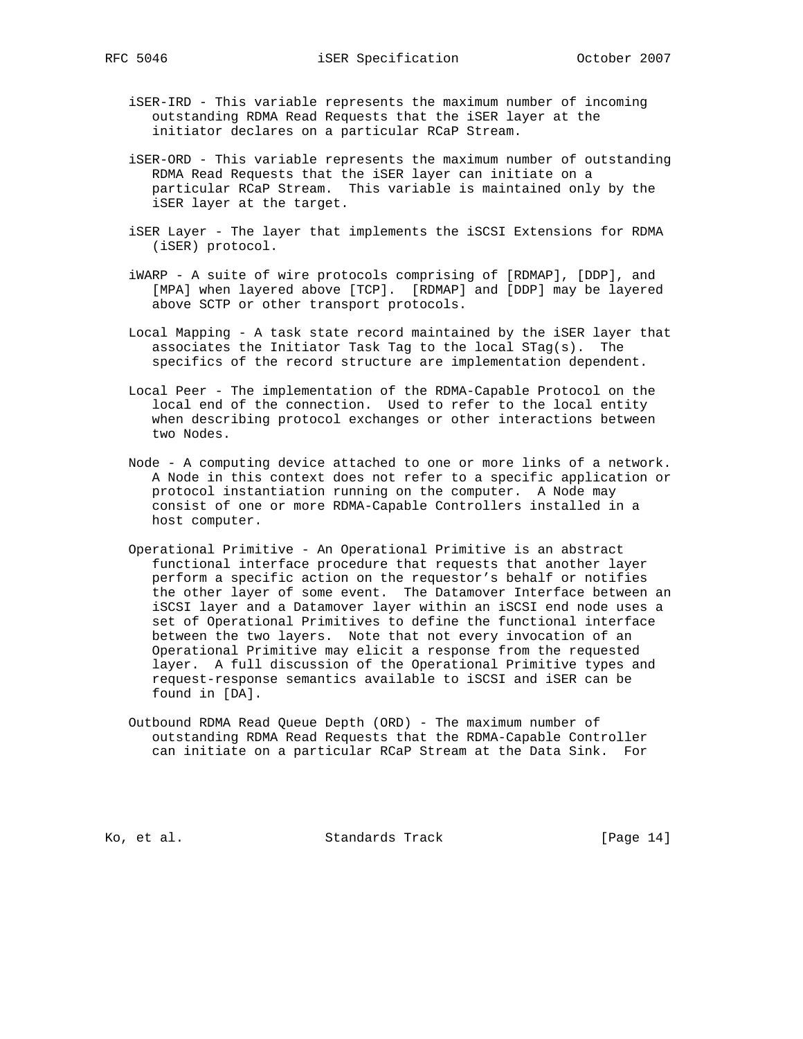iSER-IRD - This variable represents the maximum number of incoming outstanding RDMA Read Requests that the iSER layer at the initiator declares on a particular RCaP Stream.

iSER-ORD - This variable represents the maximum number of outstanding RDMA Read Requests that the iSER layer can initiate on a particular RCaP Stream. This variable is maintained only by the iSER layer at the target.

iSER Layer - The layer that implements the iSCSI Extensions for RDMA (iSER) protocol.

iWARP - A suite of wire protocols comprising of [RDMAP], [DDP], and [MPA] when layered above [TCP]. [RDMAP] and [DDP] may be layered above SCTP or other transport protocols.

Local Mapping - A task state record maintained by the iSER layer that associates the Initiator Task Tag to the local STag(s). The specifics of the record structure are implementation dependent.

Local Peer - The implementation of the RDMA-Capable Protocol on the local end of the connection. Used to refer to the local entity when describing protocol exchanges or other interactions between two Nodes.

Node - A computing device attached to one or more links of a network. A Node in this context does not refer to a specific application or protocol instantiation running on the computer. A Node may consist of one or more RDMA-Capable Controllers installed in a host computer.

Operational Primitive - An Operational Primitive is an abstract functional interface procedure that requests that another layer perform a specific action on the requestor's behalf or notifies the other layer of some event. The Datamover Interface between an iSCSI layer and a Datamover layer within an iSCSI end node uses a set of Operational Primitives to define the functional interface between the two layers. Note that not every invocation of an Operational Primitive may elicit a response from the requested layer. A full discussion of the Operational Primitive types and request-response semantics available to iSCSI and iSER can be found in [DA].

Outbound RDMA Read Queue Depth (ORD) - The maximum number of outstanding RDMA Read Requests that the RDMA-Capable Controller can initiate on a particular RCaP Stream at the Data Sink. For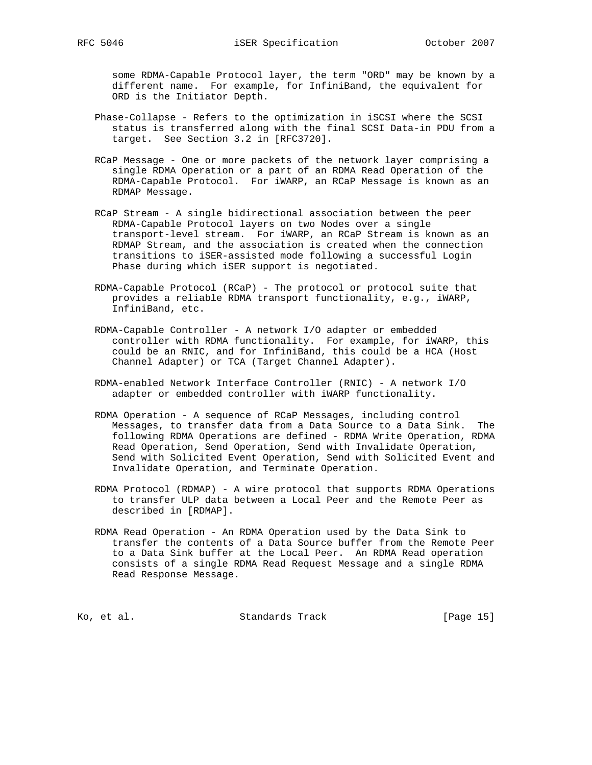some RDMA-Capable Protocol layer, the term "ORD" may be known by a different name. For example, for InfiniBand, the equivalent for ORD is the Initiator Depth.

Phase-Collapse - Refers to the optimization in iSCSI where the SCSI status is transferred along with the final SCSI Data-in PDU from a target. See Section 3.2 in [RFC3720].

RCaP Message - One or more packets of the network layer comprising a single RDMA Operation or a part of an RDMA Read Operation of the RDMA-Capable Protocol. For iWARP, an RCaP Message is known as an RDMAP Message.

RCaP Stream - A single bidirectional association between the peer RDMA-Capable Protocol layers on two Nodes over a single transport-level stream. For iWARP, an RCaP Stream is known as an RDMAP Stream, and the association is created when the connection transitions to iSER-assisted mode following a successful Login Phase during which iSER support is negotiated.

RDMA-Capable Protocol (RCaP) - The protocol or protocol suite that provides a reliable RDMA transport functionality, e.g., iWARP, InfiniBand, etc.

RDMA-Capable Controller - A network I/O adapter or embedded controller with RDMA functionality. For example, for iWARP, this could be an RNIC, and for InfiniBand, this could be a HCA (Host Channel Adapter) or TCA (Target Channel Adapter).

RDMA-enabled Network Interface Controller (RNIC) - A network I/O adapter or embedded controller with iWARP functionality.

RDMA Operation - A sequence of RCaP Messages, including control Messages, to transfer data from a Data Source to a Data Sink. The following RDMA Operations are defined - RDMA Write Operation, RDMA Read Operation, Send Operation, Send with Invalidate Operation, Send with Solicited Event Operation, Send with Solicited Event and Invalidate Operation, and Terminate Operation.

RDMA Protocol (RDMAP) - A wire protocol that supports RDMA Operations to transfer ULP data between a Local Peer and the Remote Peer as described in [RDMAP].

RDMA Read Operation - An RDMA Operation used by the Data Sink to transfer the contents of a Data Source buffer from the Remote Peer to a Data Sink buffer at the Local Peer. An RDMA Read operation consists of a single RDMA Read Request Message and a single RDMA Read Response Message.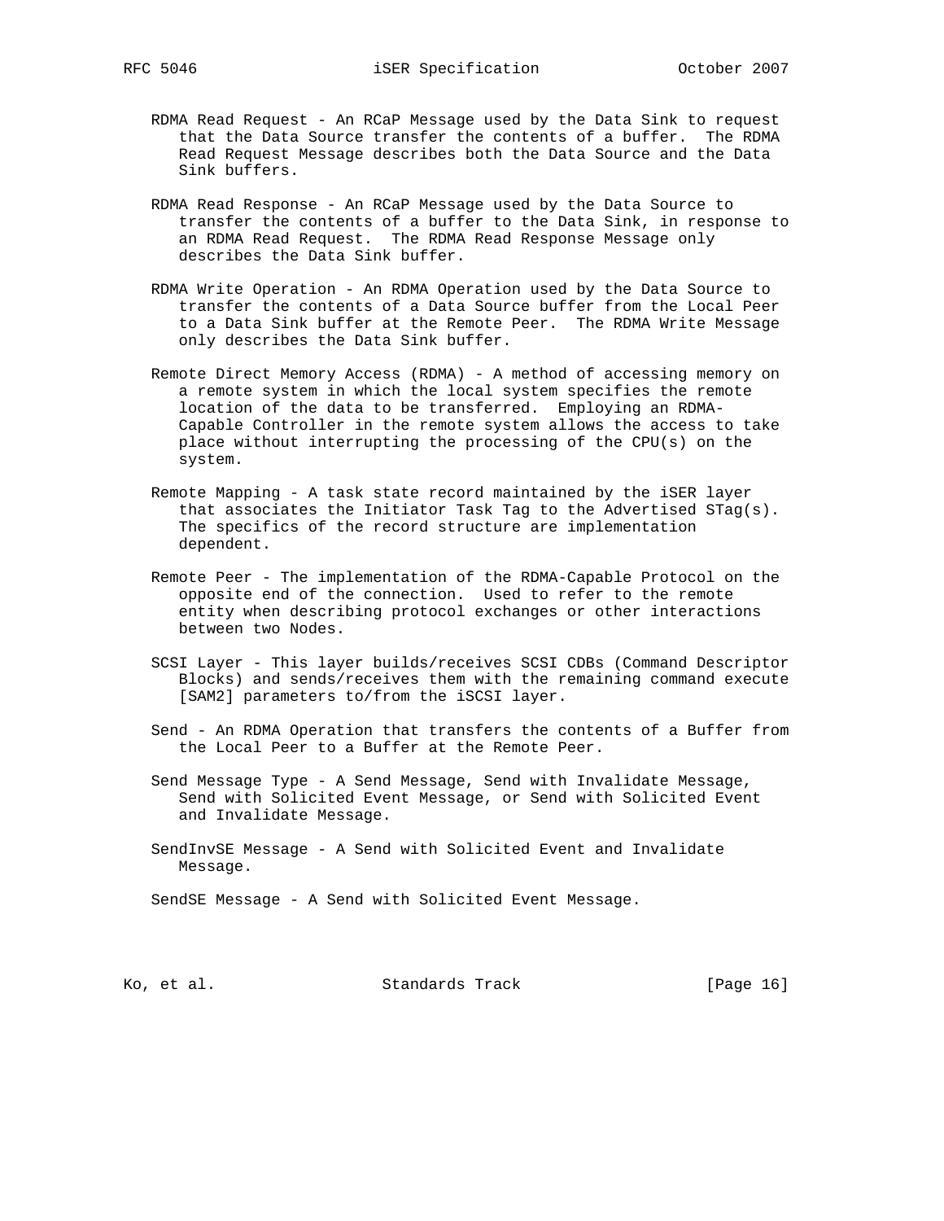RDMA Read Request - An RCaP Message used by the Data Sink to request that the Data Source transfer the contents of a buffer. The RDMA Read Request Message describes both the Data Source and the Data Sink buffers.

RDMA Read Response - An RCaP Message used by the Data Source to transfer the contents of a buffer to the Data Sink, in response to an RDMA Read Request. The RDMA Read Response Message only describes the Data Sink buffer.

RDMA Write Operation - An RDMA Operation used by the Data Source to transfer the contents of a Data Source buffer from the Local Peer to a Data Sink buffer at the Remote Peer. The RDMA Write Message only describes the Data Sink buffer.

Remote Direct Memory Access (RDMA) - A method of accessing memory on a remote system in which the local system specifies the remote location of the data to be transferred. Employing an RDMA-Capable Controller in the remote system allows the access to take place without interrupting the processing of the CPU(s) on the system.

Remote Mapping - A task state record maintained by the iSER layer that associates the Initiator Task Tag to the Advertised STag(s). The specifics of the record structure are implementation dependent.

Remote Peer - The implementation of the RDMA-Capable Protocol on the opposite end of the connection. Used to refer to the remote entity when describing protocol exchanges or other interactions between two Nodes.

SCSI Layer - This layer builds/receives SCSI CDBs (Command Descriptor Blocks) and sends/receives them with the remaining command execute [SAM2] parameters to/from the iSCSI layer.

Send - An RDMA Operation that transfers the contents of a Buffer from the Local Peer to a Buffer at the Remote Peer.

Send Message Type - A Send Message, Send with Invalidate Message, Send with Solicited Event Message, or Send with Solicited Event and Invalidate Message.

SendInvSE Message - A Send with Solicited Event and Invalidate Message.

SendSE Message - A Send with Solicited Event Message.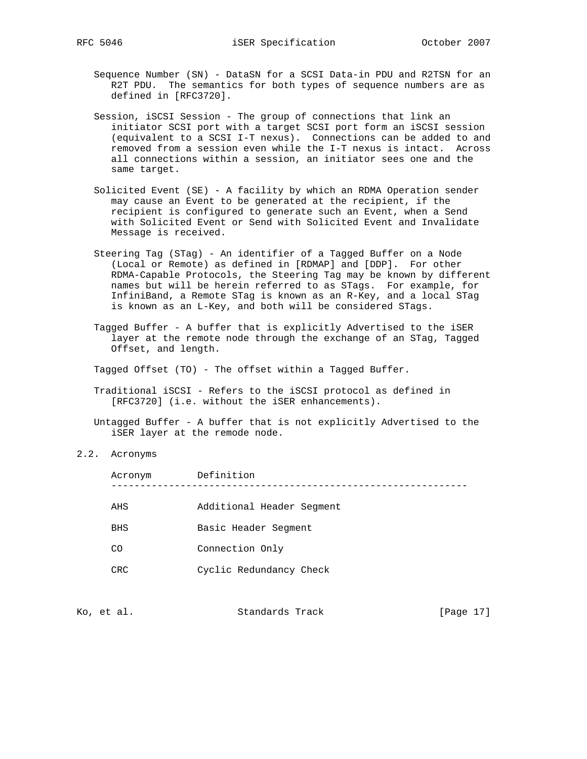Sequence Number (SN) - DataSN for a SCSI Data-in PDU and R2TSN for an R2T PDU. The semantics for both types of sequence numbers are as defined in [RFC3720].

Session, iSCSI Session - The group of connections that link an initiator SCSI port with a target SCSI port form an iSCSI session (equivalent to a SCSI I-T nexus). Connections can be added to and removed from a session even while the I-T nexus is intact. Across all connections within a session, an initiator sees one and the same target.

Solicited Event (SE) - A facility by which an RDMA Operation sender may cause an Event to be generated at the recipient, if the recipient is configured to generate such an Event, when a Send with Solicited Event or Send with Solicited Event and Invalidate Message is received.

Steering Tag (STag) - An identifier of a Tagged Buffer on a Node (Local or Remote) as defined in [RDMAP] and [DDP]. For other RDMA-Capable Protocols, the Steering Tag may be known by different names but will be herein referred to as STags. For example, for InfiniBand, a Remote STag is known as an R-Key, and a local STag is known as an L-Key, and both will be considered STags.

Tagged Buffer - A buffer that is explicitly Advertised to the iSER layer at the remote node through the exchange of an STag, Tagged Offset, and length.

Tagged Offset (TO) - The offset within a Tagged Buffer.

Traditional iSCSI - Refers to the iSCSI protocol as defined in [RFC3720] (i.e. without the iSER enhancements).

Untagged Buffer - A buffer that is not explicitly Advertised to the iSER layer at the remode node.

## 2.2. Acronyms

| Acronym | Definition |
|---|---|
| AHS | Additional Header Segment |
| BHS | Basic Header Segment |
| CO | Connection Only |
| CRC | Cyclic Redundancy Check |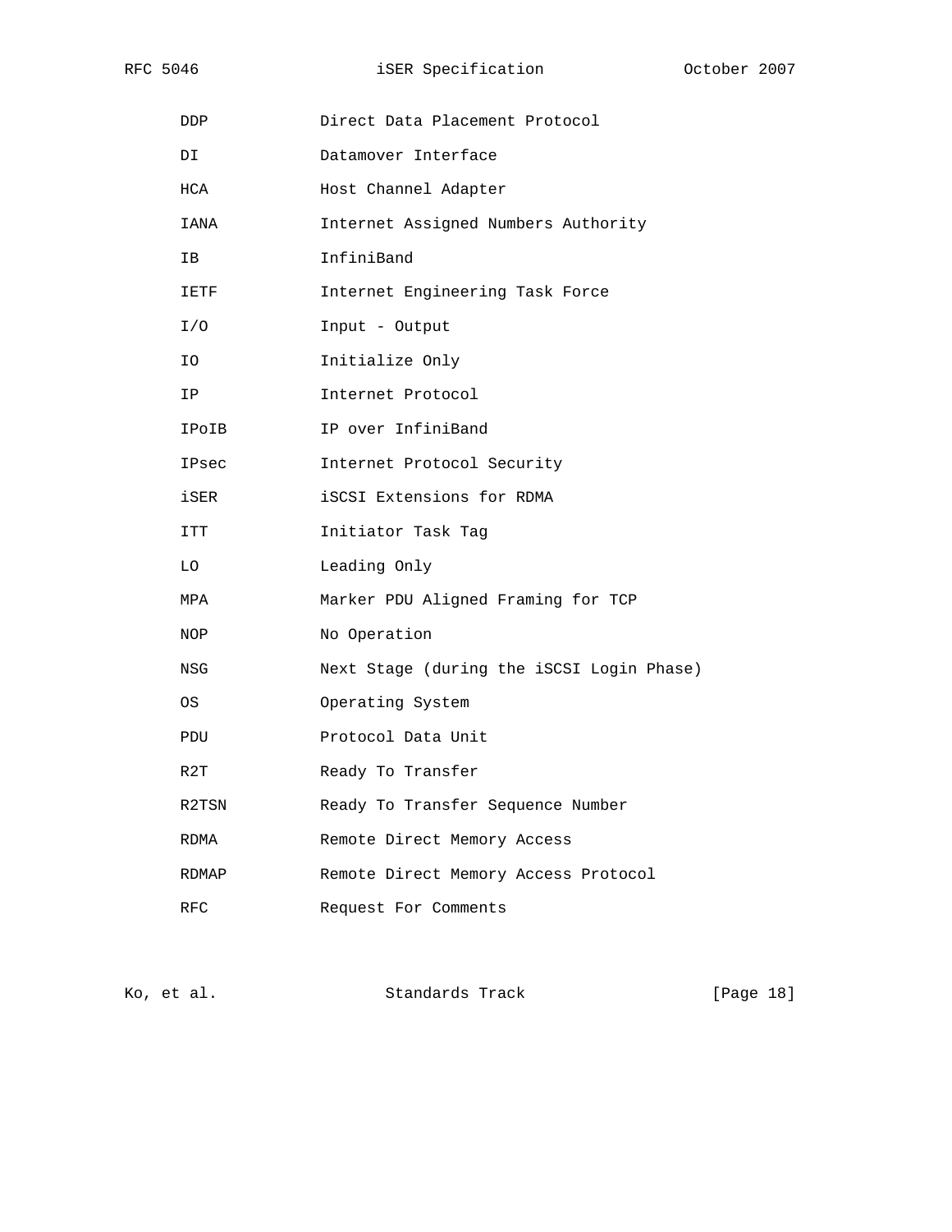| | |
|---|---|
| DDP | Direct Data Placement Protocol |
| DI | Datamover Interface |
| HCA | Host Channel Adapter |
| IANA | Internet Assigned Numbers Authority |
| IB | InfiniBand |
| IETF | Internet Engineering Task Force |
| I/O | Input - Output |
| IO | Initialize Only |
| IP | Internet Protocol |
| IPoIB | IP over InfiniBand |
| IPsec | Internet Protocol Security |
| iSER | iSCSI Extensions for RDMA |
| ITT | Initiator Task Tag |
| LO | Leading Only |
| MPA | Marker PDU Aligned Framing for TCP |
| NOP | No Operation |
| NSG | Next Stage (during the iSCSI Login Phase) |
| OS | Operating System |
| PDU | Protocol Data Unit |
| R2T | Ready To Transfer |
| R2TSN | Ready To Transfer Sequence Number |
| RDMA | Remote Direct Memory Access |
| RDMAP | Remote Direct Memory Access Protocol |
| RFC | Request For Comments |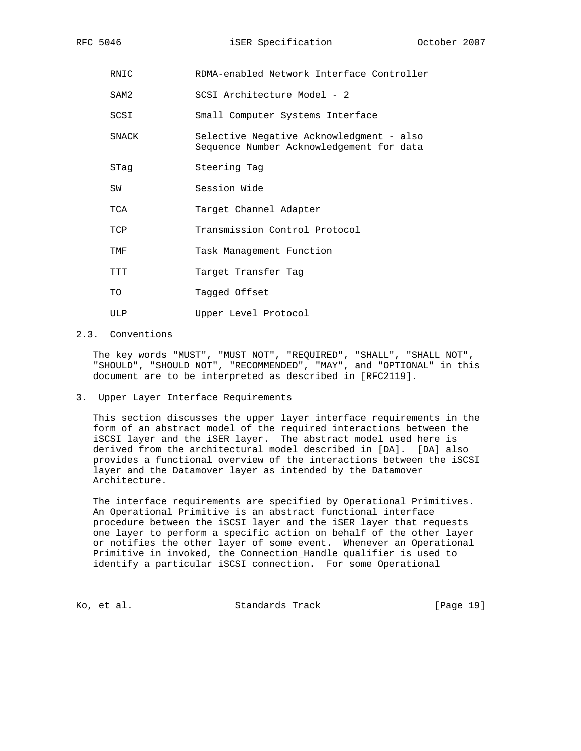| | |
|---|---|
| RNIC | RDMA-enabled Network Interface Controller |
| SAM2 | SCSI Architecture Model - 2 |
| SCSI | Small Computer Systems Interface |
| SNACK | Selective Negative Acknowledgment - also Sequence Number Acknowledgement for data |
| STag | Steering Tag |
| SW | Session Wide |
| TCA | Target Channel Adapter |
| TCP | Transmission Control Protocol |
| TMF | Task Management Function |
| TTT | Target Transfer Tag |
| TO | Tagged Offset |
| ULP | Upper Level Protocol |

## 2.3. Conventions

The key words "MUST", "MUST NOT", "REQUIRED", "SHALL", "SHALL NOT", "SHOULD", "SHOULD NOT", "RECOMMENDED", "MAY", and "OPTIONAL" in this document are to be interpreted as described in [RFC2119].

# 3. Upper Layer Interface Requirements

This section discusses the upper layer interface requirements in the form of an abstract model of the required interactions between the iSCSI layer and the iSER layer. The abstract model used here is derived from the architectural model described in [DA]. [DA] also provides a functional overview of the interactions between the iSCSI layer and the Datamover layer as intended by the Datamover Architecture.

The interface requirements are specified by Operational Primitives. An Operational Primitive is an abstract functional interface procedure between the iSCSI layer and the iSER layer that requests one layer to perform a specific action on behalf of the other layer or notifies the other layer of some event. Whenever an Operational Primitive in invoked, the Connection_Handle qualifier is used to identify a particular iSCSI connection. For some Operational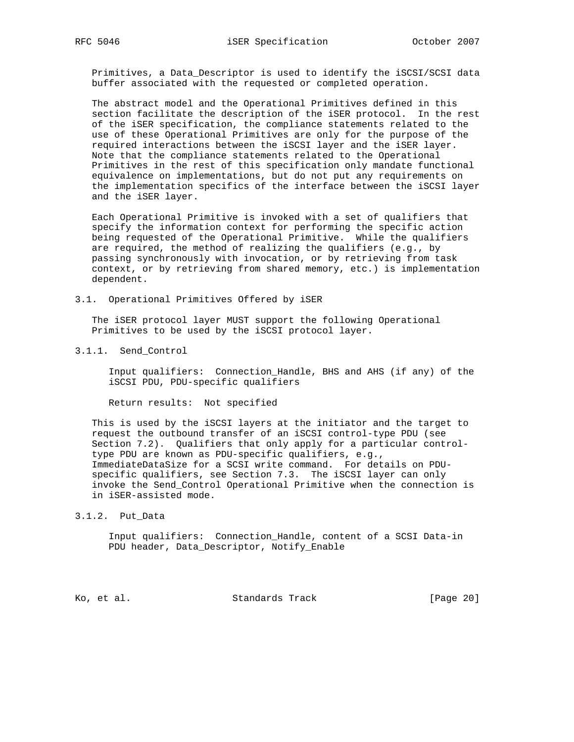Primitives, a Data_Descriptor is used to identify the iSCSI/SCSI data buffer associated with the requested or completed operation.

The abstract model and the Operational Primitives defined in this section facilitate the description of the iSER protocol. In the rest of the iSER specification, the compliance statements related to the use of these Operational Primitives are only for the purpose of the required interactions between the iSCSI layer and the iSER layer. Note that the compliance statements related to the Operational Primitives in the rest of this specification only mandate functional equivalence on implementations, but do not put any requirements on the implementation specifics of the interface between the iSCSI layer and the iSER layer.

Each Operational Primitive is invoked with a set of qualifiers that specify the information context for performing the specific action being requested of the Operational Primitive. While the qualifiers are required, the method of realizing the qualifiers (e.g., by passing synchronously with invocation, or by retrieving from task context, or by retrieving from shared memory, etc.) is implementation dependent.

### 3.1. Operational Primitives Offered by iSER

The iSER protocol layer MUST support the following Operational Primitives to be used by the iSCSI protocol layer.

#### 3.1.1. Send_Control

Input qualifiers: Connection_Handle, BHS and AHS (if any) of the iSCSI PDU, PDU-specific qualifiers

Return results: Not specified

This is used by the iSCSI layers at the initiator and the target to request the outbound transfer of an iSCSI control-type PDU (see Section 7.2). Qualifiers that only apply for a particular control-type PDU are known as PDU-specific qualifiers, e.g., ImmediateDataSize for a SCSI write command. For details on PDU-specific qualifiers, see Section 7.3. The iSCSI layer can only invoke the Send_Control Operational Primitive when the connection is in iSER-assisted mode.

#### 3.1.2. Put_Data

Input qualifiers: Connection_Handle, content of a SCSI Data-in PDU header, Data_Descriptor, Notify_Enable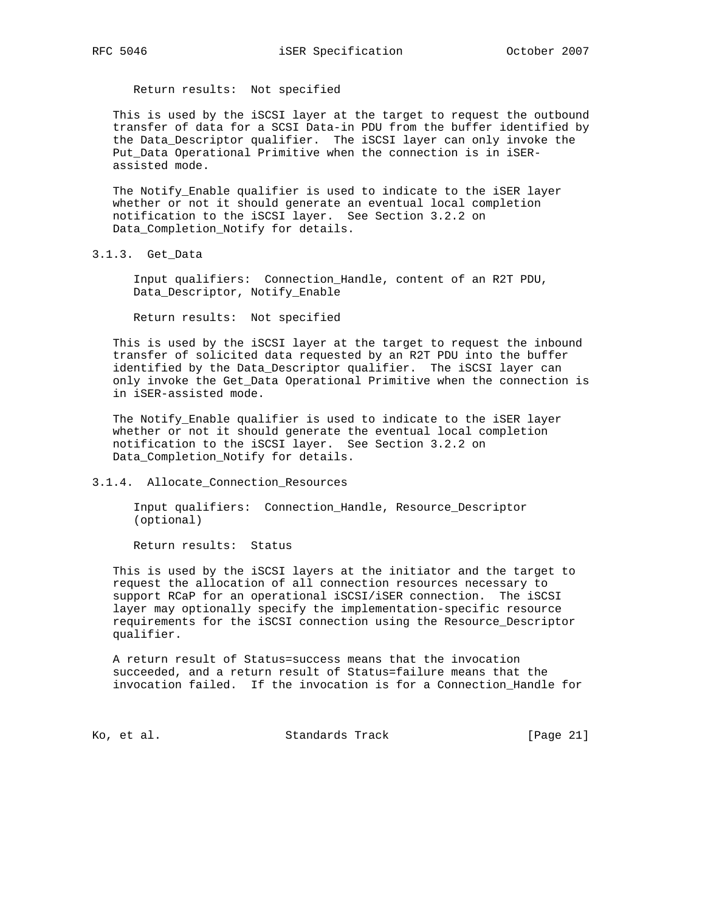Return results: Not specified

This is used by the iSCSI layer at the target to request the outbound transfer of data for a SCSI Data-in PDU from the buffer identified by the Data_Descriptor qualifier. The iSCSI layer can only invoke the Put_Data Operational Primitive when the connection is in iSER-assisted mode.

The Notify_Enable qualifier is used to indicate to the iSER layer whether or not it should generate an eventual local completion notification to the iSCSI layer. See Section 3.2.2 on Data_Completion_Notify for details.

### 3.1.3. Get_Data

Input qualifiers: Connection_Handle, content of an R2T PDU, Data_Descriptor, Notify_Enable

Return results: Not specified

This is used by the iSCSI layer at the target to request the inbound transfer of solicited data requested by an R2T PDU into the buffer identified by the Data_Descriptor qualifier. The iSCSI layer can only invoke the Get_Data Operational Primitive when the connection is in iSER-assisted mode.

The Notify_Enable qualifier is used to indicate to the iSER layer whether or not it should generate the eventual local completion notification to the iSCSI layer. See Section 3.2.2 on Data_Completion_Notify for details.

### 3.1.4. Allocate_Connection_Resources

Input qualifiers: Connection_Handle, Resource_Descriptor (optional)

Return results: Status

This is used by the iSCSI layers at the initiator and the target to request the allocation of all connection resources necessary to support RCaP for an operational iSCSI/iSER connection. The iSCSI layer may optionally specify the implementation-specific resource requirements for the iSCSI connection using the Resource_Descriptor qualifier.

A return result of Status=success means that the invocation succeeded, and a return result of Status=failure means that the invocation failed. If the invocation is for a Connection_Handle for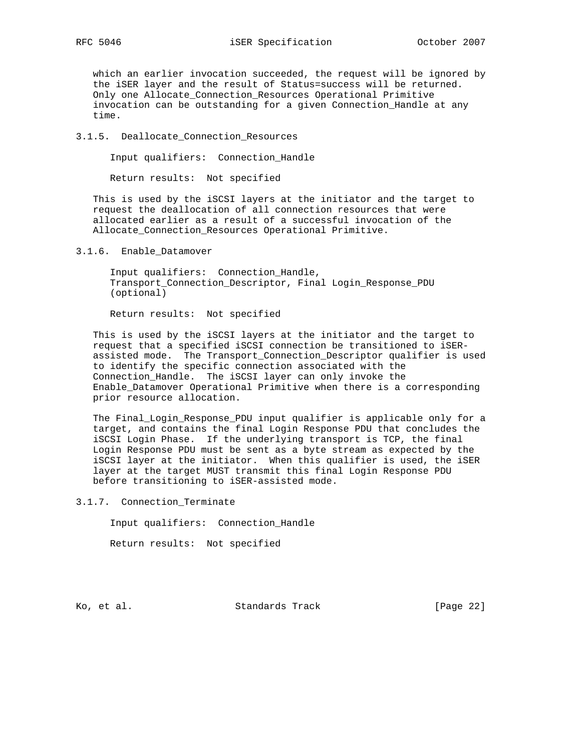which an earlier invocation succeeded, the request will be ignored by the iSER layer and the result of Status=success will be returned. Only one Allocate_Connection_Resources Operational Primitive invocation can be outstanding for a given Connection_Handle at any time.

### 3.1.5. Deallocate_Connection_Resources

Input qualifiers: Connection_Handle

Return results: Not specified

This is used by the iSCSI layers at the initiator and the target to request the deallocation of all connection resources that were allocated earlier as a result of a successful invocation of the Allocate_Connection_Resources Operational Primitive.

### 3.1.6. Enable_Datamover

Input qualifiers: Connection_Handle, Transport_Connection_Descriptor, Final Login_Response_PDU (optional)

Return results: Not specified

This is used by the iSCSI layers at the initiator and the target to request that a specified iSCSI connection be transitioned to iSER-assisted mode. The Transport_Connection_Descriptor qualifier is used to identify the specific connection associated with the Connection_Handle. The iSCSI layer can only invoke the Enable_Datamover Operational Primitive when there is a corresponding prior resource allocation.

The Final_Login_Response_PDU input qualifier is applicable only for a target, and contains the final Login Response PDU that concludes the iSCSI Login Phase. If the underlying transport is TCP, the final Login Response PDU must be sent as a byte stream as expected by the iSCSI layer at the initiator. When this qualifier is used, the iSER layer at the target MUST transmit this final Login Response PDU before transitioning to iSER-assisted mode.

### 3.1.7. Connection_Terminate

Input qualifiers: Connection_Handle

Return results: Not specified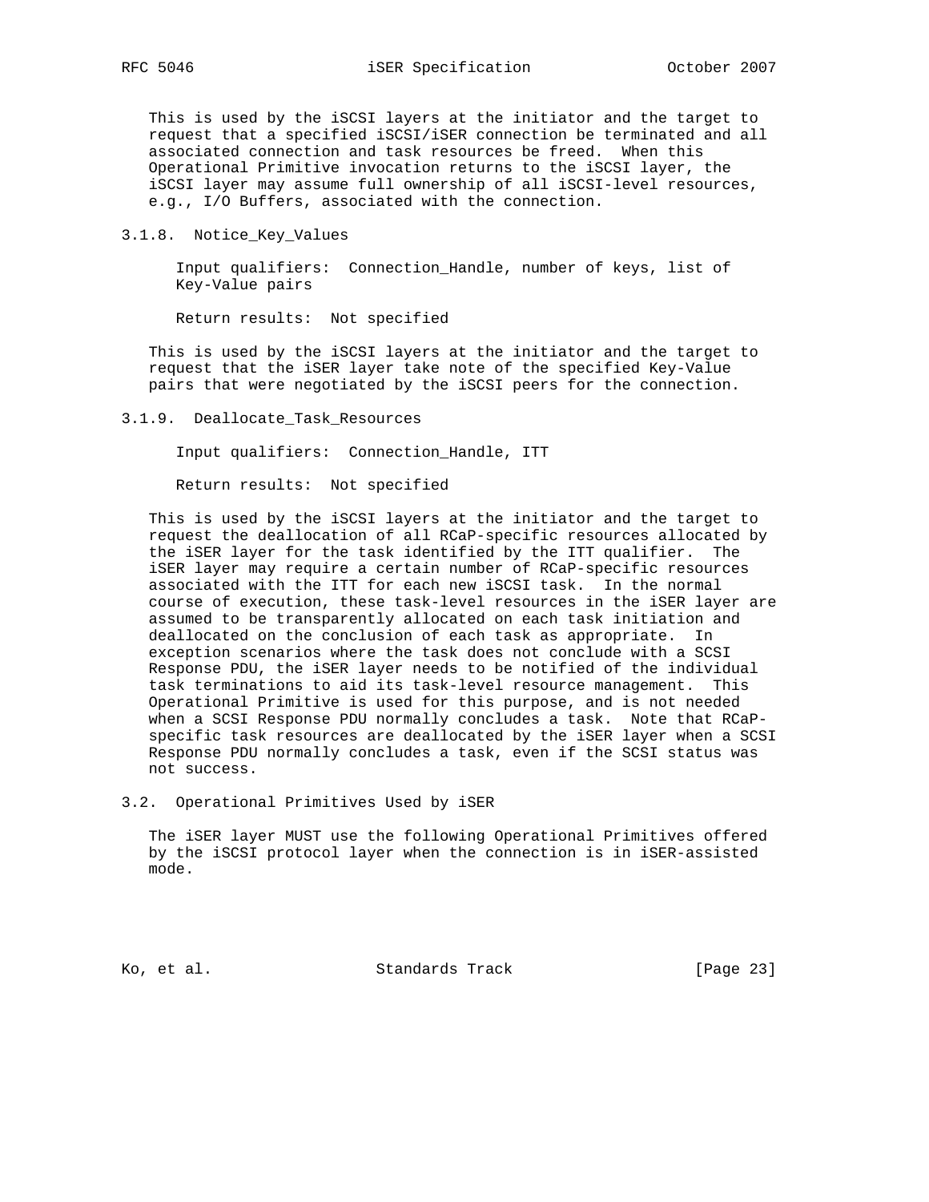This is used by the iSCSI layers at the initiator and the target to request that a specified iSCSI/iSER connection be terminated and all associated connection and task resources be freed. When this Operational Primitive invocation returns to the iSCSI layer, the iSCSI layer may assume full ownership of all iSCSI-level resources, e.g., I/O Buffers, associated with the connection.

### 3.1.8. Notice_Key_Values

Input qualifiers: Connection_Handle, number of keys, list of Key-Value pairs

Return results: Not specified

This is used by the iSCSI layers at the initiator and the target to request that the iSER layer take note of the specified Key-Value pairs that were negotiated by the iSCSI peers for the connection.

### 3.1.9. Deallocate_Task_Resources

Input qualifiers: Connection_Handle, ITT

Return results: Not specified

This is used by the iSCSI layers at the initiator and the target to request the deallocation of all RCaP-specific resources allocated by the iSER layer for the task identified by the ITT qualifier. The iSER layer may require a certain number of RCaP-specific resources associated with the ITT for each new iSCSI task. In the normal course of execution, these task-level resources in the iSER layer are assumed to be transparently allocated on each task initiation and deallocated on the conclusion of each task as appropriate. In exception scenarios where the task does not conclude with a SCSI Response PDU, the iSER layer needs to be notified of the individual task terminations to aid its task-level resource management. This Operational Primitive is used for this purpose, and is not needed when a SCSI Response PDU normally concludes a task. Note that RCaP-specific task resources are deallocated by the iSER layer when a SCSI Response PDU normally concludes a task, even if the SCSI status was not success.

## 3.2. Operational Primitives Used by iSER

The iSER layer MUST use the following Operational Primitives offered by the iSCSI protocol layer when the connection is in iSER-assisted mode.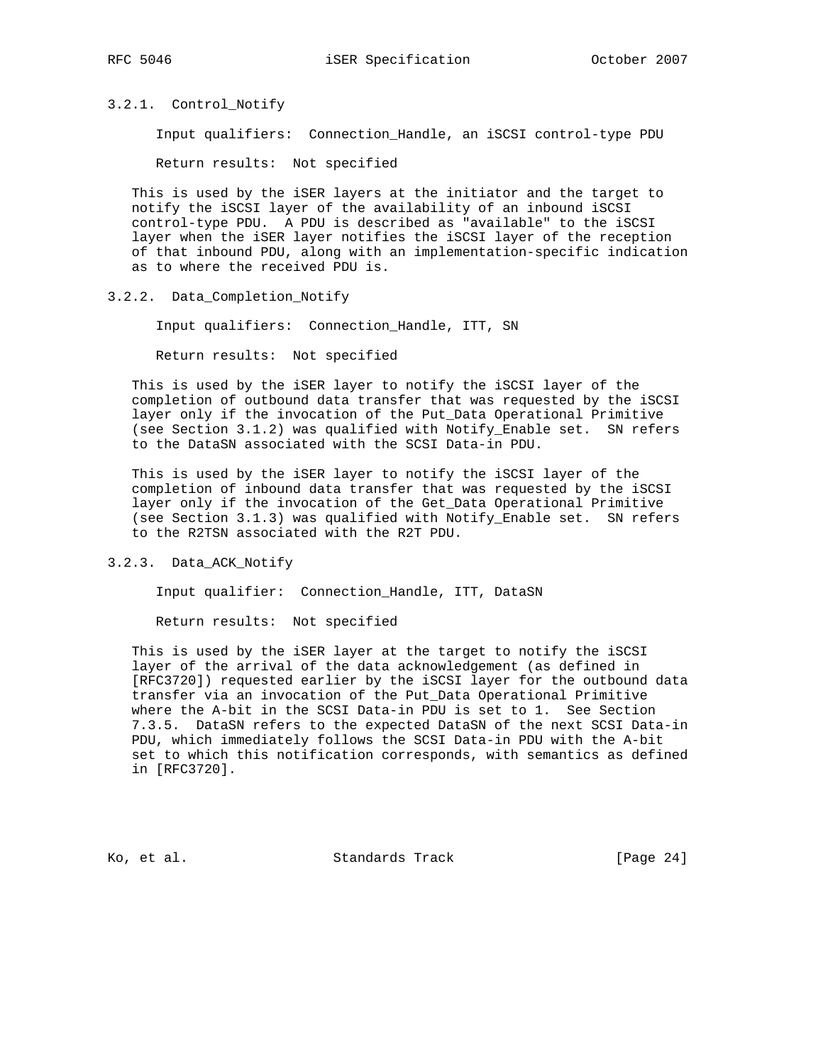### 3.2.1. Control_Notify

Input qualifiers: Connection_Handle, an iSCSI control-type PDU

Return results: Not specified

This is used by the iSER layers at the initiator and the target to notify the iSCSI layer of the availability of an inbound iSCSI control-type PDU. A PDU is described as "available" to the iSCSI layer when the iSER layer notifies the iSCSI layer of the reception of that inbound PDU, along with an implementation-specific indication as to where the received PDU is.

### 3.2.2. Data_Completion_Notify

Input qualifiers: Connection_Handle, ITT, SN

Return results: Not specified

This is used by the iSER layer to notify the iSCSI layer of the completion of outbound data transfer that was requested by the iSCSI layer only if the invocation of the Put_Data Operational Primitive (see Section 3.1.2) was qualified with Notify_Enable set. SN refers to the DataSN associated with the SCSI Data-in PDU.

This is used by the iSER layer to notify the iSCSI layer of the completion of inbound data transfer that was requested by the iSCSI layer only if the invocation of the Get_Data Operational Primitive (see Section 3.1.3) was qualified with Notify_Enable set. SN refers to the R2TSN associated with the R2T PDU.

### 3.2.3. Data_ACK_Notify

Input qualifier: Connection_Handle, ITT, DataSN

Return results: Not specified

This is used by the iSER layer at the target to notify the iSCSI layer of the arrival of the data acknowledgement (as defined in [RFC3720]) requested earlier by the iSCSI layer for the outbound data transfer via an invocation of the Put_Data Operational Primitive where the A-bit in the SCSI Data-in PDU is set to 1. See Section 7.3.5. DataSN refers to the expected DataSN of the next SCSI Data-in PDU, which immediately follows the SCSI Data-in PDU with the A-bit set to which this notification corresponds, with semantics as defined in [RFC3720].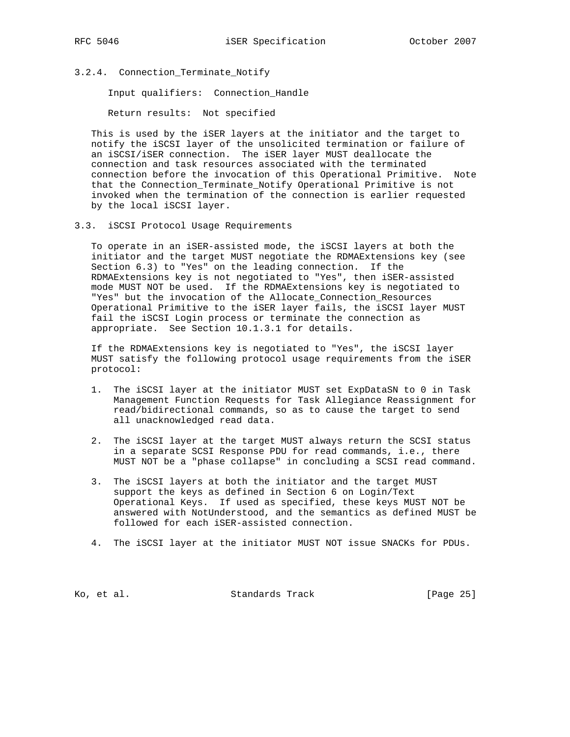### 3.2.4. Connection_Terminate_Notify

Input qualifiers: Connection_Handle

Return results: Not specified

This is used by the iSER layers at the initiator and the target to notify the iSCSI layer of the unsolicited termination or failure of an iSCSI/iSER connection. The iSER layer MUST deallocate the connection and task resources associated with the terminated connection before the invocation of this Operational Primitive. Note that the Connection_Terminate_Notify Operational Primitive is not invoked when the termination of the connection is earlier requested by the local iSCSI layer.

## 3.3. iSCSI Protocol Usage Requirements

To operate in an iSER-assisted mode, the iSCSI layers at both the initiator and the target MUST negotiate the RDMAExtensions key (see Section 6.3) to "Yes" on the leading connection. If the RDMAExtensions key is not negotiated to "Yes", then iSER-assisted mode MUST NOT be used. If the RDMAExtensions key is negotiated to "Yes" but the invocation of the Allocate_Connection_Resources Operational Primitive to the iSER layer fails, the iSCSI layer MUST fail the iSCSI Login process or terminate the connection as appropriate. See Section 10.1.3.1 for details.

If the RDMAExtensions key is negotiated to "Yes", the iSCSI layer MUST satisfy the following protocol usage requirements from the iSER protocol:

1. The iSCSI layer at the initiator MUST set ExpDataSN to 0 in Task Management Function Requests for Task Allegiance Reassignment for read/bidirectional commands, so as to cause the target to send all unacknowledged read data.

2. The iSCSI layer at the target MUST always return the SCSI status in a separate SCSI Response PDU for read commands, i.e., there MUST NOT be a "phase collapse" in concluding a SCSI read command.

3. The iSCSI layers at both the initiator and the target MUST support the keys as defined in Section 6 on Login/Text Operational Keys. If used as specified, these keys MUST NOT be answered with NotUnderstood, and the semantics as defined MUST be followed for each iSER-assisted connection.

4. The iSCSI layer at the initiator MUST NOT issue SNACKs for PDUs.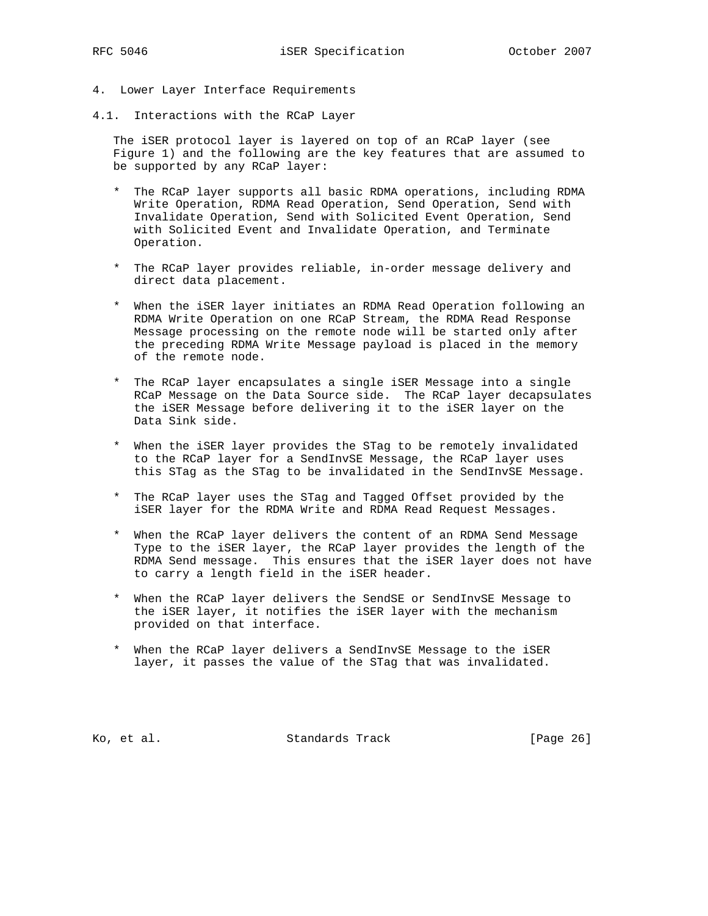# 4. Lower Layer Interface Requirements

## 4.1. Interactions with the RCaP Layer

The iSER protocol layer is layered on top of an RCaP layer (see Figure 1) and the following are the key features that are assumed to be supported by any RCaP layer:

* The RCaP layer supports all basic RDMA operations, including RDMA Write Operation, RDMA Read Operation, Send Operation, Send with Invalidate Operation, Send with Solicited Event Operation, Send with Solicited Event and Invalidate Operation, and Terminate Operation.

* The RCaP layer provides reliable, in-order message delivery and direct data placement.

* When the iSER layer initiates an RDMA Read Operation following an RDMA Write Operation on one RCaP Stream, the RDMA Read Response Message processing on the remote node will be started only after the preceding RDMA Write Message payload is placed in the memory of the remote node.

* The RCaP layer encapsulates a single iSER Message into a single RCaP Message on the Data Source side. The RCaP layer decapsulates the iSER Message before delivering it to the iSER layer on the Data Sink side.

* When the iSER layer provides the STag to be remotely invalidated to the RCaP layer for a SendInvSE Message, the RCaP layer uses this STag as the STag to be invalidated in the SendInvSE Message.

* The RCaP layer uses the STag and Tagged Offset provided by the iSER layer for the RDMA Write and RDMA Read Request Messages.

* When the RCaP layer delivers the content of an RDMA Send Message Type to the iSER layer, the RCaP layer provides the length of the RDMA Send message. This ensures that the iSER layer does not have to carry a length field in the iSER header.

* When the RCaP layer delivers the SendSE or SendInvSE Message to the iSER layer, it notifies the iSER layer with the mechanism provided on that interface.

* When the RCaP layer delivers a SendInvSE Message to the iSER layer, it passes the value of the STag that was invalidated.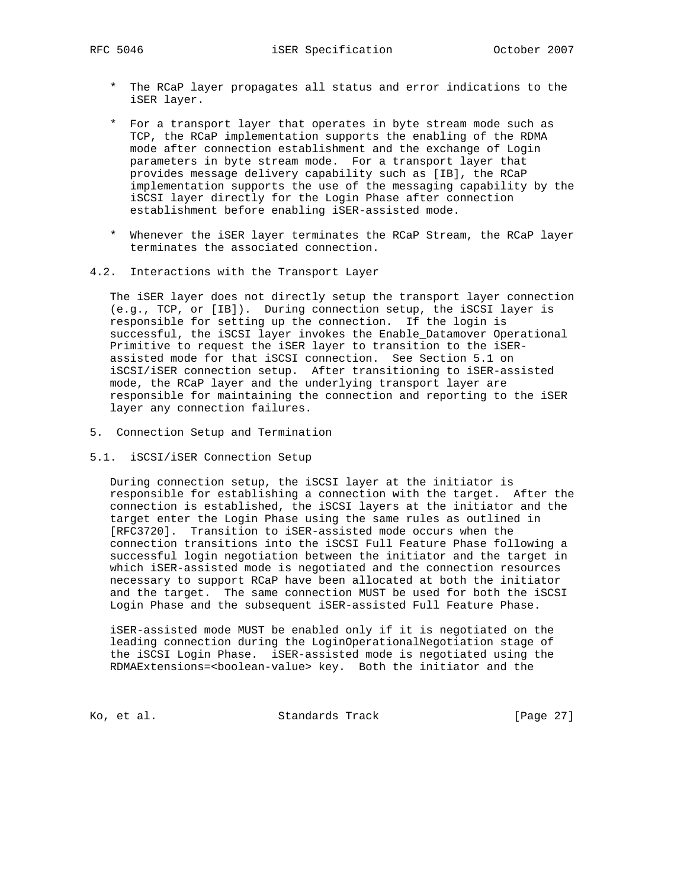* The RCaP layer propagates all status and error indications to the iSER layer.

* For a transport layer that operates in byte stream mode such as TCP, the RCaP implementation supports the enabling of the RDMA mode after connection establishment and the exchange of Login parameters in byte stream mode. For a transport layer that provides message delivery capability such as [IB], the RCaP implementation supports the use of the messaging capability by the iSCSI layer directly for the Login Phase after connection establishment before enabling iSER-assisted mode.

* Whenever the iSER layer terminates the RCaP Stream, the RCaP layer terminates the associated connection.

### 4.2. Interactions with the Transport Layer

The iSER layer does not directly setup the transport layer connection (e.g., TCP, or [IB]). During connection setup, the iSCSI layer is responsible for setting up the connection. If the login is successful, the iSCSI layer invokes the Enable_Datamover Operational Primitive to request the iSER layer to transition to the iSER-assisted mode for that iSCSI connection. See Section 5.1 on iSCSI/iSER connection setup. After transitioning to iSER-assisted mode, the RCaP layer and the underlying transport layer are responsible for maintaining the connection and reporting to the iSER layer any connection failures.

## 5. Connection Setup and Termination

### 5.1. iSCSI/iSER Connection Setup

During connection setup, the iSCSI layer at the initiator is responsible for establishing a connection with the target. After the connection is established, the iSCSI layers at the initiator and the target enter the Login Phase using the same rules as outlined in [RFC3720]. Transition to iSER-assisted mode occurs when the connection transitions into the iSCSI Full Feature Phase following a successful login negotiation between the initiator and the target in which iSER-assisted mode is negotiated and the connection resources necessary to support RCaP have been allocated at both the initiator and the target. The same connection MUST be used for both the iSCSI Login Phase and the subsequent iSER-assisted Full Feature Phase.

iSER-assisted mode MUST be enabled only if it is negotiated on the leading connection during the LoginOperationalNegotiation stage of the iSCSI Login Phase. iSER-assisted mode is negotiated using the RDMAExtensions=<boolean-value> key. Both the initiator and the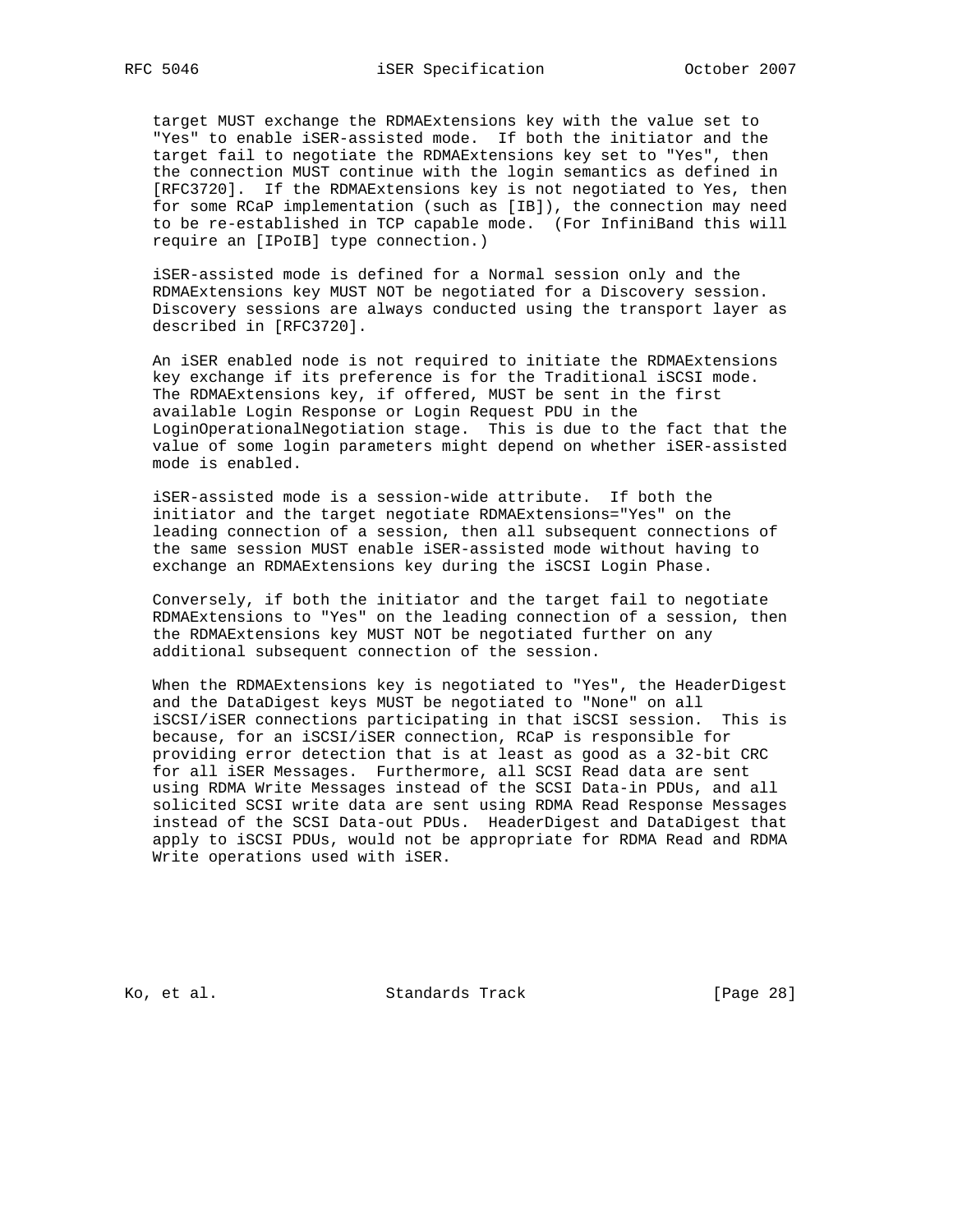target MUST exchange the RDMAExtensions key with the value set to "Yes" to enable iSER-assisted mode. If both the initiator and the target fail to negotiate the RDMAExtensions key set to "Yes", then the connection MUST continue with the login semantics as defined in [RFC3720]. If the RDMAExtensions key is not negotiated to Yes, then for some RCaP implementation (such as [IB]), the connection may need to be re-established in TCP capable mode. (For InfiniBand this will require an [IPoIB] type connection.)

iSER-assisted mode is defined for a Normal session only and the RDMAExtensions key MUST NOT be negotiated for a Discovery session. Discovery sessions are always conducted using the transport layer as described in [RFC3720].

An iSER enabled node is not required to initiate the RDMAExtensions key exchange if its preference is for the Traditional iSCSI mode. The RDMAExtensions key, if offered, MUST be sent in the first available Login Response or Login Request PDU in the LoginOperationalNegotiation stage. This is due to the fact that the value of some login parameters might depend on whether iSER-assisted mode is enabled.

iSER-assisted mode is a session-wide attribute. If both the initiator and the target negotiate RDMAExtensions="Yes" on the leading connection of a session, then all subsequent connections of the same session MUST enable iSER-assisted mode without having to exchange an RDMAExtensions key during the iSCSI Login Phase.

Conversely, if both the initiator and the target fail to negotiate RDMAExtensions to "Yes" on the leading connection of a session, then the RDMAExtensions key MUST NOT be negotiated further on any additional subsequent connection of the session.

When the RDMAExtensions key is negotiated to "Yes", the HeaderDigest and the DataDigest keys MUST be negotiated to "None" on all iSCSI/iSER connections participating in that iSCSI session. This is because, for an iSCSI/iSER connection, RCaP is responsible for providing error detection that is at least as good as a 32-bit CRC for all iSER Messages. Furthermore, all SCSI Read data are sent using RDMA Write Messages instead of the SCSI Data-in PDUs, and all solicited SCSI write data are sent using RDMA Read Response Messages instead of the SCSI Data-out PDUs. HeaderDigest and DataDigest that apply to iSCSI PDUs, would not be appropriate for RDMA Read and RDMA Write operations used with iSER.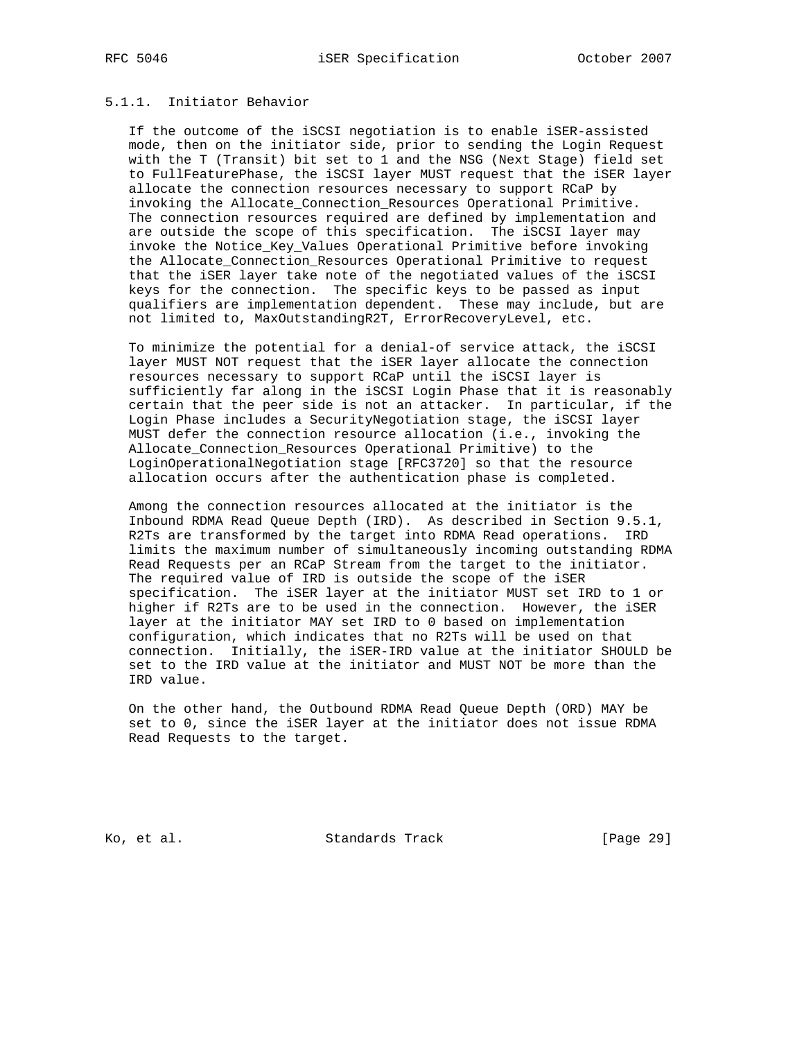### 5.1.1. Initiator Behavior

If the outcome of the iSCSI negotiation is to enable iSER-assisted mode, then on the initiator side, prior to sending the Login Request with the T (Transit) bit set to 1 and the NSG (Next Stage) field set to FullFeaturePhase, the iSCSI layer MUST request that the iSER layer allocate the connection resources necessary to support RCaP by invoking the Allocate_Connection_Resources Operational Primitive. The connection resources required are defined by implementation and are outside the scope of this specification. The iSCSI layer may invoke the Notice_Key_Values Operational Primitive before invoking the Allocate_Connection_Resources Operational Primitive to request that the iSER layer take note of the negotiated values of the iSCSI keys for the connection. The specific keys to be passed as input qualifiers are implementation dependent. These may include, but are not limited to, MaxOutstandingR2T, ErrorRecoveryLevel, etc.

To minimize the potential for a denial-of service attack, the iSCSI layer MUST NOT request that the iSER layer allocate the connection resources necessary to support RCaP until the iSCSI layer is sufficiently far along in the iSCSI Login Phase that it is reasonably certain that the peer side is not an attacker. In particular, if the Login Phase includes a SecurityNegotiation stage, the iSCSI layer MUST defer the connection resource allocation (i.e., invoking the Allocate_Connection_Resources Operational Primitive) to the LoginOperationalNegotiation stage [RFC3720] so that the resource allocation occurs after the authentication phase is completed.

Among the connection resources allocated at the initiator is the Inbound RDMA Read Queue Depth (IRD). As described in Section 9.5.1, R2Ts are transformed by the target into RDMA Read operations. IRD limits the maximum number of simultaneously incoming outstanding RDMA Read Requests per an RCaP Stream from the target to the initiator. The required value of IRD is outside the scope of the iSER specification. The iSER layer at the initiator MUST set IRD to 1 or higher if R2Ts are to be used in the connection. However, the iSER layer at the initiator MAY set IRD to 0 based on implementation configuration, which indicates that no R2Ts will be used on that connection. Initially, the iSER-IRD value at the initiator SHOULD be set to the IRD value at the initiator and MUST NOT be more than the IRD value.

On the other hand, the Outbound RDMA Read Queue Depth (ORD) MAY be set to 0, since the iSER layer at the initiator does not issue RDMA Read Requests to the target.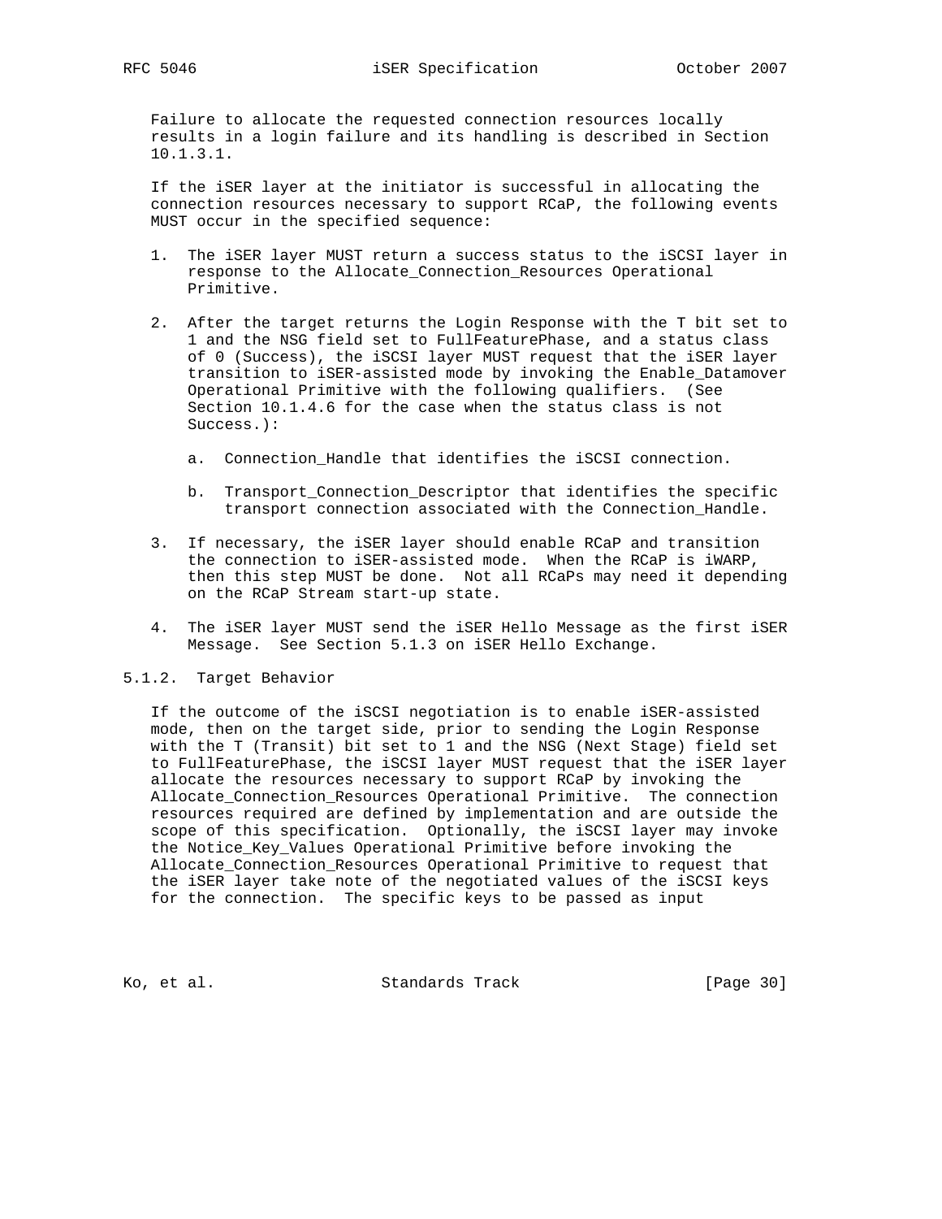Failure to allocate the requested connection resources locally results in a login failure and its handling is described in Section 10.1.3.1.

If the iSER layer at the initiator is successful in allocating the connection resources necessary to support RCaP, the following events MUST occur in the specified sequence:

1. The iSER layer MUST return a success status to the iSCSI layer in response to the Allocate_Connection_Resources Operational Primitive.

2. After the target returns the Login Response with the T bit set to 1 and the NSG field set to FullFeaturePhase, and a status class of 0 (Success), the iSCSI layer MUST request that the iSER layer transition to iSER-assisted mode by invoking the Enable_Datamover Operational Primitive with the following qualifiers. (See Section 10.1.4.6 for the case when the status class is not Success.):

   a. Connection_Handle that identifies the iSCSI connection.

   b. Transport_Connection_Descriptor that identifies the specific transport connection associated with the Connection_Handle.

3. If necessary, the iSER layer should enable RCaP and transition the connection to iSER-assisted mode. When the RCaP is iWARP, then this step MUST be done. Not all RCaPs may need it depending on the RCaP Stream start-up state.

4. The iSER layer MUST send the iSER Hello Message as the first iSER Message. See Section 5.1.3 on iSER Hello Exchange.

### 5.1.2. Target Behavior

If the outcome of the iSCSI negotiation is to enable iSER-assisted mode, then on the target side, prior to sending the Login Response with the T (Transit) bit set to 1 and the NSG (Next Stage) field set to FullFeaturePhase, the iSCSI layer MUST request that the iSER layer allocate the resources necessary to support RCaP by invoking the Allocate_Connection_Resources Operational Primitive. The connection resources required are defined by implementation and are outside the scope of this specification. Optionally, the iSCSI layer may invoke the Notice_Key_Values Operational Primitive before invoking the Allocate_Connection_Resources Operational Primitive to request that the iSER layer take note of the negotiated values of the iSCSI keys for the connection. The specific keys to be passed as input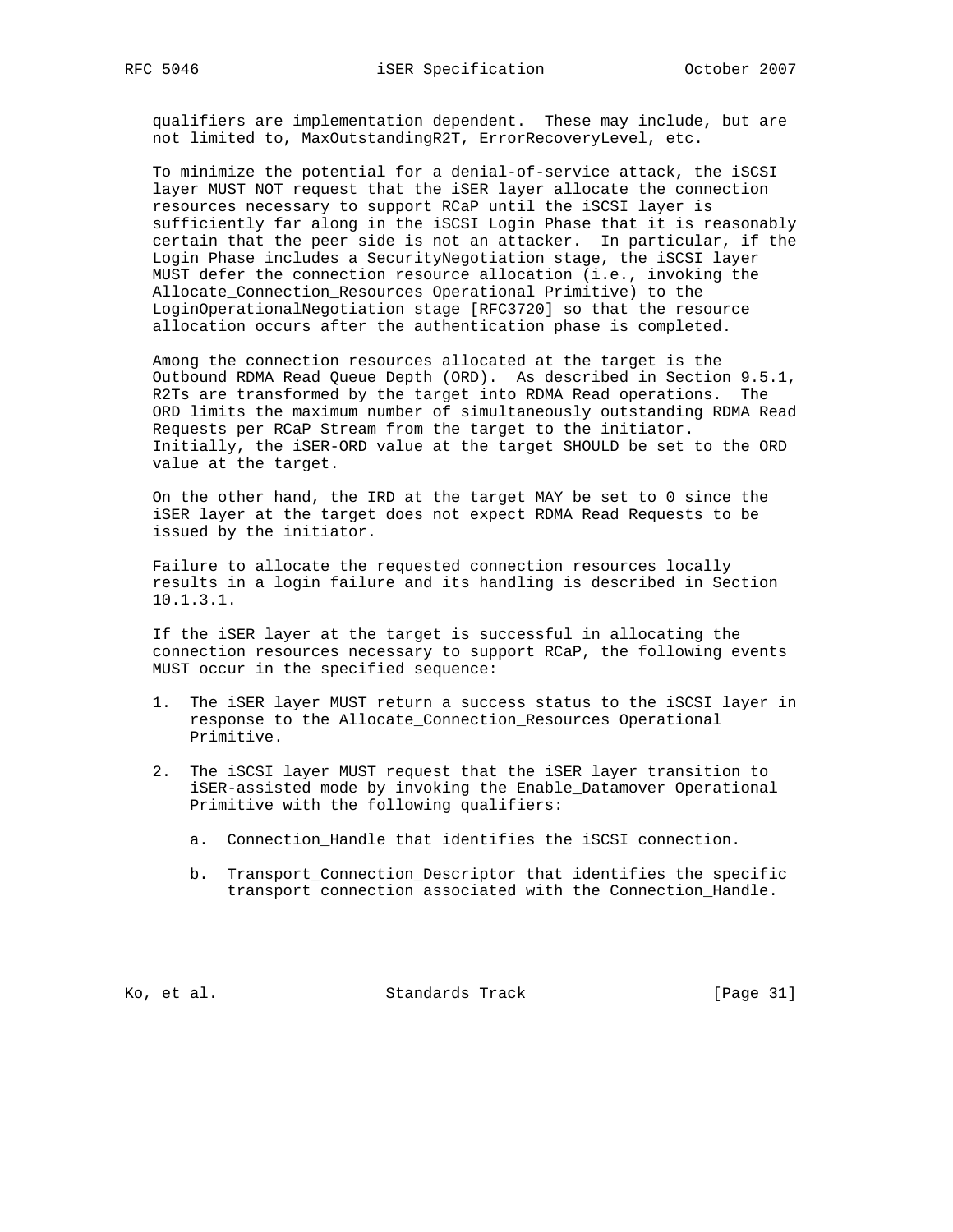qualifiers are implementation dependent. These may include, but are not limited to, MaxOutstandingR2T, ErrorRecoveryLevel, etc.

To minimize the potential for a denial-of-service attack, the iSCSI layer MUST NOT request that the iSER layer allocate the connection resources necessary to support RCaP until the iSCSI layer is sufficiently far along in the iSCSI Login Phase that it is reasonably certain that the peer side is not an attacker. In particular, if the Login Phase includes a SecurityNegotiation stage, the iSCSI layer MUST defer the connection resource allocation (i.e., invoking the Allocate_Connection_Resources Operational Primitive) to the LoginOperationalNegotiation stage [RFC3720] so that the resource allocation occurs after the authentication phase is completed.

Among the connection resources allocated at the target is the Outbound RDMA Read Queue Depth (ORD). As described in Section 9.5.1, R2Ts are transformed by the target into RDMA Read operations. The ORD limits the maximum number of simultaneously outstanding RDMA Read Requests per RCaP Stream from the target to the initiator. Initially, the iSER-ORD value at the target SHOULD be set to the ORD value at the target.

On the other hand, the IRD at the target MAY be set to 0 since the iSER layer at the target does not expect RDMA Read Requests to be issued by the initiator.

Failure to allocate the requested connection resources locally results in a login failure and its handling is described in Section 10.1.3.1.

If the iSER layer at the target is successful in allocating the connection resources necessary to support RCaP, the following events MUST occur in the specified sequence:

1. The iSER layer MUST return a success status to the iSCSI layer in response to the Allocate_Connection_Resources Operational Primitive.

2. The iSCSI layer MUST request that the iSER layer transition to iSER-assisted mode by invoking the Enable_Datamover Operational Primitive with the following qualifiers:

   a. Connection_Handle that identifies the iSCSI connection.

   b. Transport_Connection_Descriptor that identifies the specific transport connection associated with the Connection_Handle.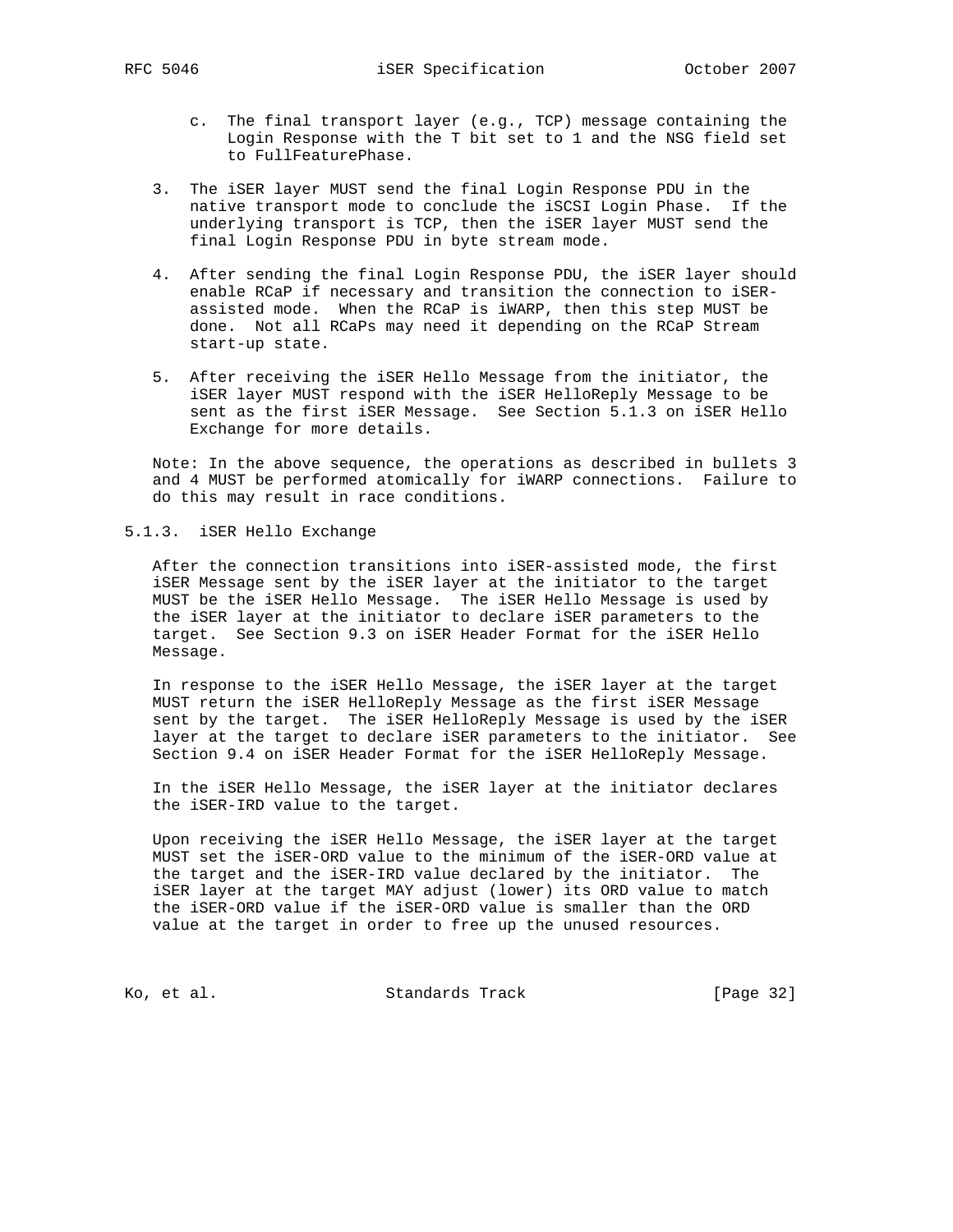c. The final transport layer (e.g., TCP) message containing the Login Response with the T bit set to 1 and the NSG field set to FullFeaturePhase.

3. The iSER layer MUST send the final Login Response PDU in the native transport mode to conclude the iSCSI Login Phase. If the underlying transport is TCP, then the iSER layer MUST send the final Login Response PDU in byte stream mode.

4. After sending the final Login Response PDU, the iSER layer should enable RCaP if necessary and transition the connection to iSER-assisted mode. When the RCaP is iWARP, then this step MUST be done. Not all RCaPs may need it depending on the RCaP Stream start-up state.

5. After receiving the iSER Hello Message from the initiator, the iSER layer MUST respond with the iSER HelloReply Message to be sent as the first iSER Message. See Section 5.1.3 on iSER Hello Exchange for more details.

Note: In the above sequence, the operations as described in bullets 3 and 4 MUST be performed atomically for iWARP connections. Failure to do this may result in race conditions.

### 5.1.3. iSER Hello Exchange

After the connection transitions into iSER-assisted mode, the first iSER Message sent by the iSER layer at the initiator to the target MUST be the iSER Hello Message. The iSER Hello Message is used by the iSER layer at the initiator to declare iSER parameters to the target. See Section 9.3 on iSER Header Format for the iSER Hello Message.

In response to the iSER Hello Message, the iSER layer at the target MUST return the iSER HelloReply Message as the first iSER Message sent by the target. The iSER HelloReply Message is used by the iSER layer at the target to declare iSER parameters to the initiator. See Section 9.4 on iSER Header Format for the iSER HelloReply Message.

In the iSER Hello Message, the iSER layer at the initiator declares the iSER-IRD value to the target.

Upon receiving the iSER Hello Message, the iSER layer at the target MUST set the iSER-ORD value to the minimum of the iSER-ORD value at the target and the iSER-IRD value declared by the initiator. The iSER layer at the target MAY adjust (lower) its ORD value to match the iSER-ORD value if the iSER-ORD value is smaller than the ORD value at the target in order to free up the unused resources.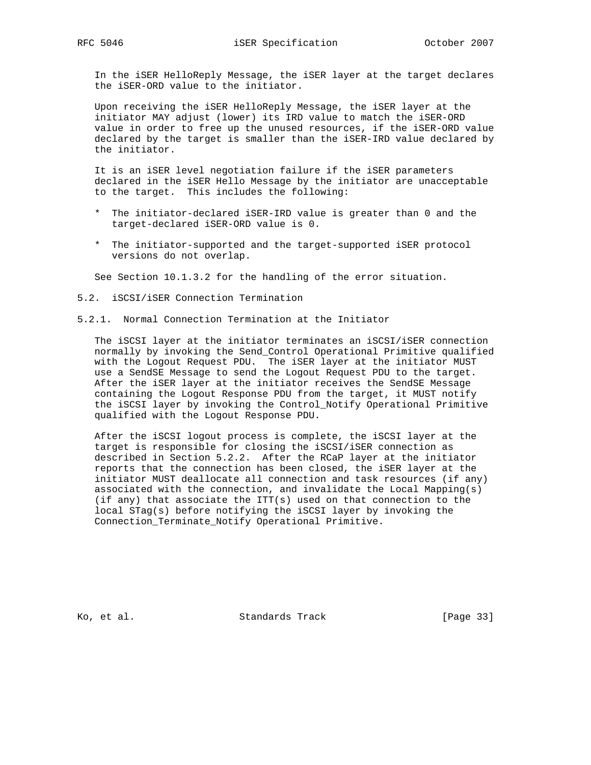In the iSER HelloReply Message, the iSER layer at the target declares the iSER-ORD value to the initiator.

Upon receiving the iSER HelloReply Message, the iSER layer at the initiator MAY adjust (lower) its IRD value to match the iSER-ORD value in order to free up the unused resources, if the iSER-ORD value declared by the target is smaller than the iSER-IRD value declared by the initiator.

It is an iSER level negotiation failure if the iSER parameters declared in the iSER Hello Message by the initiator are unacceptable to the target. This includes the following:

* The initiator-declared iSER-IRD value is greater than 0 and the target-declared iSER-ORD value is 0.

* The initiator-supported and the target-supported iSER protocol versions do not overlap.

See Section 10.1.3.2 for the handling of the error situation.

## 5.2. iSCSI/iSER Connection Termination

### 5.2.1. Normal Connection Termination at the Initiator

The iSCSI layer at the initiator terminates an iSCSI/iSER connection normally by invoking the Send_Control Operational Primitive qualified with the Logout Request PDU. The iSER layer at the initiator MUST use a SendSE Message to send the Logout Request PDU to the target. After the iSER layer at the initiator receives the SendSE Message containing the Logout Response PDU from the target, it MUST notify the iSCSI layer by invoking the Control_Notify Operational Primitive qualified with the Logout Response PDU.

After the iSCSI logout process is complete, the iSCSI layer at the target is responsible for closing the iSCSI/iSER connection as described in Section 5.2.2. After the RCaP layer at the initiator reports that the connection has been closed, the iSER layer at the initiator MUST deallocate all connection and task resources (if any) associated with the connection, and invalidate the Local Mapping(s) (if any) that associate the ITT(s) used on that connection to the local STag(s) before notifying the iSCSI layer by invoking the Connection_Terminate_Notify Operational Primitive.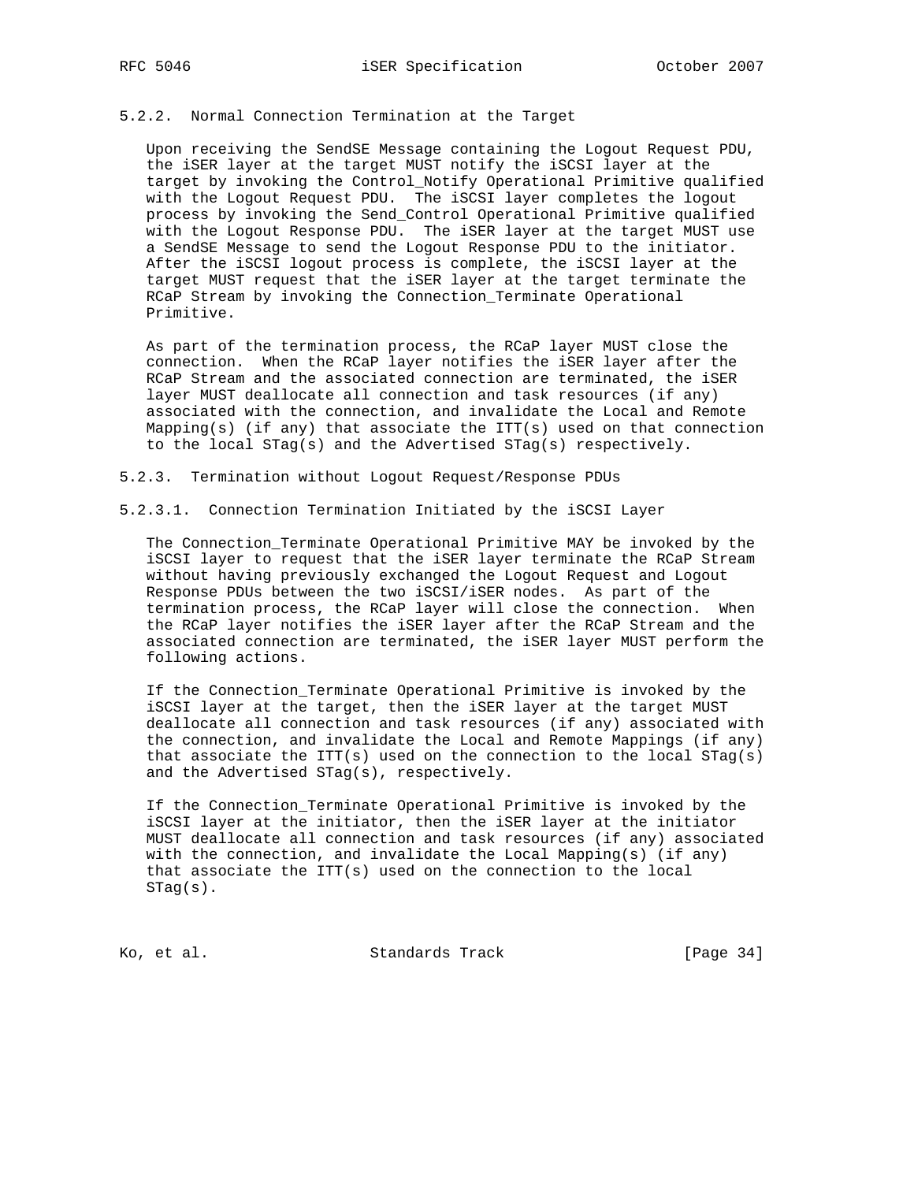### 5.2.2. Normal Connection Termination at the Target

Upon receiving the SendSE Message containing the Logout Request PDU, the iSER layer at the target MUST notify the iSCSI layer at the target by invoking the Control_Notify Operational Primitive qualified with the Logout Request PDU. The iSCSI layer completes the logout process by invoking the Send_Control Operational Primitive qualified with the Logout Response PDU. The iSER layer at the target MUST use a SendSE Message to send the Logout Response PDU to the initiator. After the iSCSI logout process is complete, the iSCSI layer at the target MUST request that the iSER layer at the target terminate the RCaP Stream by invoking the Connection_Terminate Operational Primitive.

As part of the termination process, the RCaP layer MUST close the connection. When the RCaP layer notifies the iSER layer after the RCaP Stream and the associated connection are terminated, the iSER layer MUST deallocate all connection and task resources (if any) associated with the connection, and invalidate the Local and Remote Mapping(s) (if any) that associate the ITT(s) used on that connection to the local STag(s) and the Advertised STag(s) respectively.

### 5.2.3. Termination without Logout Request/Response PDUs

#### 5.2.3.1. Connection Termination Initiated by the iSCSI Layer

The Connection_Terminate Operational Primitive MAY be invoked by the iSCSI layer to request that the iSER layer terminate the RCaP Stream without having previously exchanged the Logout Request and Logout Response PDUs between the two iSCSI/iSER nodes. As part of the termination process, the RCaP layer will close the connection. When the RCaP layer notifies the iSER layer after the RCaP Stream and the associated connection are terminated, the iSER layer MUST perform the following actions.

If the Connection_Terminate Operational Primitive is invoked by the iSCSI layer at the target, then the iSER layer at the target MUST deallocate all connection and task resources (if any) associated with the connection, and invalidate the Local and Remote Mappings (if any) that associate the ITT(s) used on the connection to the local STag(s) and the Advertised STag(s), respectively.

If the Connection_Terminate Operational Primitive is invoked by the iSCSI layer at the initiator, then the iSER layer at the initiator MUST deallocate all connection and task resources (if any) associated with the connection, and invalidate the Local Mapping(s) (if any) that associate the ITT(s) used on the connection to the local STag(s).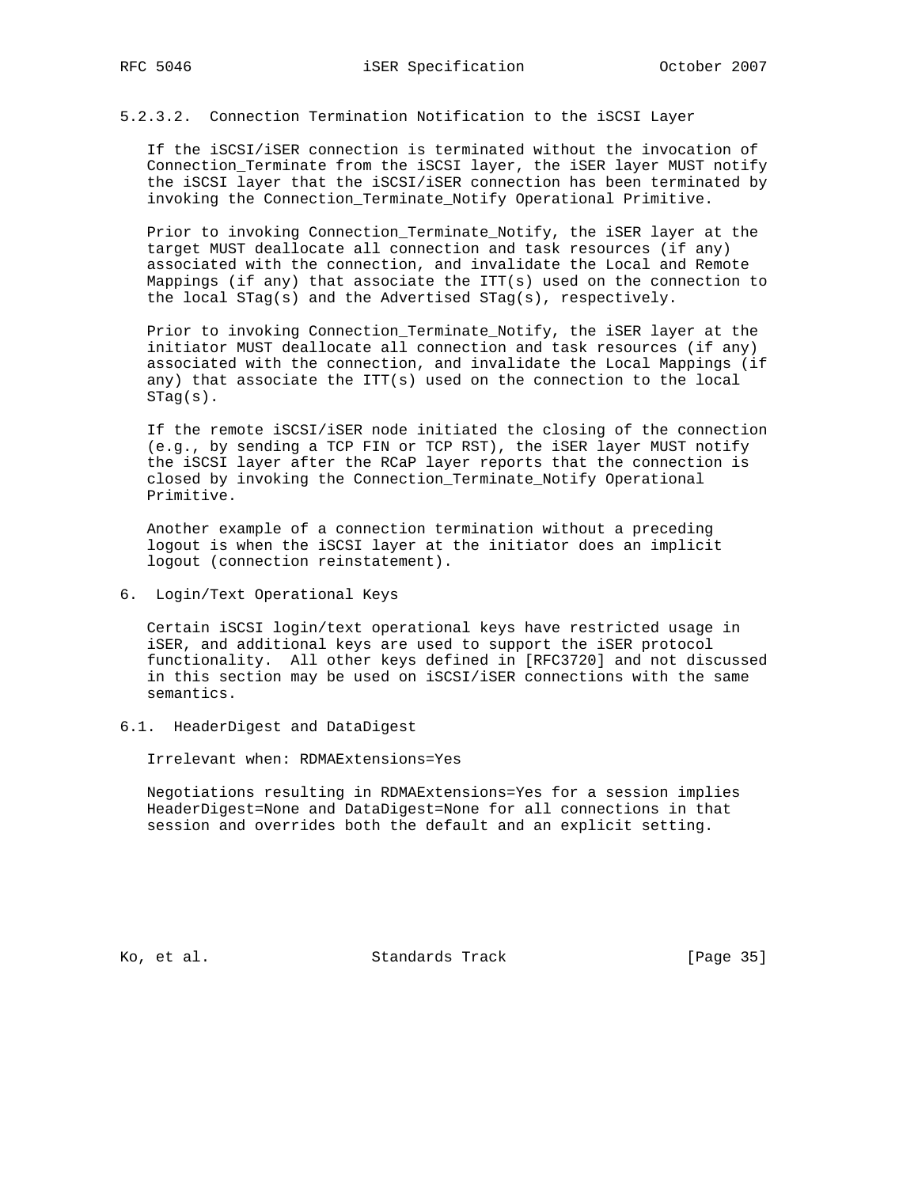#### 5.2.3.2. Connection Termination Notification to the iSCSI Layer

If the iSCSI/iSER connection is terminated without the invocation of Connection_Terminate from the iSCSI layer, the iSER layer MUST notify the iSCSI layer that the iSCSI/iSER connection has been terminated by invoking the Connection_Terminate_Notify Operational Primitive.

Prior to invoking Connection_Terminate_Notify, the iSER layer at the target MUST deallocate all connection and task resources (if any) associated with the connection, and invalidate the Local and Remote Mappings (if any) that associate the ITT(s) used on the connection to the local STag(s) and the Advertised STag(s), respectively.

Prior to invoking Connection_Terminate_Notify, the iSER layer at the initiator MUST deallocate all connection and task resources (if any) associated with the connection, and invalidate the Local Mappings (if any) that associate the ITT(s) used on the connection to the local STag(s).

If the remote iSCSI/iSER node initiated the closing of the connection (e.g., by sending a TCP FIN or TCP RST), the iSER layer MUST notify the iSCSI layer after the RCaP layer reports that the connection is closed by invoking the Connection_Terminate_Notify Operational Primitive.

Another example of a connection termination without a preceding logout is when the iSCSI layer at the initiator does an implicit logout (connection reinstatement).

## 6. Login/Text Operational Keys

Certain iSCSI login/text operational keys have restricted usage in iSER, and additional keys are used to support the iSER protocol functionality. All other keys defined in [RFC3720] and not discussed in this section may be used on iSCSI/iSER connections with the same semantics.

### 6.1. HeaderDigest and DataDigest

Irrelevant when: RDMAExtensions=Yes

Negotiations resulting in RDMAExtensions=Yes for a session implies HeaderDigest=None and DataDigest=None for all connections in that session and overrides both the default and an explicit setting.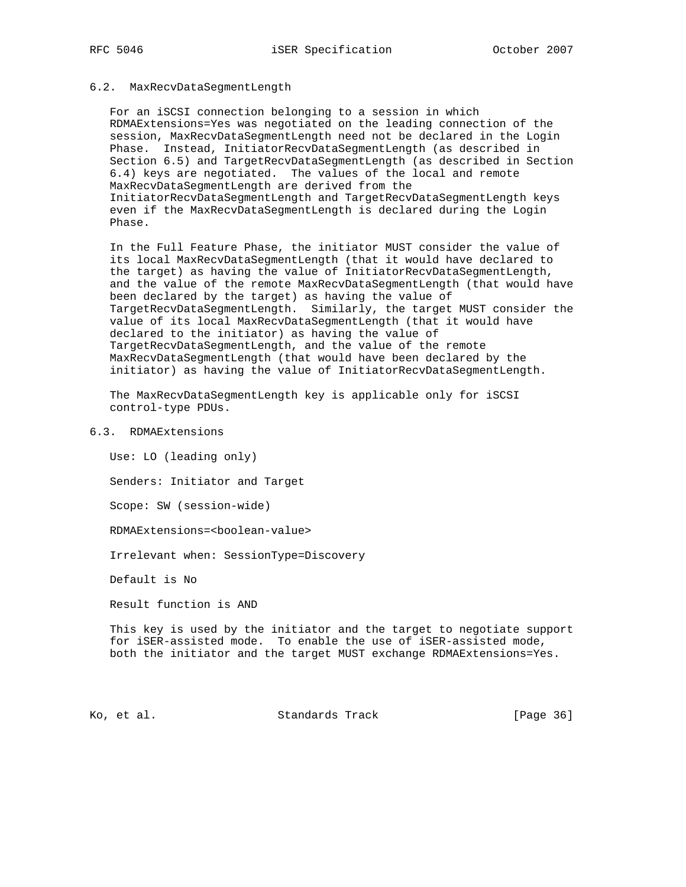### 6.2. MaxRecvDataSegmentLength

For an iSCSI connection belonging to a session in which RDMAExtensions=Yes was negotiated on the leading connection of the session, MaxRecvDataSegmentLength need not be declared in the Login Phase. Instead, InitiatorRecvDataSegmentLength (as described in Section 6.5) and TargetRecvDataSegmentLength (as described in Section 6.4) keys are negotiated. The values of the local and remote MaxRecvDataSegmentLength are derived from the InitiatorRecvDataSegmentLength and TargetRecvDataSegmentLength keys even if the MaxRecvDataSegmentLength is declared during the Login Phase.

In the Full Feature Phase, the initiator MUST consider the value of its local MaxRecvDataSegmentLength (that it would have declared to the target) as having the value of InitiatorRecvDataSegmentLength, and the value of the remote MaxRecvDataSegmentLength (that would have been declared by the target) as having the value of TargetRecvDataSegmentLength. Similarly, the target MUST consider the value of its local MaxRecvDataSegmentLength (that it would have declared to the initiator) as having the value of TargetRecvDataSegmentLength, and the value of the remote MaxRecvDataSegmentLength (that would have been declared by the initiator) as having the value of InitiatorRecvDataSegmentLength.

The MaxRecvDataSegmentLength key is applicable only for iSCSI control-type PDUs.

### 6.3. RDMAExtensions

Use: LO (leading only)

Senders: Initiator and Target

Scope: SW (session-wide)

RDMAExtensions=<boolean-value>

Irrelevant when: SessionType=Discovery

Default is No

Result function is AND

This key is used by the initiator and the target to negotiate support for iSER-assisted mode. To enable the use of iSER-assisted mode, both the initiator and the target MUST exchange RDMAExtensions=Yes.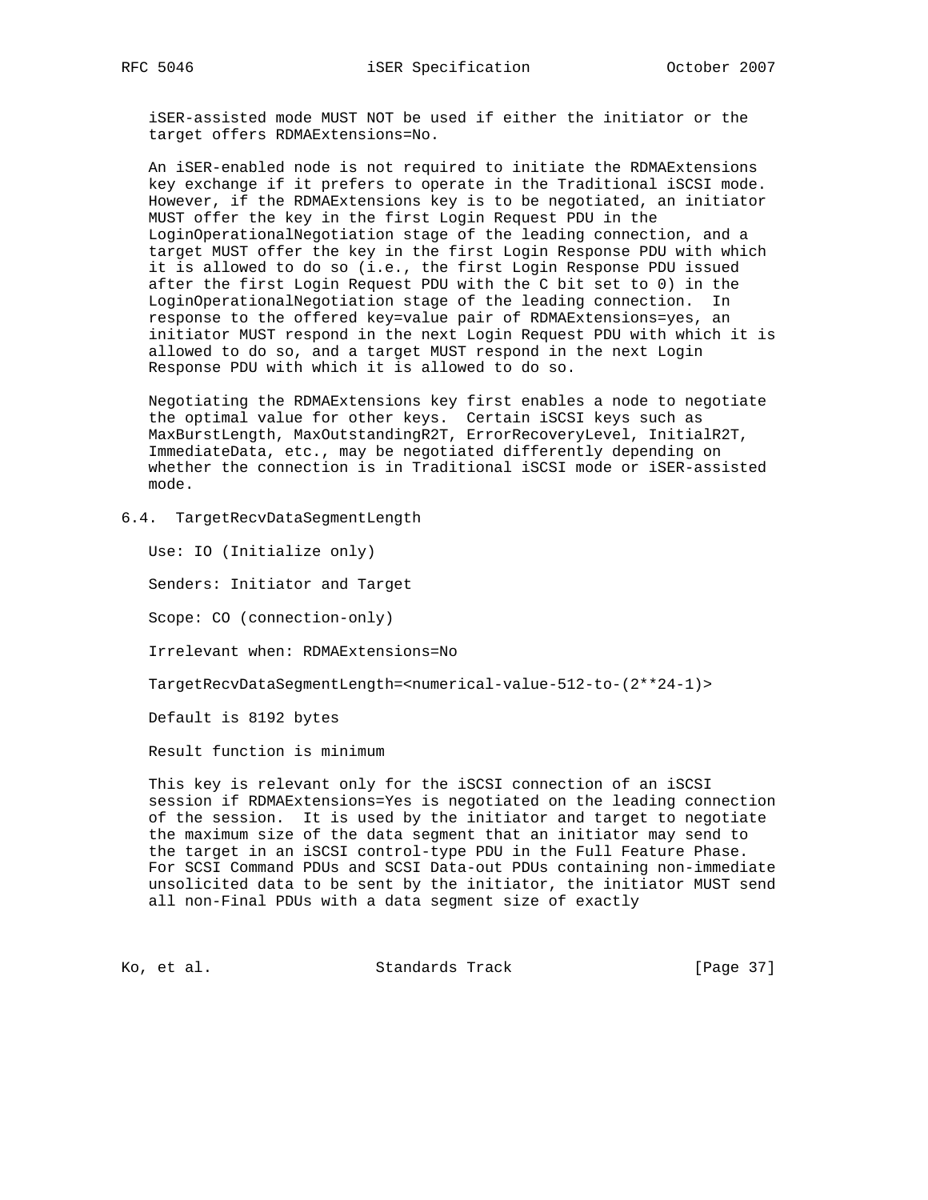iSER-assisted mode MUST NOT be used if either the initiator or the target offers RDMAExtensions=No.

An iSER-enabled node is not required to initiate the RDMAExtensions key exchange if it prefers to operate in the Traditional iSCSI mode. However, if the RDMAExtensions key is to be negotiated, an initiator MUST offer the key in the first Login Request PDU in the LoginOperationalNegotiation stage of the leading connection, and a target MUST offer the key in the first Login Response PDU with which it is allowed to do so (i.e., the first Login Response PDU issued after the first Login Request PDU with the C bit set to 0) in the LoginOperationalNegotiation stage of the leading connection. In response to the offered key=value pair of RDMAExtensions=yes, an initiator MUST respond in the next Login Request PDU with which it is allowed to do so, and a target MUST respond in the next Login Response PDU with which it is allowed to do so.

Negotiating the RDMAExtensions key first enables a node to negotiate the optimal value for other keys. Certain iSCSI keys such as MaxBurstLength, MaxOutstandingR2T, ErrorRecoveryLevel, InitialR2T, ImmediateData, etc., may be negotiated differently depending on whether the connection is in Traditional iSCSI mode or iSER-assisted mode.

## 6.4. TargetRecvDataSegmentLength

Use: IO (Initialize only)

Senders: Initiator and Target

Scope: CO (connection-only)

Irrelevant when: RDMAExtensions=No

TargetRecvDataSegmentLength=<numerical-value-512-to-(2**24-1)>

Default is 8192 bytes

Result function is minimum

This key is relevant only for the iSCSI connection of an iSCSI session if RDMAExtensions=Yes is negotiated on the leading connection of the session. It is used by the initiator and target to negotiate the maximum size of the data segment that an initiator may send to the target in an iSCSI control-type PDU in the Full Feature Phase. For SCSI Command PDUs and SCSI Data-out PDUs containing non-immediate unsolicited data to be sent by the initiator, the initiator MUST send all non-Final PDUs with a data segment size of exactly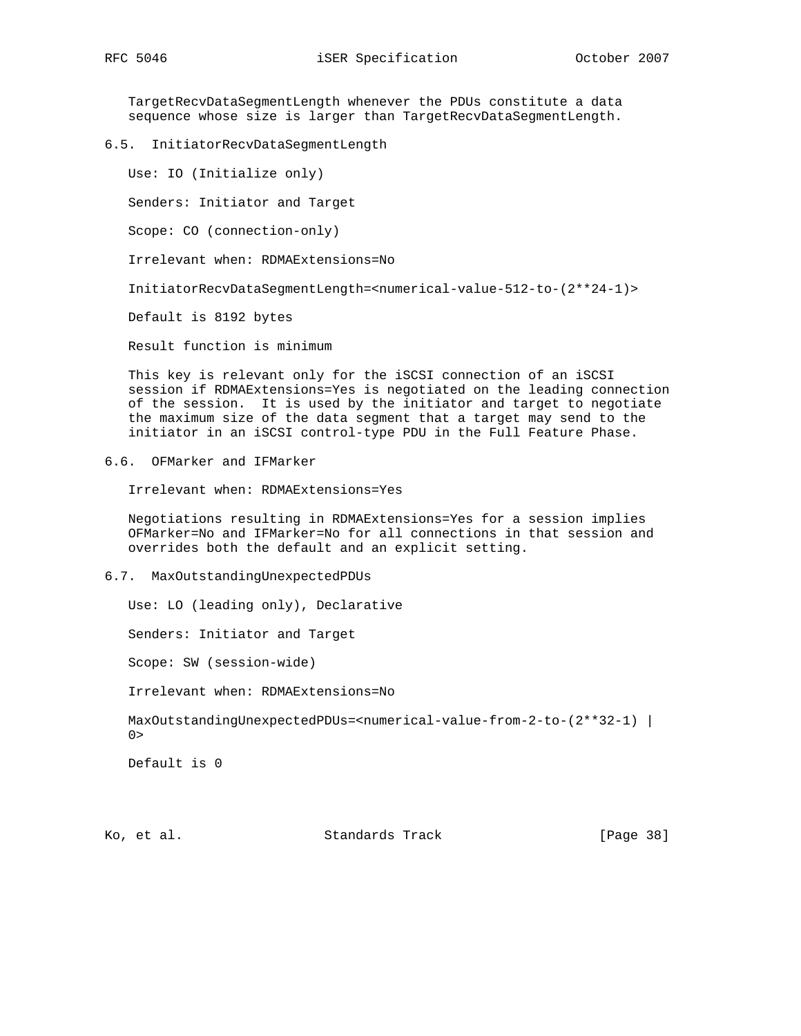TargetRecvDataSegmentLength whenever the PDUs constitute a data sequence whose size is larger than TargetRecvDataSegmentLength.

### 6.5. InitiatorRecvDataSegmentLength

Use: IO (Initialize only)

Senders: Initiator and Target

Scope: CO (connection-only)

Irrelevant when: RDMAExtensions=No

InitiatorRecvDataSegmentLength=<numerical-value-512-to-(2**24-1)>

Default is 8192 bytes

Result function is minimum

This key is relevant only for the iSCSI connection of an iSCSI session if RDMAExtensions=Yes is negotiated on the leading connection of the session. It is used by the initiator and target to negotiate the maximum size of the data segment that a target may send to the initiator in an iSCSI control-type PDU in the Full Feature Phase.

### 6.6. OFMarker and IFMarker

Irrelevant when: RDMAExtensions=Yes

Negotiations resulting in RDMAExtensions=Yes for a session implies OFMarker=No and IFMarker=No for all connections in that session and overrides both the default and an explicit setting.

### 6.7. MaxOutstandingUnexpectedPDUs

Use: LO (leading only), Declarative

Senders: Initiator and Target

Scope: SW (session-wide)

Irrelevant when: RDMAExtensions=No

MaxOutstandingUnexpectedPDUs=<numerical-value-from-2-to-(2**32-1) | 0>

Default is 0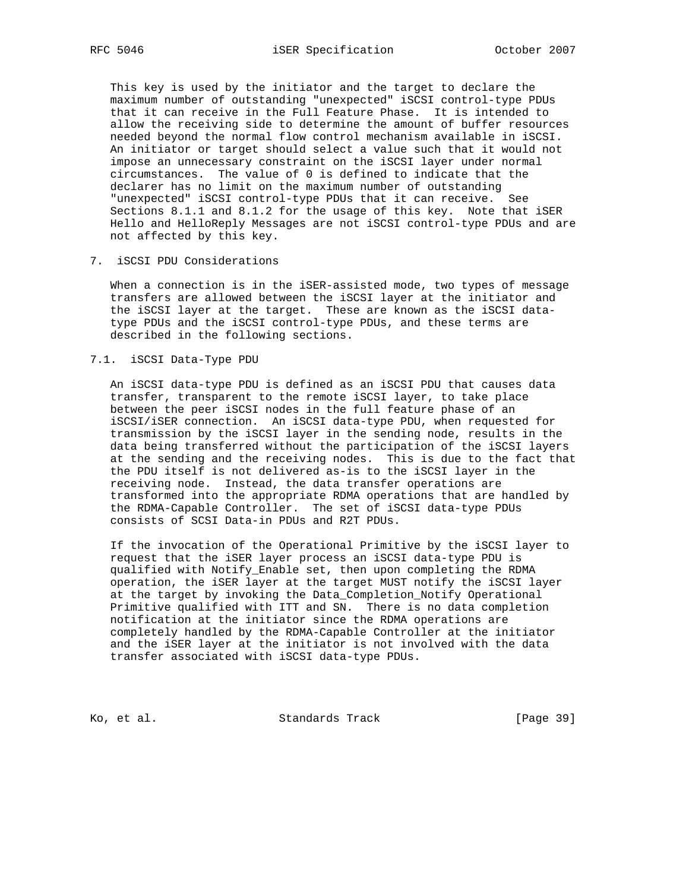This key is used by the initiator and the target to declare the maximum number of outstanding "unexpected" iSCSI control-type PDUs that it can receive in the Full Feature Phase. It is intended to allow the receiving side to determine the amount of buffer resources needed beyond the normal flow control mechanism available in iSCSI. An initiator or target should select a value such that it would not impose an unnecessary constraint on the iSCSI layer under normal circumstances. The value of 0 is defined to indicate that the declarer has no limit on the maximum number of outstanding "unexpected" iSCSI control-type PDUs that it can receive. See Sections 8.1.1 and 8.1.2 for the usage of this key. Note that iSER Hello and HelloReply Messages are not iSCSI control-type PDUs and are not affected by this key.

## 7. iSCSI PDU Considerations

When a connection is in the iSER-assisted mode, two types of message transfers are allowed between the iSCSI layer at the initiator and the iSCSI layer at the target. These are known as the iSCSI data-type PDUs and the iSCSI control-type PDUs, and these terms are described in the following sections.

### 7.1. iSCSI Data-Type PDU

An iSCSI data-type PDU is defined as an iSCSI PDU that causes data transfer, transparent to the remote iSCSI layer, to take place between the peer iSCSI nodes in the full feature phase of an iSCSI/iSER connection. An iSCSI data-type PDU, when requested for transmission by the iSCSI layer in the sending node, results in the data being transferred without the participation of the iSCSI layers at the sending and the receiving nodes. This is due to the fact that the PDU itself is not delivered as-is to the iSCSI layer in the receiving node. Instead, the data transfer operations are transformed into the appropriate RDMA operations that are handled by the RDMA-Capable Controller. The set of iSCSI data-type PDUs consists of SCSI Data-in PDUs and R2T PDUs.

If the invocation of the Operational Primitive by the iSCSI layer to request that the iSER layer process an iSCSI data-type PDU is qualified with Notify_Enable set, then upon completing the RDMA operation, the iSER layer at the target MUST notify the iSCSI layer at the target by invoking the Data_Completion_Notify Operational Primitive qualified with ITT and SN. There is no data completion notification at the initiator since the RDMA operations are completely handled by the RDMA-Capable Controller at the initiator and the iSER layer at the initiator is not involved with the data transfer associated with iSCSI data-type PDUs.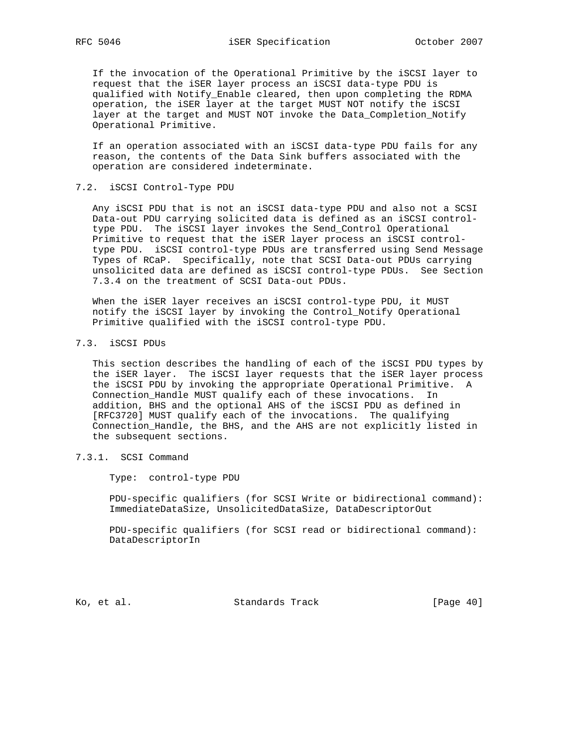If the invocation of the Operational Primitive by the iSCSI layer to request that the iSER layer process an iSCSI data-type PDU is qualified with Notify_Enable cleared, then upon completing the RDMA operation, the iSER layer at the target MUST NOT notify the iSCSI layer at the target and MUST NOT invoke the Data_Completion_Notify Operational Primitive.

If an operation associated with an iSCSI data-type PDU fails for any reason, the contents of the Data Sink buffers associated with the operation are considered indeterminate.

### 7.2. iSCSI Control-Type PDU

Any iSCSI PDU that is not an iSCSI data-type PDU and also not a SCSI Data-out PDU carrying solicited data is defined as an iSCSI control-type PDU. The iSCSI layer invokes the Send_Control Operational Primitive to request that the iSER layer process an iSCSI control-type PDU. iSCSI control-type PDUs are transferred using Send Message Types of RCaP. Specifically, note that SCSI Data-out PDUs carrying unsolicited data are defined as iSCSI control-type PDUs. See Section 7.3.4 on the treatment of SCSI Data-out PDUs.

When the iSER layer receives an iSCSI control-type PDU, it MUST notify the iSCSI layer by invoking the Control_Notify Operational Primitive qualified with the iSCSI control-type PDU.

### 7.3. iSCSI PDUs

This section describes the handling of each of the iSCSI PDU types by the iSER layer. The iSCSI layer requests that the iSER layer process the iSCSI PDU by invoking the appropriate Operational Primitive. A Connection_Handle MUST qualify each of these invocations. In addition, BHS and the optional AHS of the iSCSI PDU as defined in [RFC3720] MUST qualify each of the invocations. The qualifying Connection_Handle, the BHS, and the AHS are not explicitly listed in the subsequent sections.

#### 7.3.1. SCSI Command

Type: control-type PDU

PDU-specific qualifiers (for SCSI Write or bidirectional command): ImmediateDataSize, UnsolicitedDataSize, DataDescriptorOut

PDU-specific qualifiers (for SCSI read or bidirectional command): DataDescriptorIn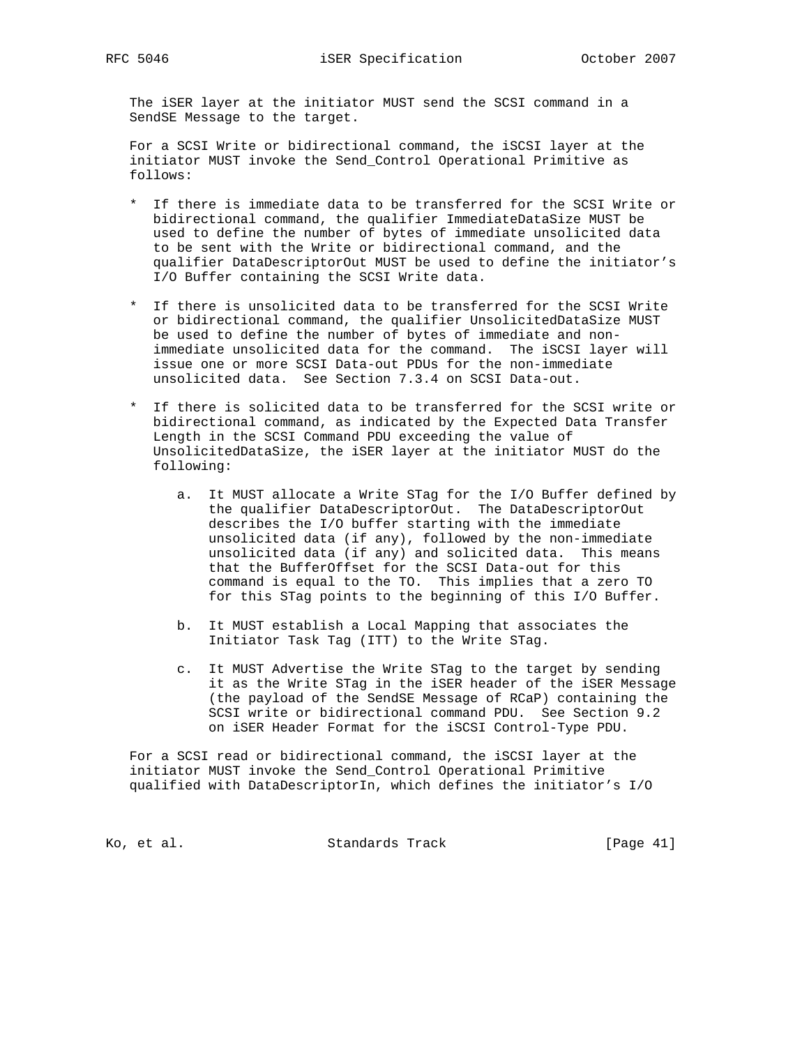The iSER layer at the initiator MUST send the SCSI command in a SendSE Message to the target.

For a SCSI Write or bidirectional command, the iSCSI layer at the initiator MUST invoke the Send_Control Operational Primitive as follows:

* If there is immediate data to be transferred for the SCSI Write or bidirectional command, the qualifier ImmediateDataSize MUST be used to define the number of bytes of immediate unsolicited data to be sent with the Write or bidirectional command, and the qualifier DataDescriptorOut MUST be used to define the initiator's I/O Buffer containing the SCSI Write data.

* If there is unsolicited data to be transferred for the SCSI Write or bidirectional command, the qualifier UnsolicitedDataSize MUST be used to define the number of bytes of immediate and non-immediate unsolicited data for the command. The iSCSI layer will issue one or more SCSI Data-out PDUs for the non-immediate unsolicited data. See Section 7.3.4 on SCSI Data-out.

* If there is solicited data to be transferred for the SCSI write or bidirectional command, as indicated by the Expected Data Transfer Length in the SCSI Command PDU exceeding the value of UnsolicitedDataSize, the iSER layer at the initiator MUST do the following:

    a. It MUST allocate a Write STag for the I/O Buffer defined by the qualifier DataDescriptorOut. The DataDescriptorOut describes the I/O buffer starting with the immediate unsolicited data (if any), followed by the non-immediate unsolicited data (if any) and solicited data. This means that the BufferOffset for the SCSI Data-out for this command is equal to the TO. This implies that a zero TO for this STag points to the beginning of this I/O Buffer.

    b. It MUST establish a Local Mapping that associates the Initiator Task Tag (ITT) to the Write STag.

    c. It MUST Advertise the Write STag to the target by sending it as the Write STag in the iSER header of the iSER Message (the payload of the SendSE Message of RCaP) containing the SCSI write or bidirectional command PDU. See Section 9.2 on iSER Header Format for the iSCSI Control-Type PDU.

For a SCSI read or bidirectional command, the iSCSI layer at the initiator MUST invoke the Send_Control Operational Primitive qualified with DataDescriptorIn, which defines the initiator's I/O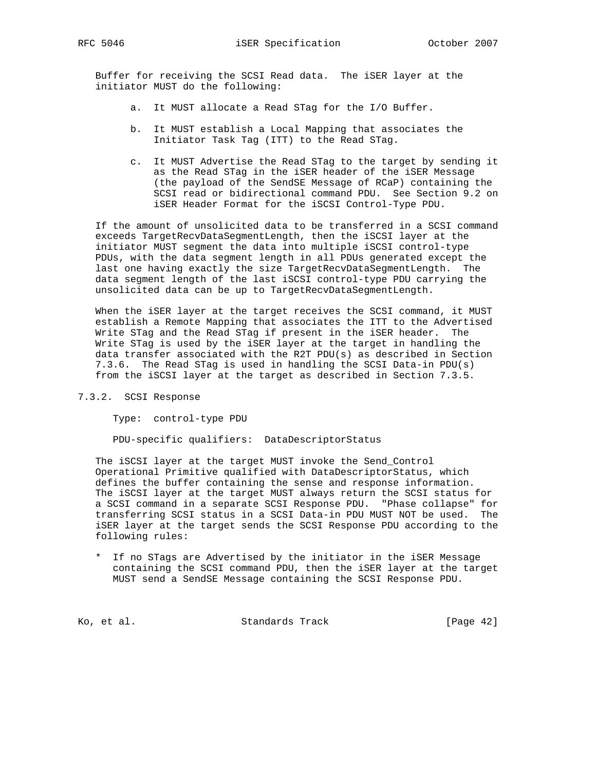Buffer for receiving the SCSI Read data. The iSER layer at the initiator MUST do the following:

a. It MUST allocate a Read STag for the I/O Buffer.

b. It MUST establish a Local Mapping that associates the Initiator Task Tag (ITT) to the Read STag.

c. It MUST Advertise the Read STag to the target by sending it as the Read STag in the iSER header of the iSER Message (the payload of the SendSE Message of RCaP) containing the SCSI read or bidirectional command PDU. See Section 9.2 on iSER Header Format for the iSCSI Control-Type PDU.

If the amount of unsolicited data to be transferred in a SCSI command exceeds TargetRecvDataSegmentLength, then the iSCSI layer at the initiator MUST segment the data into multiple iSCSI control-type PDUs, with the data segment length in all PDUs generated except the last one having exactly the size TargetRecvDataSegmentLength. The data segment length of the last iSCSI control-type PDU carrying the unsolicited data can be up to TargetRecvDataSegmentLength.

When the iSER layer at the target receives the SCSI command, it MUST establish a Remote Mapping that associates the ITT to the Advertised Write STag and the Read STag if present in the iSER header. The Write STag is used by the iSER layer at the target in handling the data transfer associated with the R2T PDU(s) as described in Section 7.3.6. The Read STag is used in handling the SCSI Data-in PDU(s) from the iSCSI layer at the target as described in Section 7.3.5.

### 7.3.2. SCSI Response

Type: control-type PDU

PDU-specific qualifiers: DataDescriptorStatus

The iSCSI layer at the target MUST invoke the Send_Control Operational Primitive qualified with DataDescriptorStatus, which defines the buffer containing the sense and response information. The iSCSI layer at the target MUST always return the SCSI status for a SCSI command in a separate SCSI Response PDU. "Phase collapse" for transferring SCSI status in a SCSI Data-in PDU MUST NOT be used. The iSER layer at the target sends the SCSI Response PDU according to the following rules:

* If no STags are Advertised by the initiator in the iSER Message containing the SCSI command PDU, then the iSER layer at the target MUST send a SendSE Message containing the SCSI Response PDU.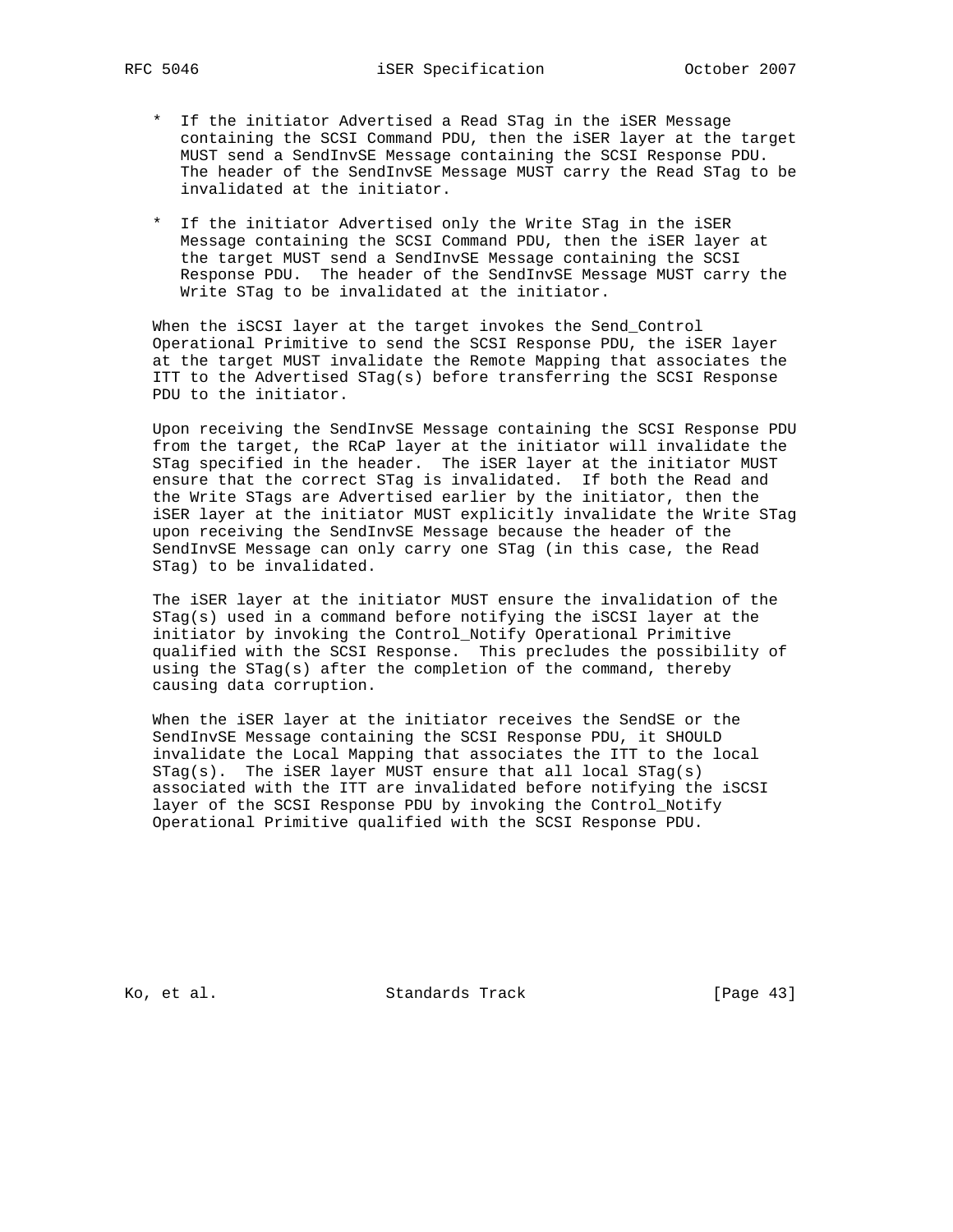* If the initiator Advertised a Read STag in the iSER Message containing the SCSI Command PDU, then the iSER layer at the target MUST send a SendInvSE Message containing the SCSI Response PDU. The header of the SendInvSE Message MUST carry the Read STag to be invalidated at the initiator.

* If the initiator Advertised only the Write STag in the iSER Message containing the SCSI Command PDU, then the iSER layer at the target MUST send a SendInvSE Message containing the SCSI Response PDU. The header of the SendInvSE Message MUST carry the Write STag to be invalidated at the initiator.

When the iSCSI layer at the target invokes the Send_Control Operational Primitive to send the SCSI Response PDU, the iSER layer at the target MUST invalidate the Remote Mapping that associates the ITT to the Advertised STag(s) before transferring the SCSI Response PDU to the initiator.

Upon receiving the SendInvSE Message containing the SCSI Response PDU from the target, the RCaP layer at the initiator will invalidate the STag specified in the header. The iSER layer at the initiator MUST ensure that the correct STag is invalidated. If both the Read and the Write STags are Advertised earlier by the initiator, then the iSER layer at the initiator MUST explicitly invalidate the Write STag upon receiving the SendInvSE Message because the header of the SendInvSE Message can only carry one STag (in this case, the Read STag) to be invalidated.

The iSER layer at the initiator MUST ensure the invalidation of the STag(s) used in a command before notifying the iSCSI layer at the initiator by invoking the Control_Notify Operational Primitive qualified with the SCSI Response. This precludes the possibility of using the STag(s) after the completion of the command, thereby causing data corruption.

When the iSER layer at the initiator receives the SendSE or the SendInvSE Message containing the SCSI Response PDU, it SHOULD invalidate the Local Mapping that associates the ITT to the local STag(s). The iSER layer MUST ensure that all local STag(s) associated with the ITT are invalidated before notifying the iSCSI layer of the SCSI Response PDU by invoking the Control_Notify Operational Primitive qualified with the SCSI Response PDU.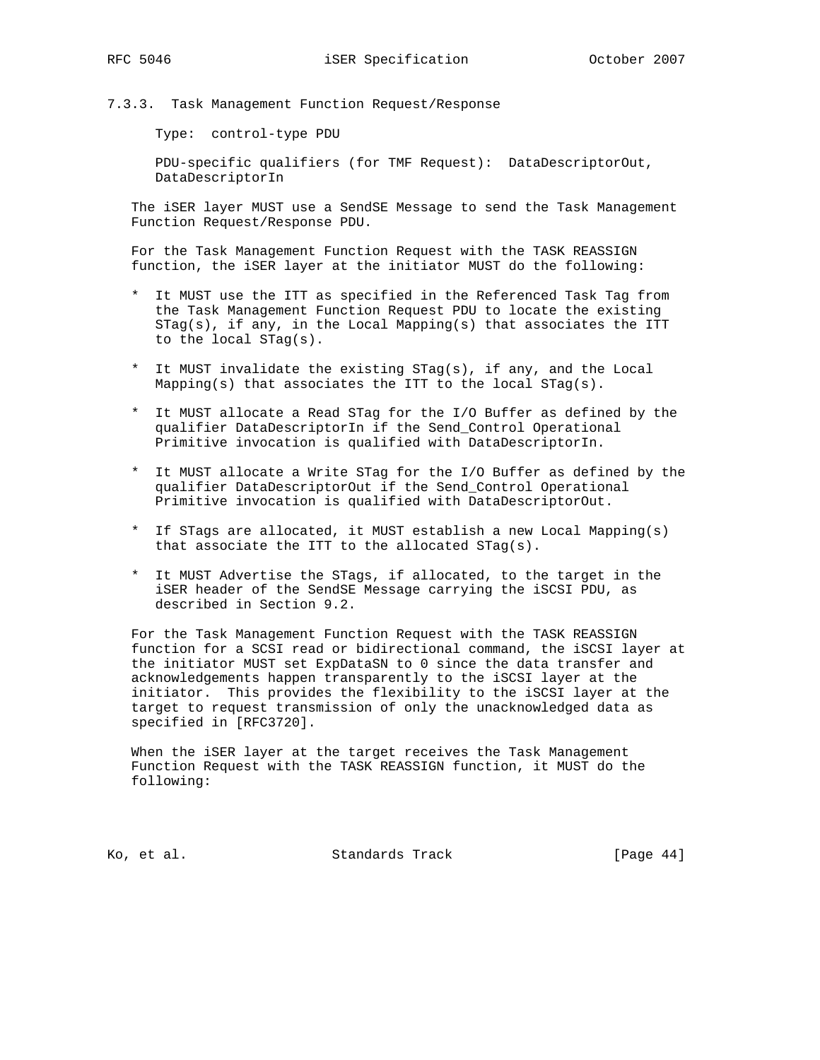### 7.3.3. Task Management Function Request/Response

Type: control-type PDU

PDU-specific qualifiers (for TMF Request): DataDescriptorOut, DataDescriptorIn

The iSER layer MUST use a SendSE Message to send the Task Management Function Request/Response PDU.

For the Task Management Function Request with the TASK REASSIGN function, the iSER layer at the initiator MUST do the following:

* It MUST use the ITT as specified in the Referenced Task Tag from the Task Management Function Request PDU to locate the existing STag(s), if any, in the Local Mapping(s) that associates the ITT to the local STag(s).

* It MUST invalidate the existing STag(s), if any, and the Local Mapping(s) that associates the ITT to the local STag(s).

* It MUST allocate a Read STag for the I/O Buffer as defined by the qualifier DataDescriptorIn if the Send_Control Operational Primitive invocation is qualified with DataDescriptorIn.

* It MUST allocate a Write STag for the I/O Buffer as defined by the qualifier DataDescriptorOut if the Send_Control Operational Primitive invocation is qualified with DataDescriptorOut.

* If STags are allocated, it MUST establish a new Local Mapping(s) that associate the ITT to the allocated STag(s).

* It MUST Advertise the STags, if allocated, to the target in the iSER header of the SendSE Message carrying the iSCSI PDU, as described in Section 9.2.

For the Task Management Function Request with the TASK REASSIGN function for a SCSI read or bidirectional command, the iSCSI layer at the initiator MUST set ExpDataSN to 0 since the data transfer and acknowledgements happen transparently to the iSCSI layer at the initiator. This provides the flexibility to the iSCSI layer at the target to request transmission of only the unacknowledged data as specified in [RFC3720].

When the iSER layer at the target receives the Task Management Function Request with the TASK REASSIGN function, it MUST do the following: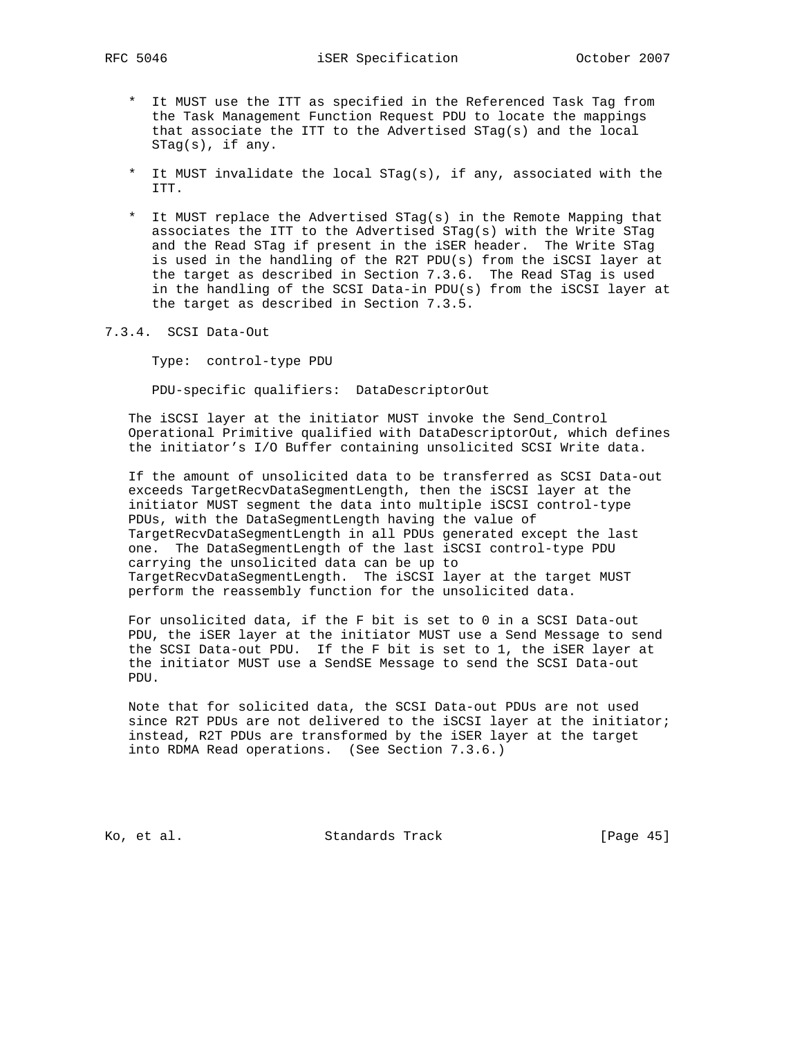* It MUST use the ITT as specified in the Referenced Task Tag from the Task Management Function Request PDU to locate the mappings that associate the ITT to the Advertised STag(s) and the local STag(s), if any.

* It MUST invalidate the local STag(s), if any, associated with the ITT.

* It MUST replace the Advertised STag(s) in the Remote Mapping that associates the ITT to the Advertised STag(s) with the Write STag and the Read STag if present in the iSER header. The Write STag is used in the handling of the R2T PDU(s) from the iSCSI layer at the target as described in Section 7.3.6. The Read STag is used in the handling of the SCSI Data-in PDU(s) from the iSCSI layer at the target as described in Section 7.3.5.

### 7.3.4. SCSI Data-Out

Type: control-type PDU

PDU-specific qualifiers: DataDescriptorOut

The iSCSI layer at the initiator MUST invoke the Send_Control Operational Primitive qualified with DataDescriptorOut, which defines the initiator's I/O Buffer containing unsolicited SCSI Write data.

If the amount of unsolicited data to be transferred as SCSI Data-out exceeds TargetRecvDataSegmentLength, then the iSCSI layer at the initiator MUST segment the data into multiple iSCSI control-type PDUs, with the DataSegmentLength having the value of TargetRecvDataSegmentLength in all PDUs generated except the last one. The DataSegmentLength of the last iSCSI control-type PDU carrying the unsolicited data can be up to TargetRecvDataSegmentLength. The iSCSI layer at the target MUST perform the reassembly function for the unsolicited data.

For unsolicited data, if the F bit is set to 0 in a SCSI Data-out PDU, the iSER layer at the initiator MUST use a Send Message to send the SCSI Data-out PDU. If the F bit is set to 1, the iSER layer at the initiator MUST use a SendSE Message to send the SCSI Data-out PDU.

Note that for solicited data, the SCSI Data-out PDUs are not used since R2T PDUs are not delivered to the iSCSI layer at the initiator; instead, R2T PDUs are transformed by the iSER layer at the target into RDMA Read operations. (See Section 7.3.6.)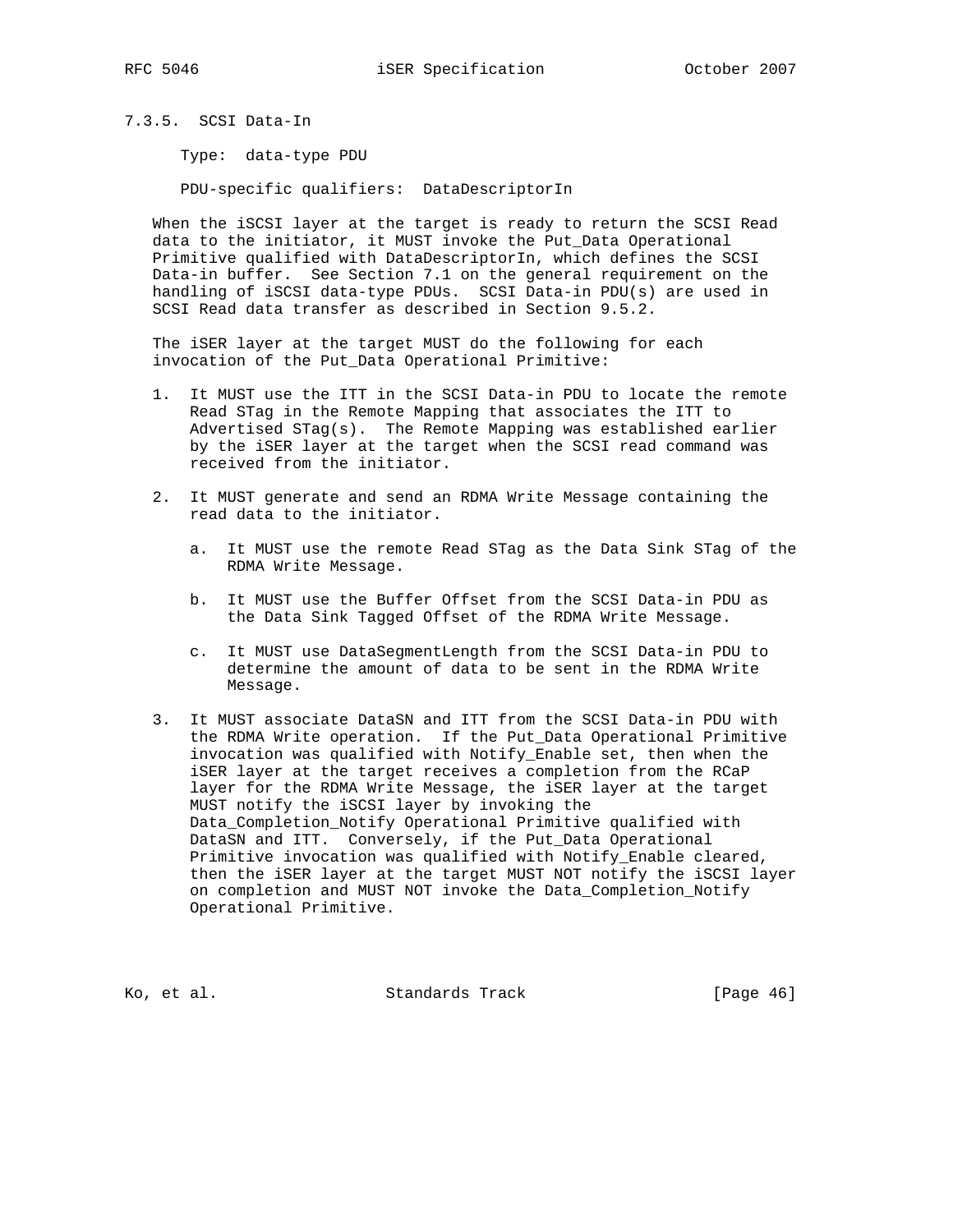### 7.3.5. SCSI Data-In

Type: data-type PDU

PDU-specific qualifiers: DataDescriptorIn

When the iSCSI layer at the target is ready to return the SCSI Read data to the initiator, it MUST invoke the Put_Data Operational Primitive qualified with DataDescriptorIn, which defines the SCSI Data-in buffer. See Section 7.1 on the general requirement on the handling of iSCSI data-type PDUs. SCSI Data-in PDU(s) are used in SCSI Read data transfer as described in Section 9.5.2.

The iSER layer at the target MUST do the following for each invocation of the Put_Data Operational Primitive:

1. It MUST use the ITT in the SCSI Data-in PDU to locate the remote Read STag in the Remote Mapping that associates the ITT to Advertised STag(s). The Remote Mapping was established earlier by the iSER layer at the target when the SCSI read command was received from the initiator.

2. It MUST generate and send an RDMA Write Message containing the read data to the initiator.

   a. It MUST use the remote Read STag as the Data Sink STag of the RDMA Write Message.

   b. It MUST use the Buffer Offset from the SCSI Data-in PDU as the Data Sink Tagged Offset of the RDMA Write Message.

   c. It MUST use DataSegmentLength from the SCSI Data-in PDU to determine the amount of data to be sent in the RDMA Write Message.

3. It MUST associate DataSN and ITT from the SCSI Data-in PDU with the RDMA Write operation. If the Put_Data Operational Primitive invocation was qualified with Notify_Enable set, then when the iSER layer at the target receives a completion from the RCaP layer for the RDMA Write Message, the iSER layer at the target MUST notify the iSCSI layer by invoking the Data_Completion_Notify Operational Primitive qualified with DataSN and ITT. Conversely, if the Put_Data Operational Primitive invocation was qualified with Notify_Enable cleared, then the iSER layer at the target MUST NOT notify the iSCSI layer on completion and MUST NOT invoke the Data_Completion_Notify Operational Primitive.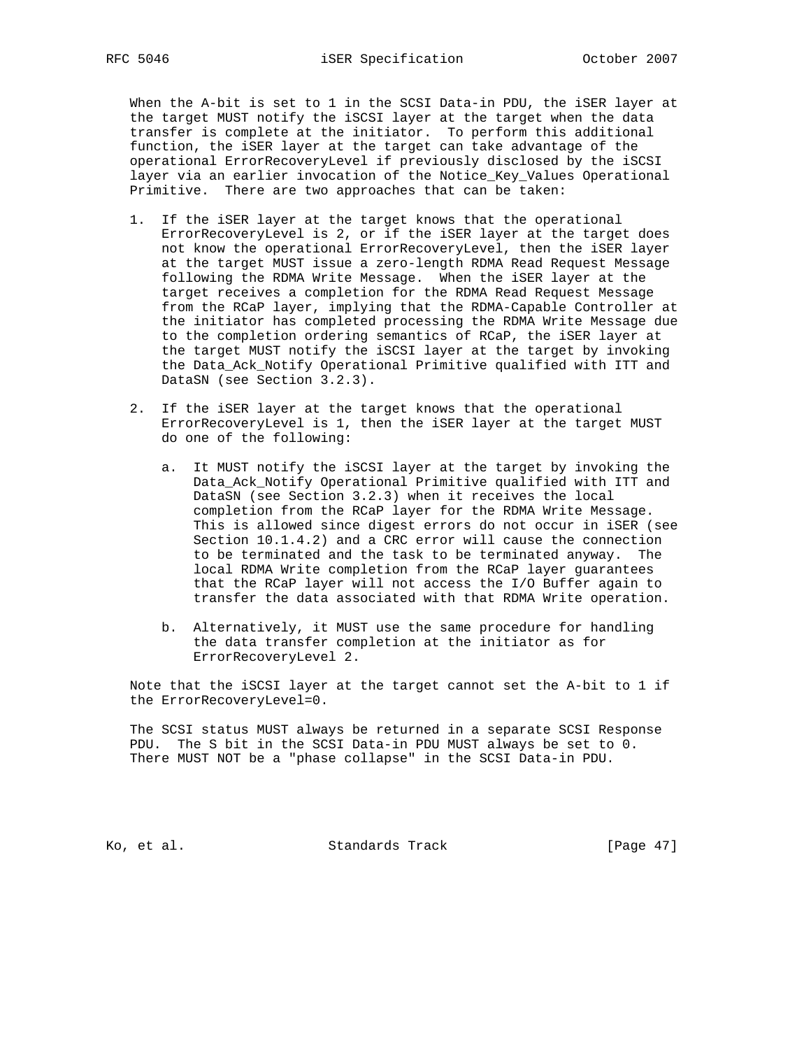When the A-bit is set to 1 in the SCSI Data-in PDU, the iSER layer at the target MUST notify the iSCSI layer at the target when the data transfer is complete at the initiator. To perform this additional function, the iSER layer at the target can take advantage of the operational ErrorRecoveryLevel if previously disclosed by the iSCSI layer via an earlier invocation of the Notice_Key_Values Operational Primitive. There are two approaches that can be taken:

1. If the iSER layer at the target knows that the operational ErrorRecoveryLevel is 2, or if the iSER layer at the target does not know the operational ErrorRecoveryLevel, then the iSER layer at the target MUST issue a zero-length RDMA Read Request Message following the RDMA Write Message. When the iSER layer at the target receives a completion for the RDMA Read Request Message from the RCaP layer, implying that the RDMA-Capable Controller at the initiator has completed processing the RDMA Write Message due to the completion ordering semantics of RCaP, the iSER layer at the target MUST notify the iSCSI layer at the target by invoking the Data_Ack_Notify Operational Primitive qualified with ITT and DataSN (see Section 3.2.3).

2. If the iSER layer at the target knows that the operational ErrorRecoveryLevel is 1, then the iSER layer at the target MUST do one of the following:

   a. It MUST notify the iSCSI layer at the target by invoking the Data_Ack_Notify Operational Primitive qualified with ITT and DataSN (see Section 3.2.3) when it receives the local completion from the RCaP layer for the RDMA Write Message. This is allowed since digest errors do not occur in iSER (see Section 10.1.4.2) and a CRC error will cause the connection to be terminated and the task to be terminated anyway. The local RDMA Write completion from the RCaP layer guarantees that the RCaP layer will not access the I/O Buffer again to transfer the data associated with that RDMA Write operation.

   b. Alternatively, it MUST use the same procedure for handling the data transfer completion at the initiator as for ErrorRecoveryLevel 2.

Note that the iSCSI layer at the target cannot set the A-bit to 1 if the ErrorRecoveryLevel=0.

The SCSI status MUST always be returned in a separate SCSI Response PDU. The S bit in the SCSI Data-in PDU MUST always be set to 0. There MUST NOT be a "phase collapse" in the SCSI Data-in PDU.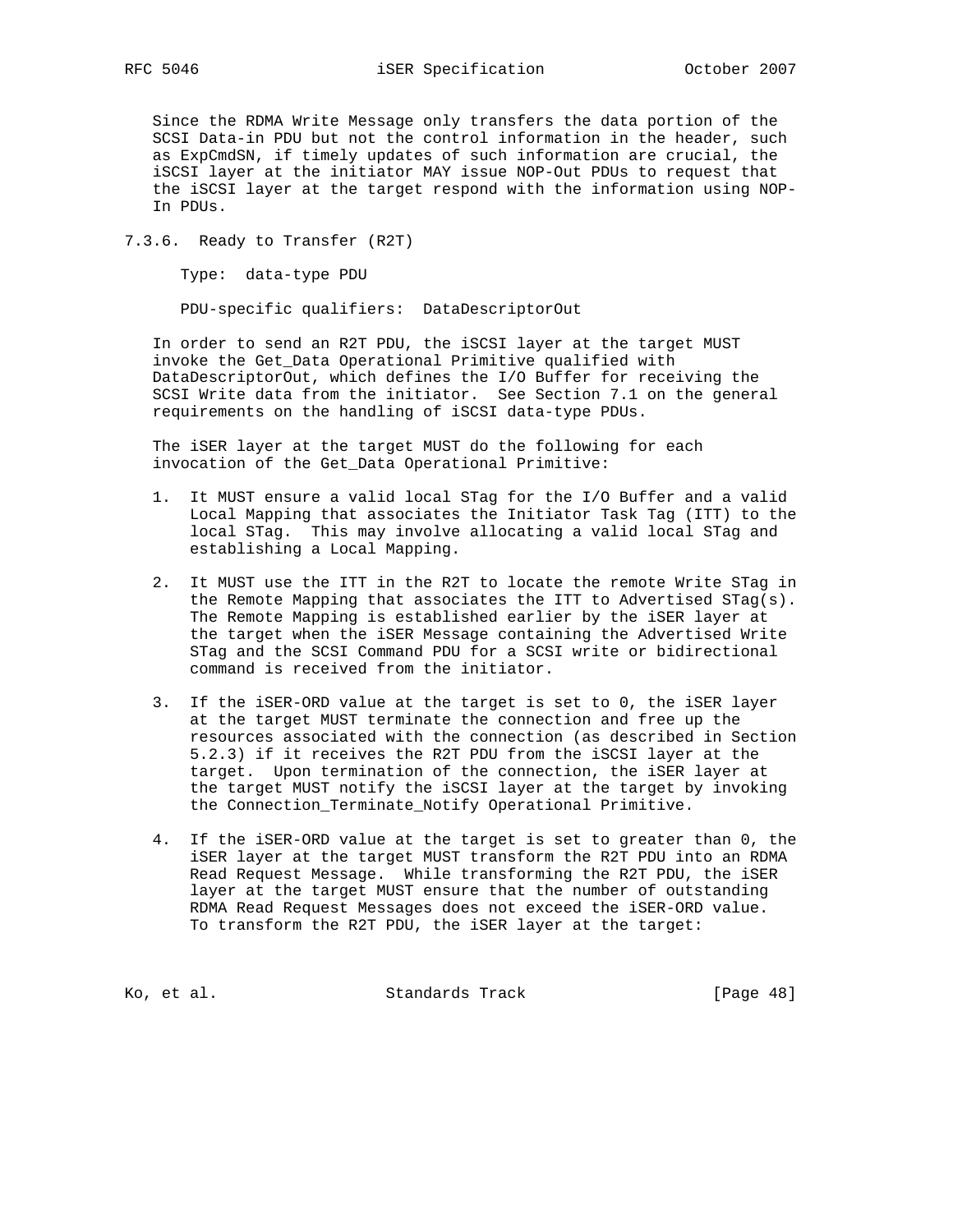Since the RDMA Write Message only transfers the data portion of the SCSI Data-in PDU but not the control information in the header, such as ExpCmdSN, if timely updates of such information are crucial, the iSCSI layer at the initiator MAY issue NOP-Out PDUs to request that the iSCSI layer at the target respond with the information using NOP-In PDUs.

### 7.3.6. Ready to Transfer (R2T)

Type: data-type PDU

PDU-specific qualifiers: DataDescriptorOut

In order to send an R2T PDU, the iSCSI layer at the target MUST invoke the Get_Data Operational Primitive qualified with DataDescriptorOut, which defines the I/O Buffer for receiving the SCSI Write data from the initiator. See Section 7.1 on the general requirements on the handling of iSCSI data-type PDUs.

The iSER layer at the target MUST do the following for each invocation of the Get_Data Operational Primitive:

1. It MUST ensure a valid local STag for the I/O Buffer and a valid Local Mapping that associates the Initiator Task Tag (ITT) to the local STag. This may involve allocating a valid local STag and establishing a Local Mapping.

2. It MUST use the ITT in the R2T to locate the remote Write STag in the Remote Mapping that associates the ITT to Advertised STag(s). The Remote Mapping is established earlier by the iSER layer at the target when the iSER Message containing the Advertised Write STag and the SCSI Command PDU for a SCSI write or bidirectional command is received from the initiator.

3. If the iSER-ORD value at the target is set to 0, the iSER layer at the target MUST terminate the connection and free up the resources associated with the connection (as described in Section 5.2.3) if it receives the R2T PDU from the iSCSI layer at the target. Upon termination of the connection, the iSER layer at the target MUST notify the iSCSI layer at the target by invoking the Connection_Terminate_Notify Operational Primitive.

4. If the iSER-ORD value at the target is set to greater than 0, the iSER layer at the target MUST transform the R2T PDU into an RDMA Read Request Message. While transforming the R2T PDU, the iSER layer at the target MUST ensure that the number of outstanding RDMA Read Request Messages does not exceed the iSER-ORD value. To transform the R2T PDU, the iSER layer at the target: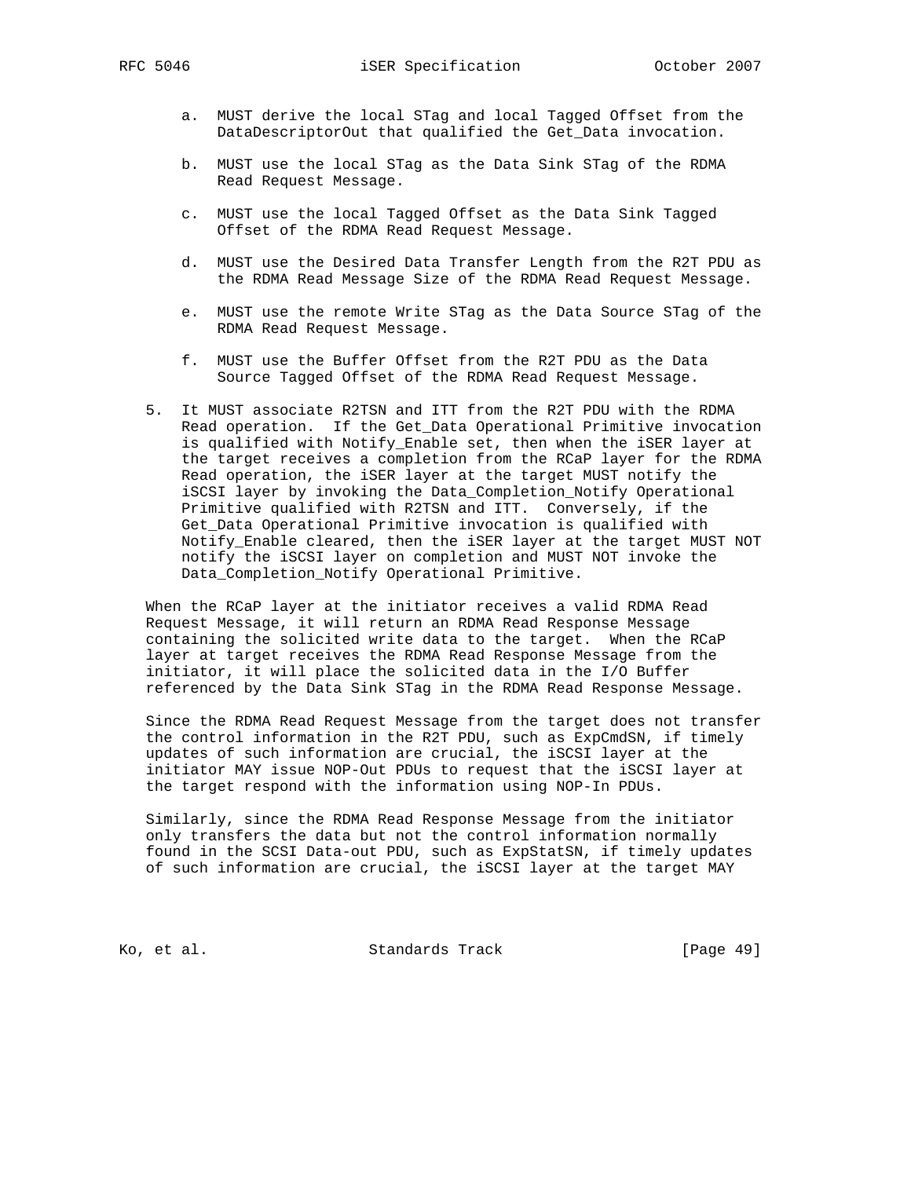a. MUST derive the local STag and local Tagged Offset from the DataDescriptorOut that qualified the Get_Data invocation.

b. MUST use the local STag as the Data Sink STag of the RDMA Read Request Message.

c. MUST use the local Tagged Offset as the Data Sink Tagged Offset of the RDMA Read Request Message.

d. MUST use the Desired Data Transfer Length from the R2T PDU as the RDMA Read Message Size of the RDMA Read Request Message.

e. MUST use the remote Write STag as the Data Source STag of the RDMA Read Request Message.

f. MUST use the Buffer Offset from the R2T PDU as the Data Source Tagged Offset of the RDMA Read Request Message.

5. It MUST associate R2TSN and ITT from the R2T PDU with the RDMA Read operation. If the Get_Data Operational Primitive invocation is qualified with Notify_Enable set, then when the iSER layer at the target receives a completion from the RCaP layer for the RDMA Read operation, the iSER layer at the target MUST notify the iSCSI layer by invoking the Data_Completion_Notify Operational Primitive qualified with R2TSN and ITT. Conversely, if the Get_Data Operational Primitive invocation is qualified with Notify_Enable cleared, then the iSER layer at the target MUST NOT notify the iSCSI layer on completion and MUST NOT invoke the Data_Completion_Notify Operational Primitive.

When the RCaP layer at the initiator receives a valid RDMA Read Request Message, it will return an RDMA Read Response Message containing the solicited write data to the target. When the RCaP layer at target receives the RDMA Read Response Message from the initiator, it will place the solicited data in the I/O Buffer referenced by the Data Sink STag in the RDMA Read Response Message.

Since the RDMA Read Request Message from the target does not transfer the control information in the R2T PDU, such as ExpCmdSN, if timely updates of such information are crucial, the iSCSI layer at the initiator MAY issue NOP-Out PDUs to request that the iSCSI layer at the target respond with the information using NOP-In PDUs.

Similarly, since the RDMA Read Response Message from the initiator only transfers the data but not the control information normally found in the SCSI Data-out PDU, such as ExpStatSN, if timely updates of such information are crucial, the iSCSI layer at the target MAY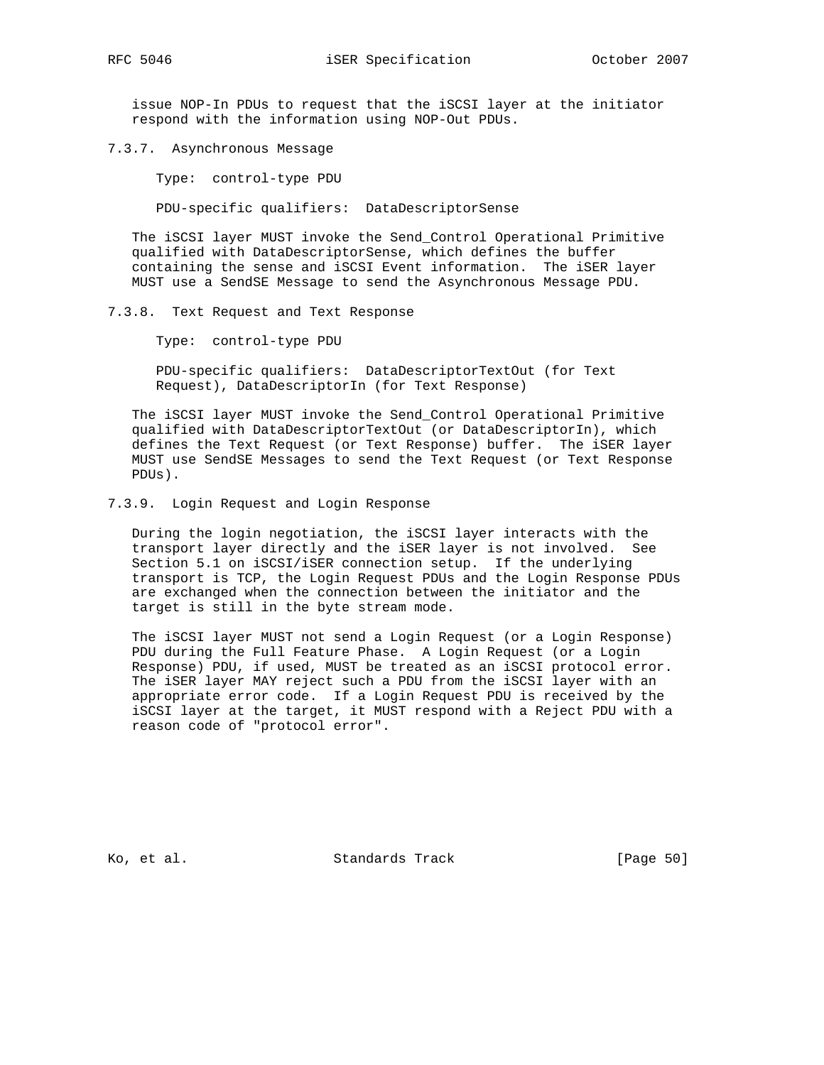issue NOP-In PDUs to request that the iSCSI layer at the initiator respond with the information using NOP-Out PDUs.

### 7.3.7. Asynchronous Message

Type: control-type PDU

PDU-specific qualifiers: DataDescriptorSense

The iSCSI layer MUST invoke the Send_Control Operational Primitive qualified with DataDescriptorSense, which defines the buffer containing the sense and iSCSI Event information. The iSER layer MUST use a SendSE Message to send the Asynchronous Message PDU.

### 7.3.8. Text Request and Text Response

Type: control-type PDU

PDU-specific qualifiers: DataDescriptorTextOut (for Text Request), DataDescriptorIn (for Text Response)

The iSCSI layer MUST invoke the Send_Control Operational Primitive qualified with DataDescriptorTextOut (or DataDescriptorIn), which defines the Text Request (or Text Response) buffer. The iSER layer MUST use SendSE Messages to send the Text Request (or Text Response PDUs).

### 7.3.9. Login Request and Login Response

During the login negotiation, the iSCSI layer interacts with the transport layer directly and the iSER layer is not involved. See Section 5.1 on iSCSI/iSER connection setup. If the underlying transport is TCP, the Login Request PDUs and the Login Response PDUs are exchanged when the connection between the initiator and the target is still in the byte stream mode.

The iSCSI layer MUST not send a Login Request (or a Login Response) PDU during the Full Feature Phase. A Login Request (or a Login Response) PDU, if used, MUST be treated as an iSCSI protocol error. The iSER layer MAY reject such a PDU from the iSCSI layer with an appropriate error code. If a Login Request PDU is received by the iSCSI layer at the target, it MUST respond with a Reject PDU with a reason code of "protocol error".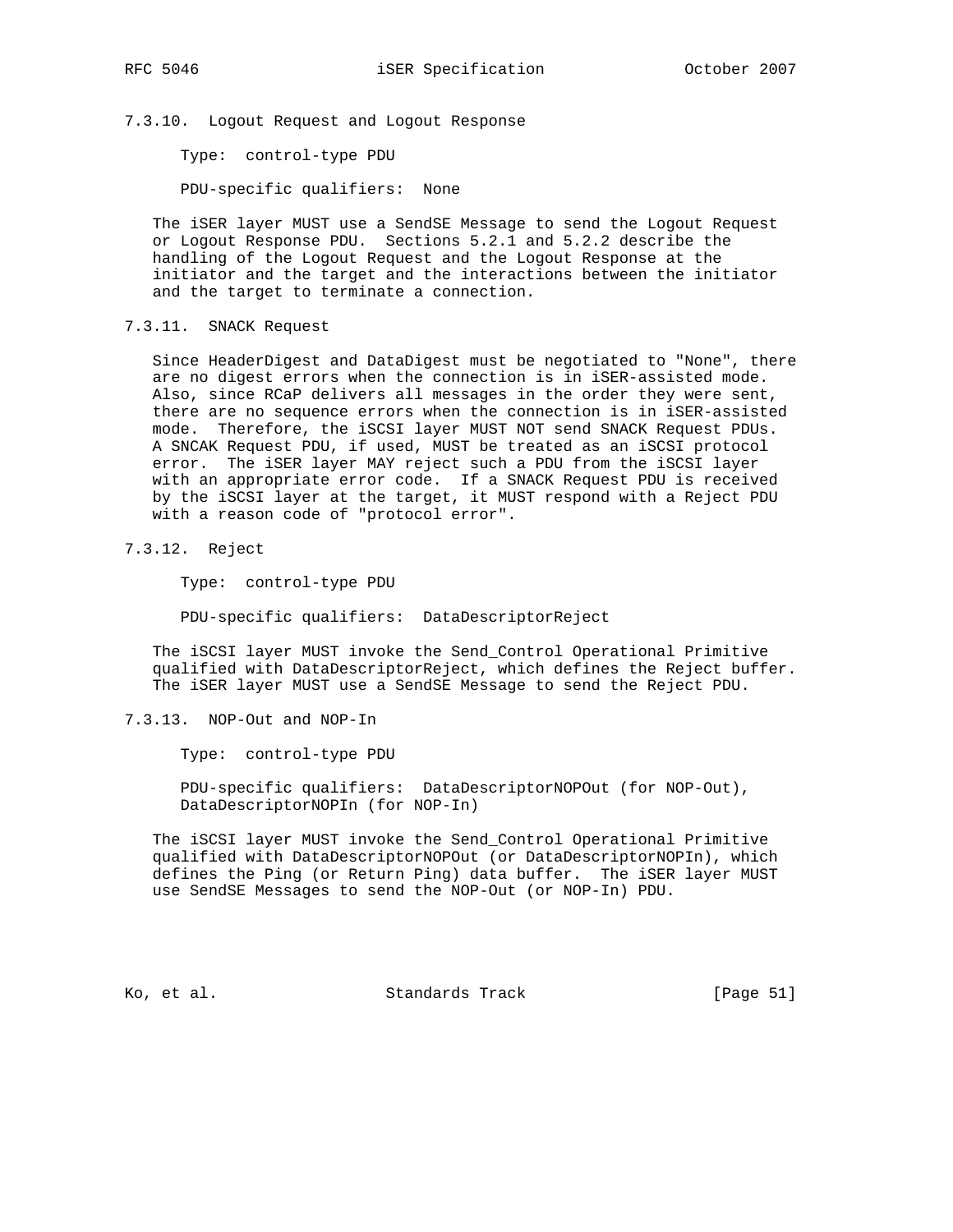### 7.3.10. Logout Request and Logout Response

Type: control-type PDU

PDU-specific qualifiers: None

The iSER layer MUST use a SendSE Message to send the Logout Request or Logout Response PDU. Sections 5.2.1 and 5.2.2 describe the handling of the Logout Request and the Logout Response at the initiator and the target and the interactions between the initiator and the target to terminate a connection.

### 7.3.11. SNACK Request

Since HeaderDigest and DataDigest must be negotiated to "None", there are no digest errors when the connection is in iSER-assisted mode. Also, since RCaP delivers all messages in the order they were sent, there are no sequence errors when the connection is in iSER-assisted mode. Therefore, the iSCSI layer MUST NOT send SNACK Request PDUs. A SNCAK Request PDU, if used, MUST be treated as an iSCSI protocol error. The iSER layer MAY reject such a PDU from the iSCSI layer with an appropriate error code. If a SNACK Request PDU is received by the iSCSI layer at the target, it MUST respond with a Reject PDU with a reason code of "protocol error".

### 7.3.12. Reject

Type: control-type PDU

PDU-specific qualifiers: DataDescriptorReject

The iSCSI layer MUST invoke the Send_Control Operational Primitive qualified with DataDescriptorReject, which defines the Reject buffer. The iSER layer MUST use a SendSE Message to send the Reject PDU.

### 7.3.13. NOP-Out and NOP-In

Type: control-type PDU

PDU-specific qualifiers: DataDescriptorNOPOut (for NOP-Out), DataDescriptorNOPIn (for NOP-In)

The iSCSI layer MUST invoke the Send_Control Operational Primitive qualified with DataDescriptorNOPOut (or DataDescriptorNOPIn), which defines the Ping (or Return Ping) data buffer. The iSER layer MUST use SendSE Messages to send the NOP-Out (or NOP-In) PDU.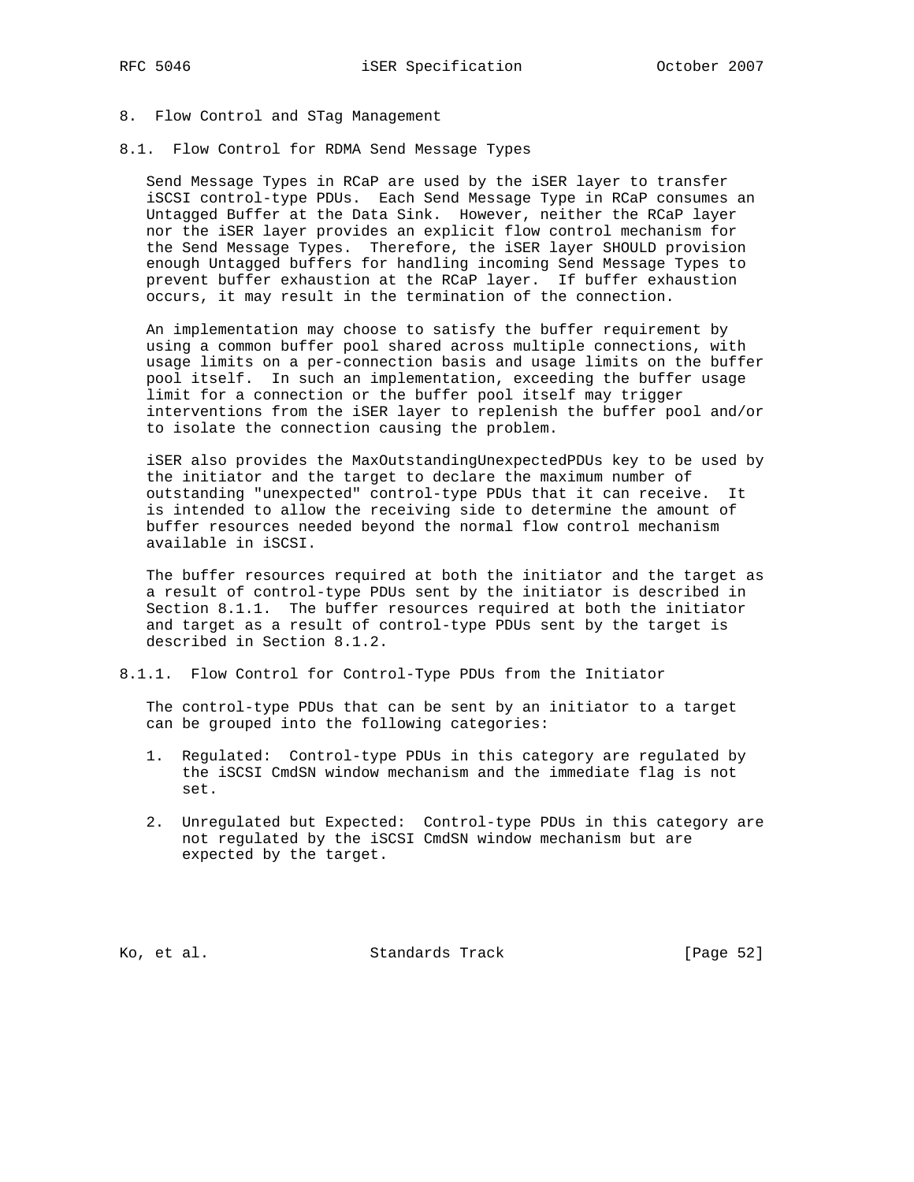## 8. Flow Control and STag Management

### 8.1. Flow Control for RDMA Send Message Types

Send Message Types in RCaP are used by the iSER layer to transfer iSCSI control-type PDUs. Each Send Message Type in RCaP consumes an Untagged Buffer at the Data Sink. However, neither the RCaP layer nor the iSER layer provides an explicit flow control mechanism for the Send Message Types. Therefore, the iSER layer SHOULD provision enough Untagged buffers for handling incoming Send Message Types to prevent buffer exhaustion at the RCaP layer. If buffer exhaustion occurs, it may result in the termination of the connection.

An implementation may choose to satisfy the buffer requirement by using a common buffer pool shared across multiple connections, with usage limits on a per-connection basis and usage limits on the buffer pool itself. In such an implementation, exceeding the buffer usage limit for a connection or the buffer pool itself may trigger interventions from the iSER layer to replenish the buffer pool and/or to isolate the connection causing the problem.

iSER also provides the MaxOutstandingUnexpectedPDUs key to be used by the initiator and the target to declare the maximum number of outstanding "unexpected" control-type PDUs that it can receive. It is intended to allow the receiving side to determine the amount of buffer resources needed beyond the normal flow control mechanism available in iSCSI.

The buffer resources required at both the initiator and the target as a result of control-type PDUs sent by the initiator is described in Section 8.1.1. The buffer resources required at both the initiator and target as a result of control-type PDUs sent by the target is described in Section 8.1.2.

#### 8.1.1. Flow Control for Control-Type PDUs from the Initiator

The control-type PDUs that can be sent by an initiator to a target can be grouped into the following categories:

1. Regulated: Control-type PDUs in this category are regulated by the iSCSI CmdSN window mechanism and the immediate flag is not set.

2. Unregulated but Expected: Control-type PDUs in this category are not regulated by the iSCSI CmdSN window mechanism but are expected by the target.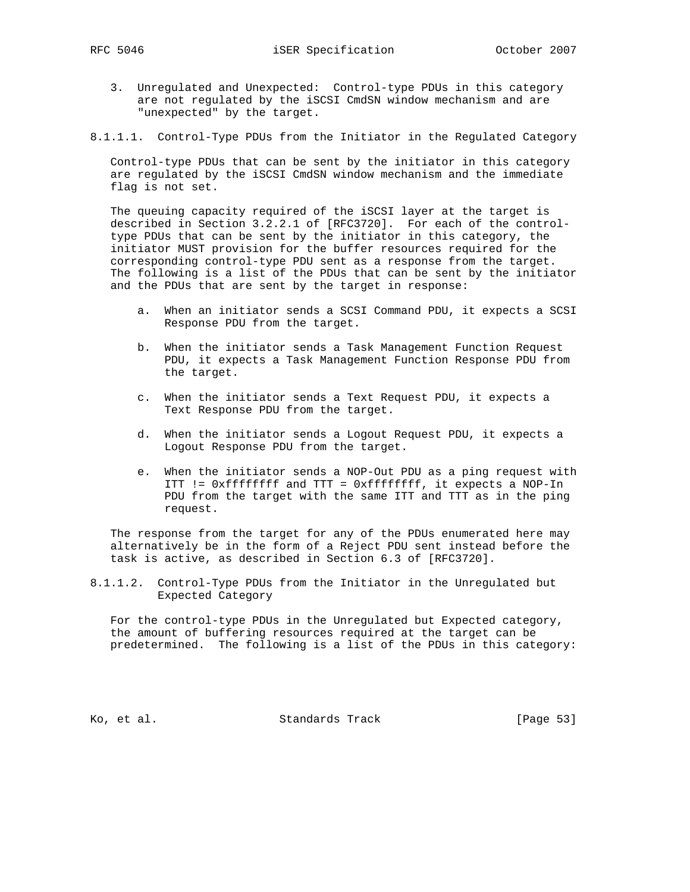3. Unregulated and Unexpected: Control-type PDUs in this category are not regulated by the iSCSI CmdSN window mechanism and are "unexpected" by the target.

#### 8.1.1.1. Control-Type PDUs from the Initiator in the Regulated Category

Control-type PDUs that can be sent by the initiator in this category are regulated by the iSCSI CmdSN window mechanism and the immediate flag is not set.

The queuing capacity required of the iSCSI layer at the target is described in Section 3.2.2.1 of [RFC3720]. For each of the control-type PDUs that can be sent by the initiator in this category, the initiator MUST provision for the buffer resources required for the corresponding control-type PDU sent as a response from the target. The following is a list of the PDUs that can be sent by the initiator and the PDUs that are sent by the target in response:

a. When an initiator sends a SCSI Command PDU, it expects a SCSI Response PDU from the target.

b. When the initiator sends a Task Management Function Request PDU, it expects a Task Management Function Response PDU from the target.

c. When the initiator sends a Text Request PDU, it expects a Text Response PDU from the target.

d. When the initiator sends a Logout Request PDU, it expects a Logout Response PDU from the target.

e. When the initiator sends a NOP-Out PDU as a ping request with ITT != 0xffffffff and TTT = 0xffffffff, it expects a NOP-In PDU from the target with the same ITT and TTT as in the ping request.

The response from the target for any of the PDUs enumerated here may alternatively be in the form of a Reject PDU sent instead before the task is active, as described in Section 6.3 of [RFC3720].

#### 8.1.1.2. Control-Type PDUs from the Initiator in the Unregulated but Expected Category

For the control-type PDUs in the Unregulated but Expected category, the amount of buffering resources required at the target can be predetermined. The following is a list of the PDUs in this category: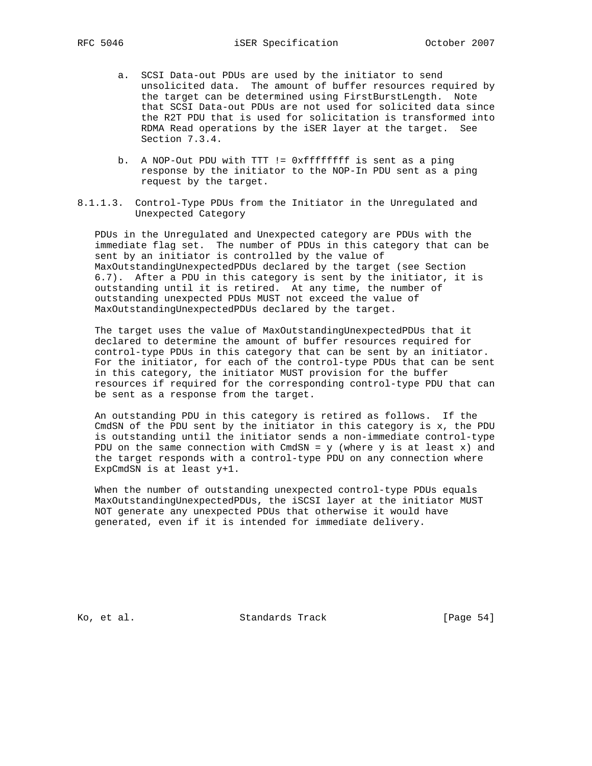a. SCSI Data-out PDUs are used by the initiator to send unsolicited data. The amount of buffer resources required by the target can be determined using FirstBurstLength. Note that SCSI Data-out PDUs are not used for solicited data since the R2T PDU that is used for solicitation is transformed into RDMA Read operations by the iSER layer at the target. See Section 7.3.4.

b. A NOP-Out PDU with TTT != 0xffffffff is sent as a ping response by the initiator to the NOP-In PDU sent as a ping request by the target.

#### 8.1.1.3. Control-Type PDUs from the Initiator in the Unregulated and Unexpected Category

PDUs in the Unregulated and Unexpected category are PDUs with the immediate flag set. The number of PDUs in this category that can be sent by an initiator is controlled by the value of MaxOutstandingUnexpectedPDUs declared by the target (see Section 6.7). After a PDU in this category is sent by the initiator, it is outstanding until it is retired. At any time, the number of outstanding unexpected PDUs MUST not exceed the value of MaxOutstandingUnexpectedPDUs declared by the target.

The target uses the value of MaxOutstandingUnexpectedPDUs that it declared to determine the amount of buffer resources required for control-type PDUs in this category that can be sent by an initiator. For the initiator, for each of the control-type PDUs that can be sent in this category, the initiator MUST provision for the buffer resources if required for the corresponding control-type PDU that can be sent as a response from the target.

An outstanding PDU in this category is retired as follows. If the CmdSN of the PDU sent by the initiator in this category is x, the PDU is outstanding until the initiator sends a non-immediate control-type PDU on the same connection with CmdSN = y (where y is at least x) and the target responds with a control-type PDU on any connection where ExpCmdSN is at least y+1.

When the number of outstanding unexpected control-type PDUs equals MaxOutstandingUnexpectedPDUs, the iSCSI layer at the initiator MUST NOT generate any unexpected PDUs that otherwise it would have generated, even if it is intended for immediate delivery.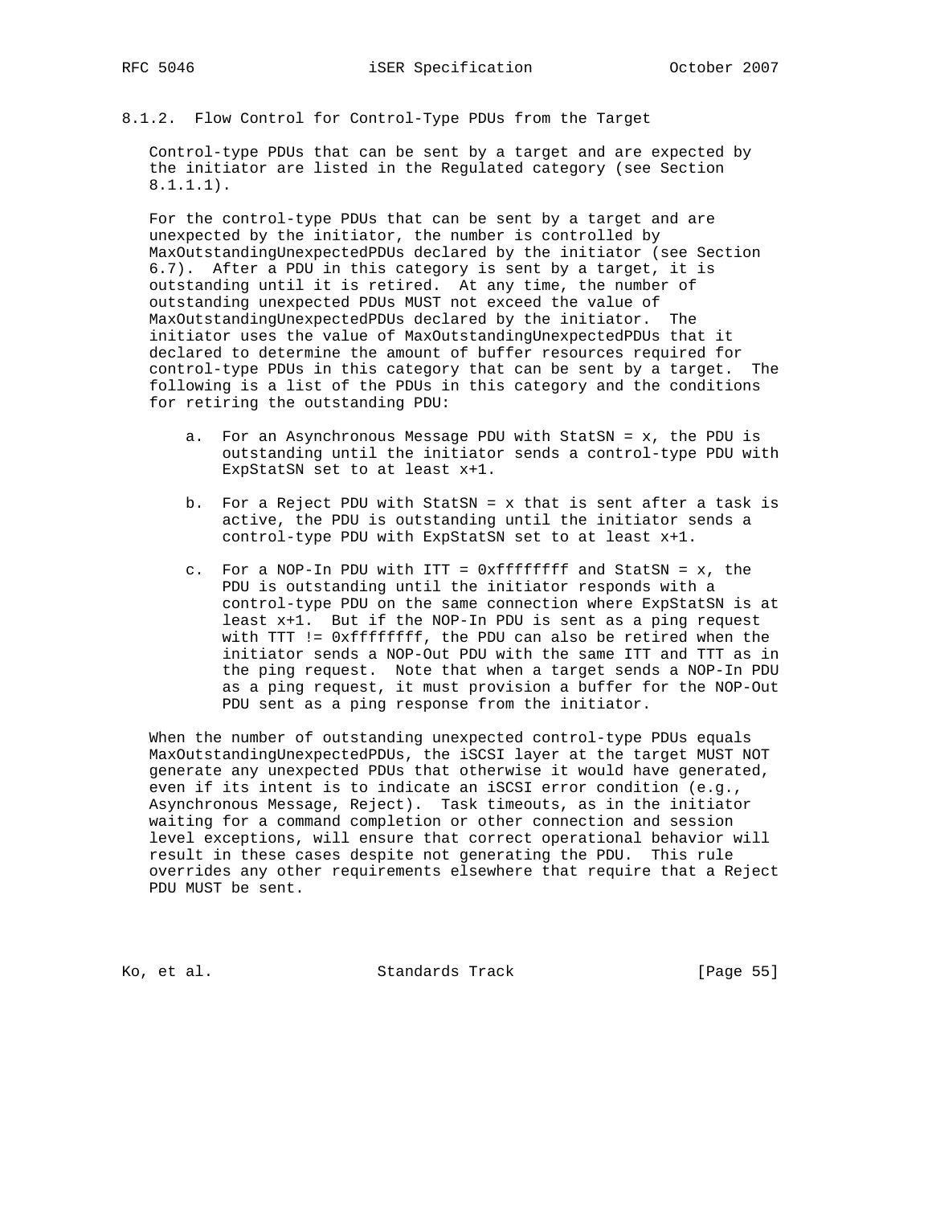#### 8.1.2. Flow Control for Control-Type PDUs from the Target

Control-type PDUs that can be sent by a target and are expected by the initiator are listed in the Regulated category (see Section 8.1.1.1).

For the control-type PDUs that can be sent by a target and are unexpected by the initiator, the number is controlled by MaxOutstandingUnexpectedPDUs declared by the initiator (see Section 6.7). After a PDU in this category is sent by a target, it is outstanding until it is retired. At any time, the number of outstanding unexpected PDUs MUST not exceed the value of MaxOutstandingUnexpectedPDUs declared by the initiator. The initiator uses the value of MaxOutstandingUnexpectedPDUs that it declared to determine the amount of buffer resources required for control-type PDUs in this category that can be sent by a target. The following is a list of the PDUs in this category and the conditions for retiring the outstanding PDU:

a. For an Asynchronous Message PDU with StatSN = x, the PDU is outstanding until the initiator sends a control-type PDU with ExpStatSN set to at least x+1.

b. For a Reject PDU with StatSN = x that is sent after a task is active, the PDU is outstanding until the initiator sends a control-type PDU with ExpStatSN set to at least x+1.

c. For a NOP-In PDU with ITT = 0xffffffff and StatSN = x, the PDU is outstanding until the initiator responds with a control-type PDU on the same connection where ExpStatSN is at least x+1. But if the NOP-In PDU is sent as a ping request with TTT != 0xffffffff, the PDU can also be retired when the initiator sends a NOP-Out PDU with the same ITT and TTT as in the ping request. Note that when a target sends a NOP-In PDU as a ping request, it must provision a buffer for the NOP-Out PDU sent as a ping response from the initiator.

When the number of outstanding unexpected control-type PDUs equals MaxOutstandingUnexpectedPDUs, the iSCSI layer at the target MUST NOT generate any unexpected PDUs that otherwise it would have generated, even if its intent is to indicate an iSCSI error condition (e.g., Asynchronous Message, Reject). Task timeouts, as in the initiator waiting for a command completion or other connection and session level exceptions, will ensure that correct operational behavior will result in these cases despite not generating the PDU. This rule overrides any other requirements elsewhere that require that a Reject PDU MUST be sent.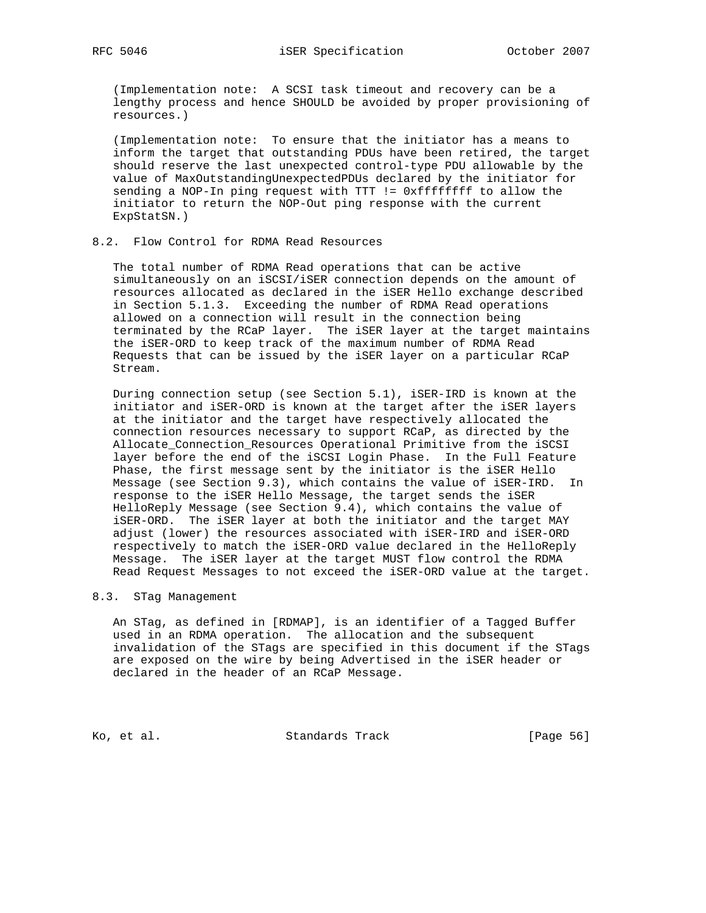(Implementation note: A SCSI task timeout and recovery can be a lengthy process and hence SHOULD be avoided by proper provisioning of resources.)

(Implementation note: To ensure that the initiator has a means to inform the target that outstanding PDUs have been retired, the target should reserve the last unexpected control-type PDU allowable by the value of MaxOutstandingUnexpectedPDUs declared by the initiator for sending a NOP-In ping request with TTT != 0xffffffff to allow the initiator to return the NOP-Out ping response with the current ExpStatSN.)

### 8.2. Flow Control for RDMA Read Resources

The total number of RDMA Read operations that can be active simultaneously on an iSCSI/iSER connection depends on the amount of resources allocated as declared in the iSER Hello exchange described in Section 5.1.3. Exceeding the number of RDMA Read operations allowed on a connection will result in the connection being terminated by the RCaP layer. The iSER layer at the target maintains the iSER-ORD to keep track of the maximum number of RDMA Read Requests that can be issued by the iSER layer on a particular RCaP Stream.

During connection setup (see Section 5.1), iSER-IRD is known at the initiator and iSER-ORD is known at the target after the iSER layers at the initiator and the target have respectively allocated the connection resources necessary to support RCaP, as directed by the Allocate_Connection_Resources Operational Primitive from the iSCSI layer before the end of the iSCSI Login Phase. In the Full Feature Phase, the first message sent by the initiator is the iSER Hello Message (see Section 9.3), which contains the value of iSER-IRD. In response to the iSER Hello Message, the target sends the iSER HelloReply Message (see Section 9.4), which contains the value of iSER-ORD. The iSER layer at both the initiator and the target MAY adjust (lower) the resources associated with iSER-IRD and iSER-ORD respectively to match the iSER-ORD value declared in the HelloReply Message. The iSER layer at the target MUST flow control the RDMA Read Request Messages to not exceed the iSER-ORD value at the target.

### 8.3. STag Management

An STag, as defined in [RDMAP], is an identifier of a Tagged Buffer used in an RDMA operation. The allocation and the subsequent invalidation of the STags are specified in this document if the STags are exposed on the wire by being Advertised in the iSER header or declared in the header of an RCaP Message.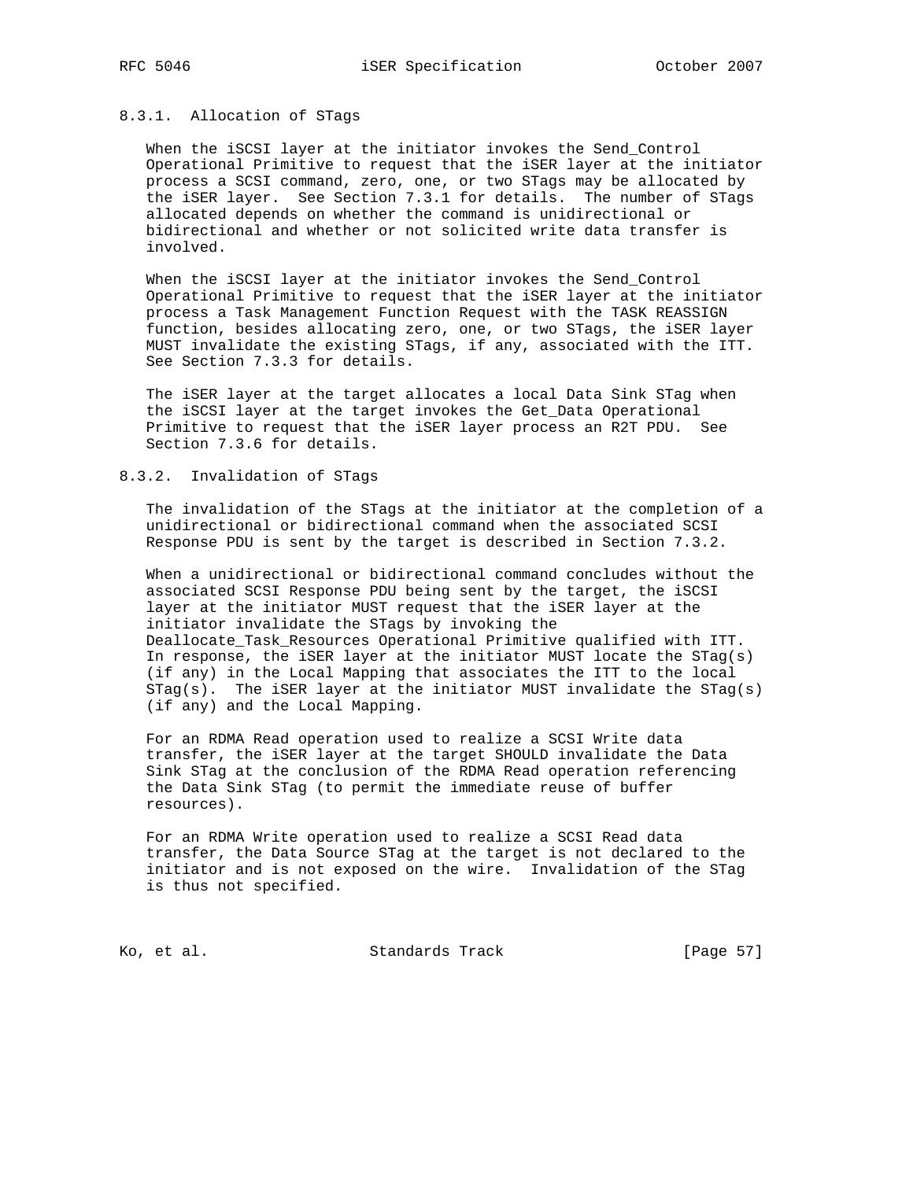### 8.3.1. Allocation of STags

When the iSCSI layer at the initiator invokes the Send_Control Operational Primitive to request that the iSER layer at the initiator process a SCSI command, zero, one, or two STags may be allocated by the iSER layer. See Section 7.3.1 for details. The number of STags allocated depends on whether the command is unidirectional or bidirectional and whether or not solicited write data transfer is involved.

When the iSCSI layer at the initiator invokes the Send_Control Operational Primitive to request that the iSER layer at the initiator process a Task Management Function Request with the TASK REASSIGN function, besides allocating zero, one, or two STags, the iSER layer MUST invalidate the existing STags, if any, associated with the ITT. See Section 7.3.3 for details.

The iSER layer at the target allocates a local Data Sink STag when the iSCSI layer at the target invokes the Get_Data Operational Primitive to request that the iSER layer process an R2T PDU. See Section 7.3.6 for details.

### 8.3.2. Invalidation of STags

The invalidation of the STags at the initiator at the completion of a unidirectional or bidirectional command when the associated SCSI Response PDU is sent by the target is described in Section 7.3.2.

When a unidirectional or bidirectional command concludes without the associated SCSI Response PDU being sent by the target, the iSCSI layer at the initiator MUST request that the iSER layer at the initiator invalidate the STags by invoking the Deallocate_Task_Resources Operational Primitive qualified with ITT. In response, the iSER layer at the initiator MUST locate the STag(s) (if any) in the Local Mapping that associates the ITT to the local STag(s). The iSER layer at the initiator MUST invalidate the STag(s) (if any) and the Local Mapping.

For an RDMA Read operation used to realize a SCSI Write data transfer, the iSER layer at the target SHOULD invalidate the Data Sink STag at the conclusion of the RDMA Read operation referencing the Data Sink STag (to permit the immediate reuse of buffer resources).

For an RDMA Write operation used to realize a SCSI Read data transfer, the Data Source STag at the target is not declared to the initiator and is not exposed on the wire. Invalidation of the STag is thus not specified.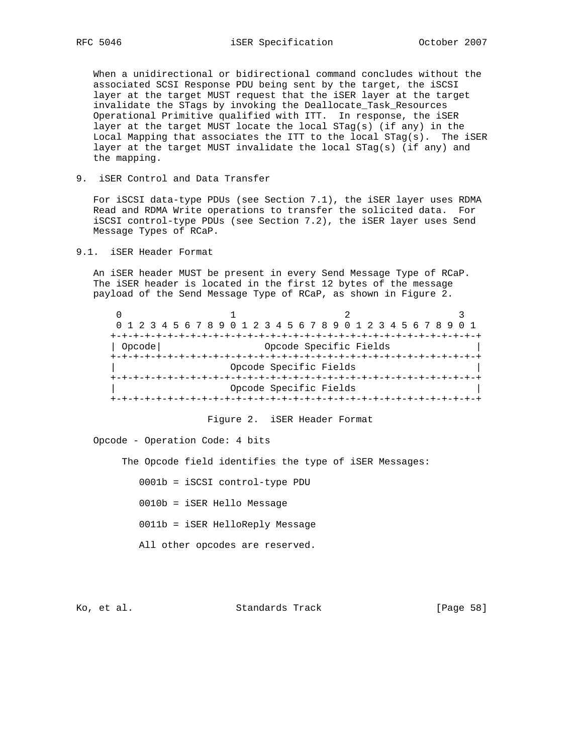When a unidirectional or bidirectional command concludes without the associated SCSI Response PDU being sent by the target, the iSCSI layer at the target MUST request that the iSER layer at the target invalidate the STags by invoking the Deallocate_Task_Resources Operational Primitive qualified with ITT. In response, the iSER layer at the target MUST locate the local STag(s) (if any) in the Local Mapping that associates the ITT to the local STag(s). The iSER layer at the target MUST invalidate the local STag(s) (if any) and the mapping.

## 9. iSER Control and Data Transfer

For iSCSI data-type PDUs (see Section 7.1), the iSER layer uses RDMA Read and RDMA Write operations to transfer the solicited data. For iSCSI control-type PDUs (see Section 7.2), the iSER layer uses Send Message Types of RCaP.

### 9.1. iSER Header Format

An iSER header MUST be present in every Send Message Type of RCaP. The iSER header is located in the first 12 bytes of the message payload of the Send Message Type of RCaP, as shown in Figure 2.

```
     0                   1                   2                   3
     0 1 2 3 4 5 6 7 8 9 0 1 2 3 4 5 6 7 8 9 0 1 2 3 4 5 6 7 8 9 0 1
    +-+-+-+-+-+-+-+-+-+-+-+-+-+-+-+-+-+-+-+-+-+-+-+-+-+-+-+-+-+-+-+-+
    | Opcode|                Opcode Specific Fields                 |
    +-+-+-+-+-+-+-+-+-+-+-+-+-+-+-+-+-+-+-+-+-+-+-+-+-+-+-+-+-+-+-+-+
    |                    Opcode Specific Fields                     |
    +-+-+-+-+-+-+-+-+-+-+-+-+-+-+-+-+-+-+-+-+-+-+-+-+-+-+-+-+-+-+-+-+
    |                    Opcode Specific Fields                     |
    +-+-+-+-+-+-+-+-+-+-+-+-+-+-+-+-+-+-+-+-+-+-+-+-+-+-+-+-+-+-+-+-+
```

Figure 2. iSER Header Format

Opcode - Operation Code: 4 bits

The Opcode field identifies the type of iSER Messages:

0001b = iSCSI control-type PDU

0010b = iSER Hello Message

0011b = iSER HelloReply Message

All other opcodes are reserved.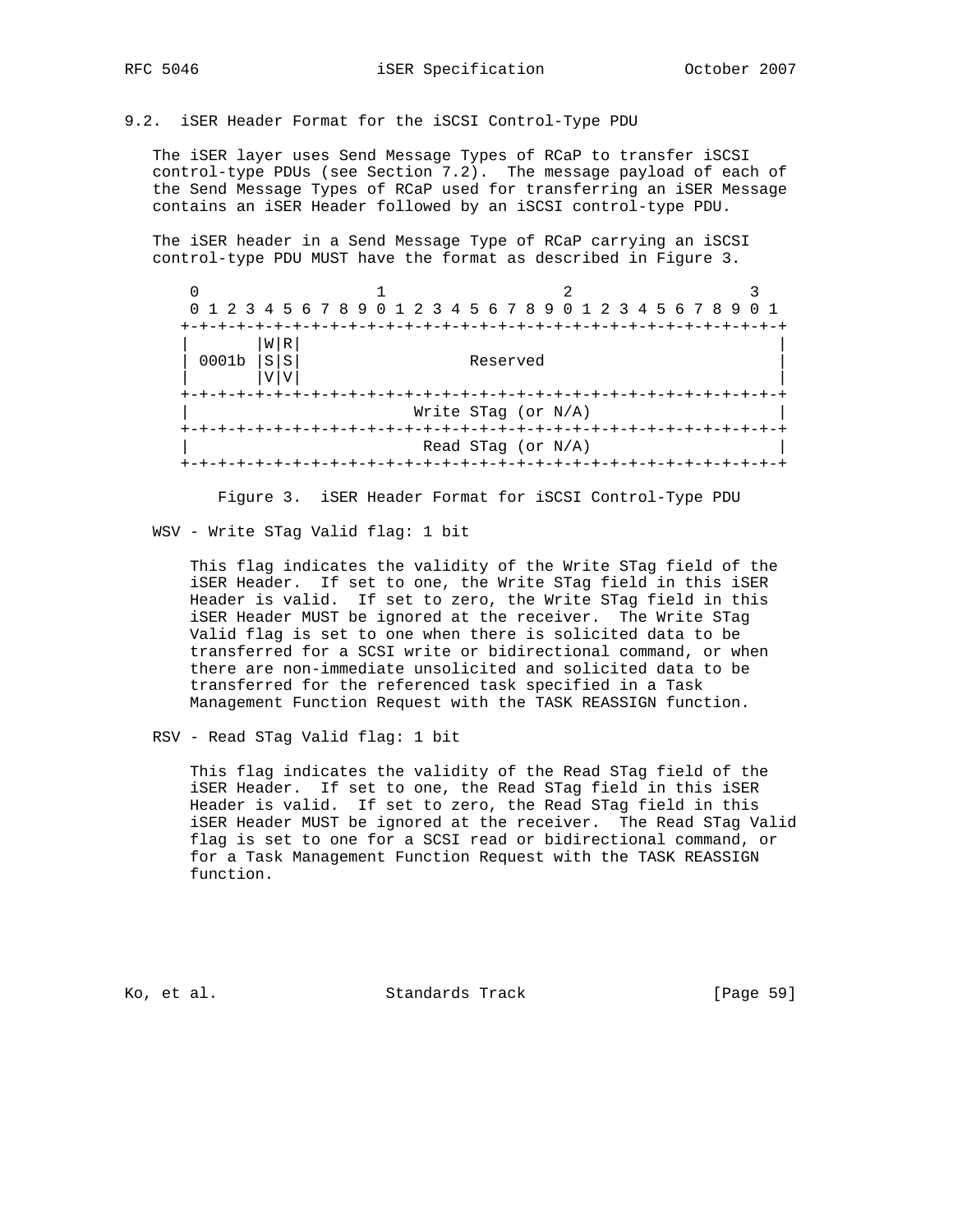### 9.2. iSER Header Format for the iSCSI Control-Type PDU

The iSER layer uses Send Message Types of RCaP to transfer iSCSI control-type PDUs (see Section 7.2). The message payload of each of the Send Message Types of RCaP used for transferring an iSER Message contains an iSER Header followed by an iSCSI control-type PDU.

The iSER header in a Send Message Type of RCaP carrying an iSCSI control-type PDU MUST have the format as described in Figure 3.

```
 0                   1                   2                   3
 0 1 2 3 4 5 6 7 8 9 0 1 2 3 4 5 6 7 8 9 0 1 2 3 4 5 6 7 8 9 0 1
+-+-+-+-+-+-+-+-+-+-+-+-+-+-+-+-+-+-+-+-+-+-+-+-+-+-+-+-+-+-+-+-+
|       |W|R|                                                   |
| 0001b |S|S|                   Reserved                        |
|       |V|V|                                                   |
+-+-+-+-+-+-+-+-+-+-+-+-+-+-+-+-+-+-+-+-+-+-+-+-+-+-+-+-+-+-+-+-+
|                       Write STag (or N/A)                     |
+-+-+-+-+-+-+-+-+-+-+-+-+-+-+-+-+-+-+-+-+-+-+-+-+-+-+-+-+-+-+-+-+
|                        Read STag (or N/A)                     |
+-+-+-+-+-+-+-+-+-+-+-+-+-+-+-+-+-+-+-+-+-+-+-+-+-+-+-+-+-+-+-+-+
```

Figure 3. iSER Header Format for iSCSI Control-Type PDU

WSV - Write STag Valid flag: 1 bit

This flag indicates the validity of the Write STag field of the iSER Header. If set to one, the Write STag field in this iSER Header is valid. If set to zero, the Write STag field in this iSER Header MUST be ignored at the receiver. The Write STag Valid flag is set to one when there is solicited data to be transferred for a SCSI write or bidirectional command, or when there are non-immediate unsolicited and solicited data to be transferred for the referenced task specified in a Task Management Function Request with the TASK REASSIGN function.

RSV - Read STag Valid flag: 1 bit

This flag indicates the validity of the Read STag field of the iSER Header. If set to one, the Read STag field in this iSER Header is valid. If set to zero, the Read STag field in this iSER Header MUST be ignored at the receiver. The Read STag Valid flag is set to one for a SCSI read or bidirectional command, or for a Task Management Function Request with the TASK REASSIGN function.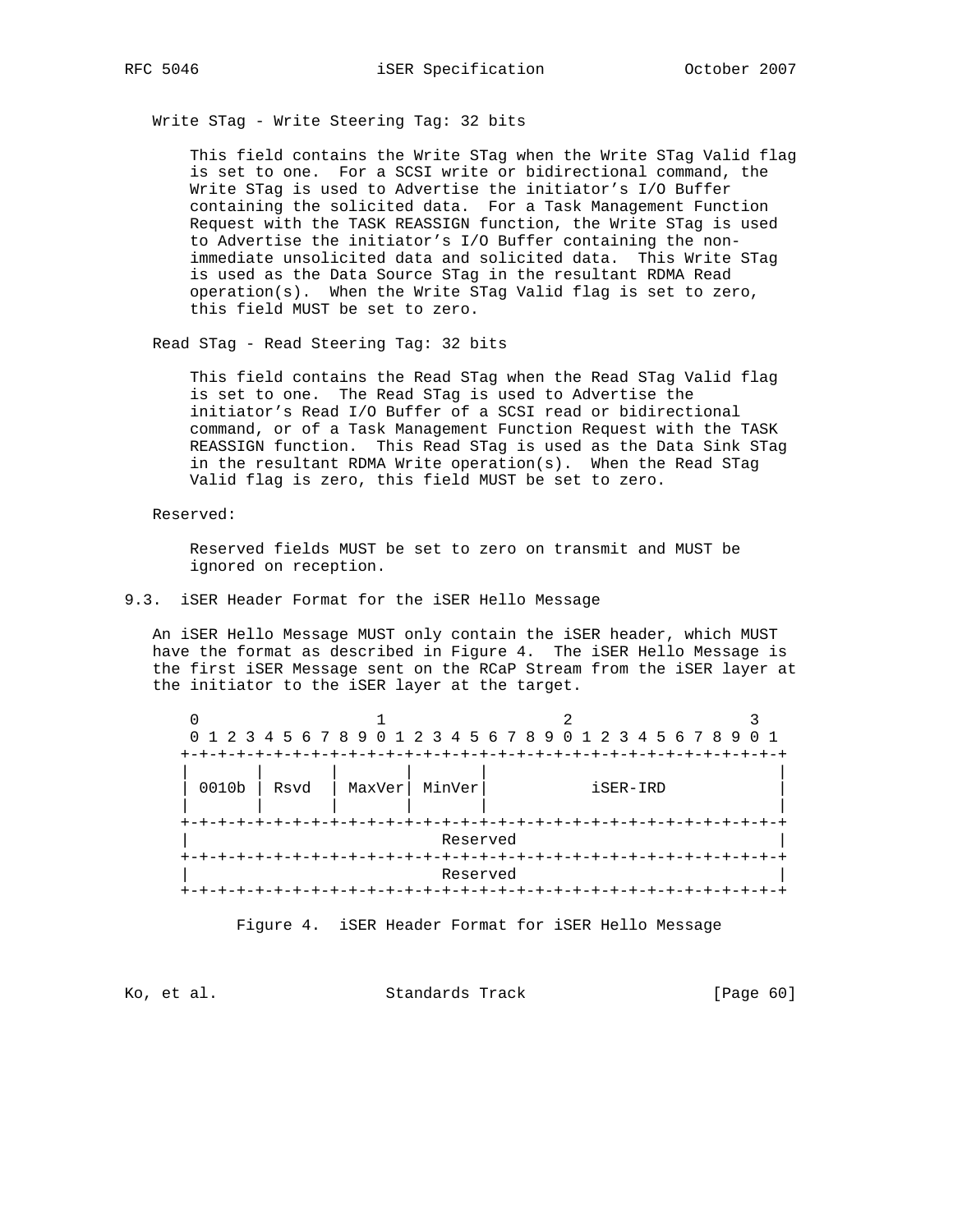Write STag - Write Steering Tag: 32 bits

This field contains the Write STag when the Write STag Valid flag is set to one. For a SCSI write or bidirectional command, the Write STag is used to Advertise the initiator's I/O Buffer containing the solicited data. For a Task Management Function Request with the TASK REASSIGN function, the Write STag is used to Advertise the initiator's I/O Buffer containing the non-immediate unsolicited data and solicited data. This Write STag is used as the Data Source STag in the resultant RDMA Read operation(s). When the Write STag Valid flag is set to zero, this field MUST be set to zero.

Read STag - Read Steering Tag: 32 bits

This field contains the Read STag when the Read STag Valid flag is set to one. The Read STag is used to Advertise the initiator's Read I/O Buffer of a SCSI read or bidirectional command, or of a Task Management Function Request with the TASK REASSIGN function. This Read STag is used as the Data Sink STag in the resultant RDMA Write operation(s). When the Read STag Valid flag is zero, this field MUST be set to zero.

Reserved:

Reserved fields MUST be set to zero on transmit and MUST be ignored on reception.

## 9.3. iSER Header Format for the iSER Hello Message

An iSER Hello Message MUST only contain the iSER header, which MUST have the format as described in Figure 4. The iSER Hello Message is the first iSER Message sent on the RCaP Stream from the iSER layer at the initiator to the iSER layer at the target.

```
 0                   1                   2                   3
 0 1 2 3 4 5 6 7 8 9 0 1 2 3 4 5 6 7 8 9 0 1 2 3 4 5 6 7 8 9 0 1
+-+-+-+-+-+-+-+-+-+-+-+-+-+-+-+-+-+-+-+-+-+-+-+-+-+-+-+-+-+-+-+-+
|       |       |       |       |                               |
| 0010b | Rsvd  | MaxVer| MinVer|           iSER-IRD            |
|       |       |       |       |                               |
+-+-+-+-+-+-+-+-+-+-+-+-+-+-+-+-+-+-+-+-+-+-+-+-+-+-+-+-+-+-+-+-+
|                            Reserved                           |
+-+-+-+-+-+-+-+-+-+-+-+-+-+-+-+-+-+-+-+-+-+-+-+-+-+-+-+-+-+-+-+-+
|                            Reserved                           |
+-+-+-+-+-+-+-+-+-+-+-+-+-+-+-+-+-+-+-+-+-+-+-+-+-+-+-+-+-+-+-+-+
```

Figure 4. iSER Header Format for iSER Hello Message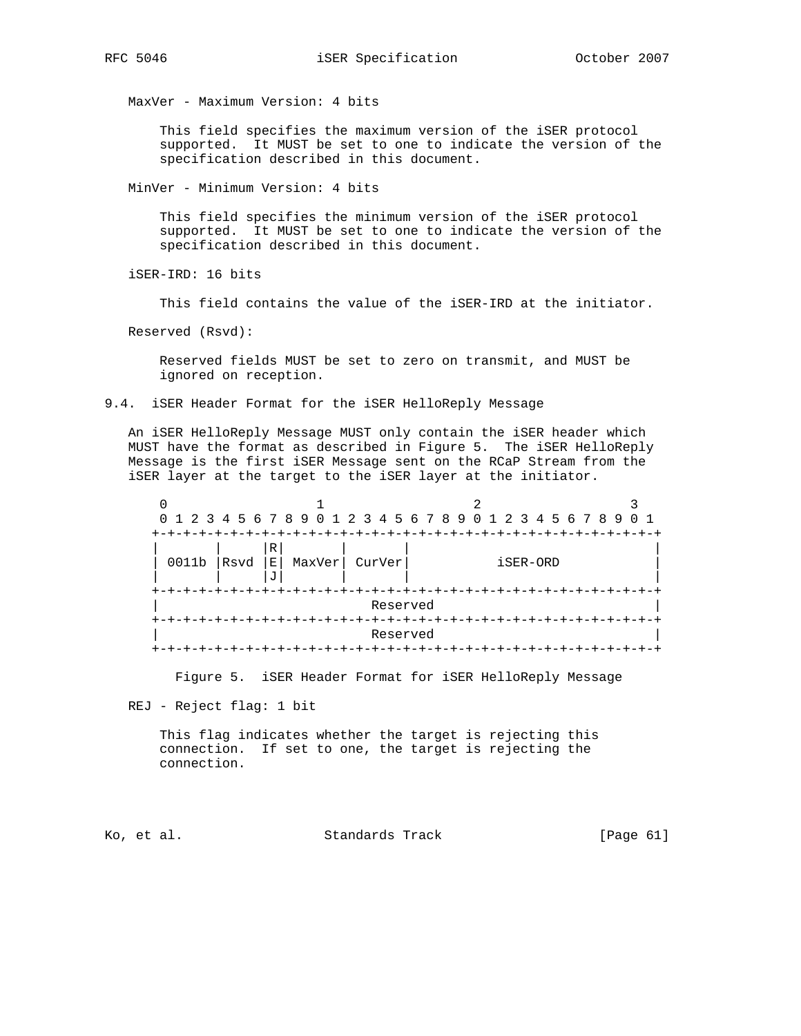MaxVer - Maximum Version: 4 bits

This field specifies the maximum version of the iSER protocol supported. It MUST be set to one to indicate the version of the specification described in this document.

MinVer - Minimum Version: 4 bits

This field specifies the minimum version of the iSER protocol supported. It MUST be set to one to indicate the version of the specification described in this document.

iSER-IRD: 16 bits

This field contains the value of the iSER-IRD at the initiator.

Reserved (Rsvd):

Reserved fields MUST be set to zero on transmit, and MUST be ignored on reception.

### 9.4. iSER Header Format for the iSER HelloReply Message

An iSER HelloReply Message MUST only contain the iSER header which MUST have the format as described in Figure 5. The iSER HelloReply Message is the first iSER Message sent on the RCaP Stream from the iSER layer at the target to the iSER layer at the initiator.

```
 0                   1                   2                   3
 0 1 2 3 4 5 6 7 8 9 0 1 2 3 4 5 6 7 8 9 0 1 2 3 4 5 6 7 8 9 0 1
+-+-+-+-+-+-+-+-+-+-+-+-+-+-+-+-+-+-+-+-+-+-+-+-+-+-+-+-+-+-+-+-+
|       |     |R|       |       |                               |
| 0011b |Rsvd |E| MaxVer| CurVer|           iSER-ORD            |
|       |     |J|       |       |                               |
+-+-+-+-+-+-+-+-+-+-+-+-+-+-+-+-+-+-+-+-+-+-+-+-+-+-+-+-+-+-+-+-+
|                            Reserved                           |
+-+-+-+-+-+-+-+-+-+-+-+-+-+-+-+-+-+-+-+-+-+-+-+-+-+-+-+-+-+-+-+-+
|                            Reserved                           |
+-+-+-+-+-+-+-+-+-+-+-+-+-+-+-+-+-+-+-+-+-+-+-+-+-+-+-+-+-+-+-+-+
```

Figure 5. iSER Header Format for iSER HelloReply Message

REJ - Reject flag: 1 bit

This flag indicates whether the target is rejecting this connection. If set to one, the target is rejecting the connection.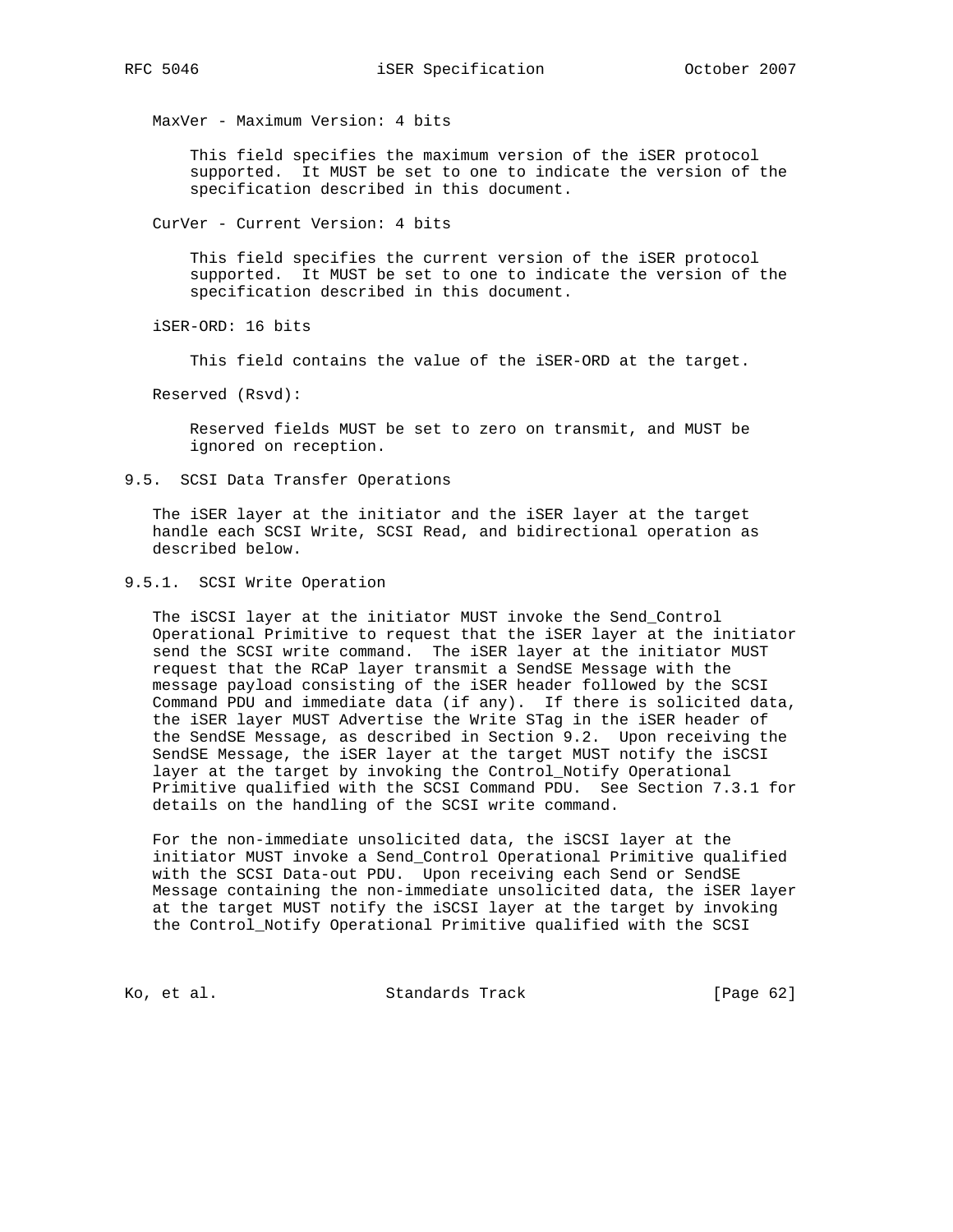MaxVer - Maximum Version: 4 bits

This field specifies the maximum version of the iSER protocol supported. It MUST be set to one to indicate the version of the specification described in this document.

CurVer - Current Version: 4 bits

This field specifies the current version of the iSER protocol supported. It MUST be set to one to indicate the version of the specification described in this document.

iSER-ORD: 16 bits

This field contains the value of the iSER-ORD at the target.

Reserved (Rsvd):

Reserved fields MUST be set to zero on transmit, and MUST be ignored on reception.

## 9.5. SCSI Data Transfer Operations

The iSER layer at the initiator and the iSER layer at the target handle each SCSI Write, SCSI Read, and bidirectional operation as described below.

### 9.5.1. SCSI Write Operation

The iSCSI layer at the initiator MUST invoke the Send_Control Operational Primitive to request that the iSER layer at the initiator send the SCSI write command. The iSER layer at the initiator MUST request that the RCaP layer transmit a SendSE Message with the message payload consisting of the iSER header followed by the SCSI Command PDU and immediate data (if any). If there is solicited data, the iSER layer MUST Advertise the Write STag in the iSER header of the SendSE Message, as described in Section 9.2. Upon receiving the SendSE Message, the iSER layer at the target MUST notify the iSCSI layer at the target by invoking the Control_Notify Operational Primitive qualified with the SCSI Command PDU. See Section 7.3.1 for details on the handling of the SCSI write command.

For the non-immediate unsolicited data, the iSCSI layer at the initiator MUST invoke a Send_Control Operational Primitive qualified with the SCSI Data-out PDU. Upon receiving each Send or SendSE Message containing the non-immediate unsolicited data, the iSER layer at the target MUST notify the iSCSI layer at the target by invoking the Control_Notify Operational Primitive qualified with the SCSI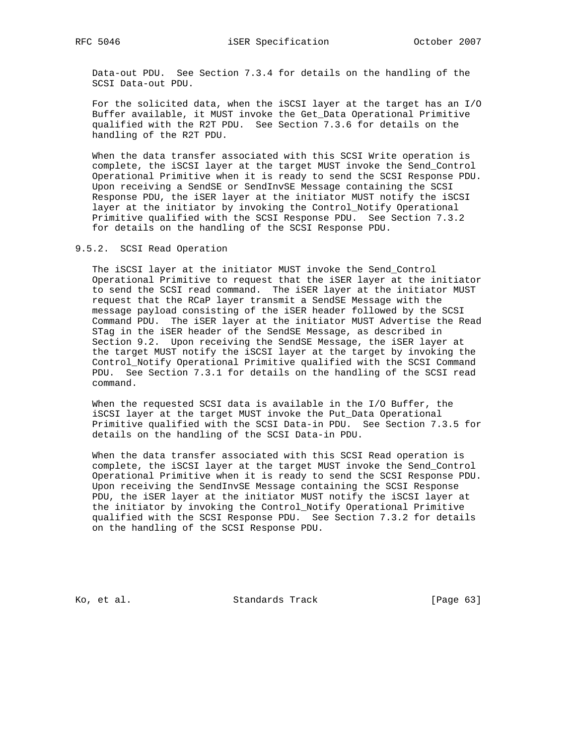Data-out PDU. See Section 7.3.4 for details on the handling of the SCSI Data-out PDU.

For the solicited data, when the iSCSI layer at the target has an I/O Buffer available, it MUST invoke the Get_Data Operational Primitive qualified with the R2T PDU. See Section 7.3.6 for details on the handling of the R2T PDU.

When the data transfer associated with this SCSI Write operation is complete, the iSCSI layer at the target MUST invoke the Send_Control Operational Primitive when it is ready to send the SCSI Response PDU. Upon receiving a SendSE or SendInvSE Message containing the SCSI Response PDU, the iSER layer at the initiator MUST notify the iSCSI layer at the initiator by invoking the Control_Notify Operational Primitive qualified with the SCSI Response PDU. See Section 7.3.2 for details on the handling of the SCSI Response PDU.

### 9.5.2. SCSI Read Operation

The iSCSI layer at the initiator MUST invoke the Send_Control Operational Primitive to request that the iSER layer at the initiator to send the SCSI read command. The iSER layer at the initiator MUST request that the RCaP layer transmit a SendSE Message with the message payload consisting of the iSER header followed by the SCSI Command PDU. The iSER layer at the initiator MUST Advertise the Read STag in the iSER header of the SendSE Message, as described in Section 9.2. Upon receiving the SendSE Message, the iSER layer at the target MUST notify the iSCSI layer at the target by invoking the Control_Notify Operational Primitive qualified with the SCSI Command PDU. See Section 7.3.1 for details on the handling of the SCSI read command.

When the requested SCSI data is available in the I/O Buffer, the iSCSI layer at the target MUST invoke the Put_Data Operational Primitive qualified with the SCSI Data-in PDU. See Section 7.3.5 for details on the handling of the SCSI Data-in PDU.

When the data transfer associated with this SCSI Read operation is complete, the iSCSI layer at the target MUST invoke the Send_Control Operational Primitive when it is ready to send the SCSI Response PDU. Upon receiving the SendInvSE Message containing the SCSI Response PDU, the iSER layer at the initiator MUST notify the iSCSI layer at the initiator by invoking the Control_Notify Operational Primitive qualified with the SCSI Response PDU. See Section 7.3.2 for details on the handling of the SCSI Response PDU.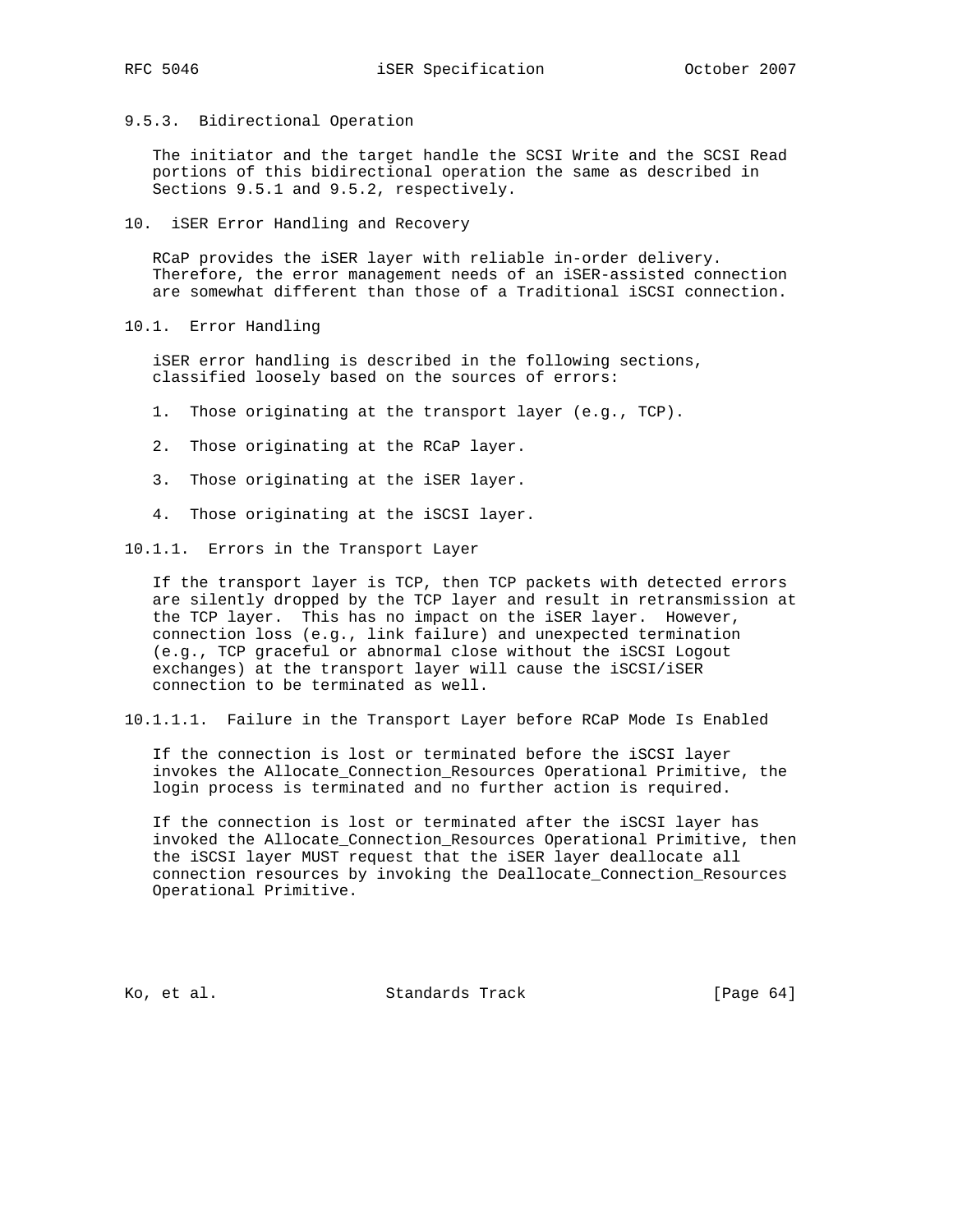#### 9.5.3. Bidirectional Operation

The initiator and the target handle the SCSI Write and the SCSI Read portions of this bidirectional operation the same as described in Sections 9.5.1 and 9.5.2, respectively.

## 10. iSER Error Handling and Recovery

RCaP provides the iSER layer with reliable in-order delivery. Therefore, the error management needs of an iSER-assisted connection are somewhat different than those of a Traditional iSCSI connection.

### 10.1. Error Handling

iSER error handling is described in the following sections, classified loosely based on the sources of errors:

1. Those originating at the transport layer (e.g., TCP).

2. Those originating at the RCaP layer.

3. Those originating at the iSER layer.

4. Those originating at the iSCSI layer.

#### 10.1.1. Errors in the Transport Layer

If the transport layer is TCP, then TCP packets with detected errors are silently dropped by the TCP layer and result in retransmission at the TCP layer. This has no impact on the iSER layer. However, connection loss (e.g., link failure) and unexpected termination (e.g., TCP graceful or abnormal close without the iSCSI Logout exchanges) at the transport layer will cause the iSCSI/iSER connection to be terminated as well.

##### 10.1.1.1. Failure in the Transport Layer before RCaP Mode Is Enabled

If the connection is lost or terminated before the iSCSI layer invokes the Allocate_Connection_Resources Operational Primitive, the login process is terminated and no further action is required.

If the connection is lost or terminated after the iSCSI layer has invoked the Allocate_Connection_Resources Operational Primitive, then the iSCSI layer MUST request that the iSER layer deallocate all connection resources by invoking the Deallocate_Connection_Resources Operational Primitive.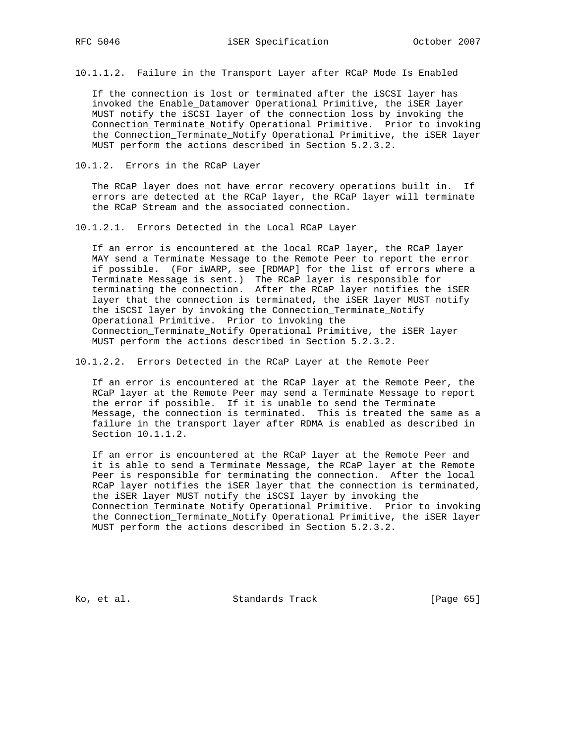#### 10.1.1.2. Failure in the Transport Layer after RCaP Mode Is Enabled

If the connection is lost or terminated after the iSCSI layer has invoked the Enable_Datamover Operational Primitive, the iSER layer MUST notify the iSCSI layer of the connection loss by invoking the Connection_Terminate_Notify Operational Primitive. Prior to invoking the Connection_Terminate_Notify Operational Primitive, the iSER layer MUST perform the actions described in Section 5.2.3.2.

### 10.1.2. Errors in the RCaP Layer

The RCaP layer does not have error recovery operations built in. If errors are detected at the RCaP layer, the RCaP layer will terminate the RCaP Stream and the associated connection.

#### 10.1.2.1. Errors Detected in the Local RCaP Layer

If an error is encountered at the local RCaP layer, the RCaP layer MAY send a Terminate Message to the Remote Peer to report the error if possible. (For iWARP, see [RDMAP] for the list of errors where a Terminate Message is sent.) The RCaP layer is responsible for terminating the connection. After the RCaP layer notifies the iSER layer that the connection is terminated, the iSER layer MUST notify the iSCSI layer by invoking the Connection_Terminate_Notify Operational Primitive. Prior to invoking the Connection_Terminate_Notify Operational Primitive, the iSER layer MUST perform the actions described in Section 5.2.3.2.

#### 10.1.2.2. Errors Detected in the RCaP Layer at the Remote Peer

If an error is encountered at the RCaP layer at the Remote Peer, the RCaP layer at the Remote Peer may send a Terminate Message to report the error if possible. If it is unable to send the Terminate Message, the connection is terminated. This is treated the same as a failure in the transport layer after RDMA is enabled as described in Section 10.1.1.2.

If an error is encountered at the RCaP layer at the Remote Peer and it is able to send a Terminate Message, the RCaP layer at the Remote Peer is responsible for terminating the connection. After the local RCaP layer notifies the iSER layer that the connection is terminated, the iSER layer MUST notify the iSCSI layer by invoking the Connection_Terminate_Notify Operational Primitive. Prior to invoking the Connection_Terminate_Notify Operational Primitive, the iSER layer MUST perform the actions described in Section 5.2.3.2.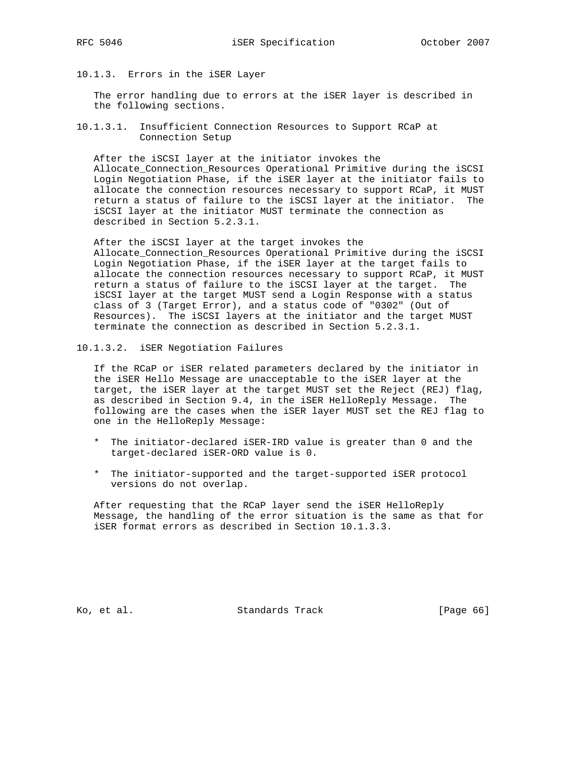#### 10.1.3. Errors in the iSER Layer

The error handling due to errors at the iSER layer is described in the following sections.

##### 10.1.3.1. Insufficient Connection Resources to Support RCaP at Connection Setup

After the iSCSI layer at the initiator invokes the Allocate_Connection_Resources Operational Primitive during the iSCSI Login Negotiation Phase, if the iSER layer at the initiator fails to allocate the connection resources necessary to support RCaP, it MUST return a status of failure to the iSCSI layer at the initiator. The iSCSI layer at the initiator MUST terminate the connection as described in Section 5.2.3.1.

After the iSCSI layer at the target invokes the Allocate_Connection_Resources Operational Primitive during the iSCSI Login Negotiation Phase, if the iSER layer at the target fails to allocate the connection resources necessary to support RCaP, it MUST return a status of failure to the iSCSI layer at the target. The iSCSI layer at the target MUST send a Login Response with a status class of 3 (Target Error), and a status code of "0302" (Out of Resources). The iSCSI layers at the initiator and the target MUST terminate the connection as described in Section 5.2.3.1.

##### 10.1.3.2. iSER Negotiation Failures

If the RCaP or iSER related parameters declared by the initiator in the iSER Hello Message are unacceptable to the iSER layer at the target, the iSER layer at the target MUST set the Reject (REJ) flag, as described in Section 9.4, in the iSER HelloReply Message. The following are the cases when the iSER layer MUST set the REJ flag to one in the HelloReply Message:

* The initiator-declared iSER-IRD value is greater than 0 and the target-declared iSER-ORD value is 0.

* The initiator-supported and the target-supported iSER protocol versions do not overlap.

After requesting that the RCaP layer send the iSER HelloReply Message, the handling of the error situation is the same as that for iSER format errors as described in Section 10.1.3.3.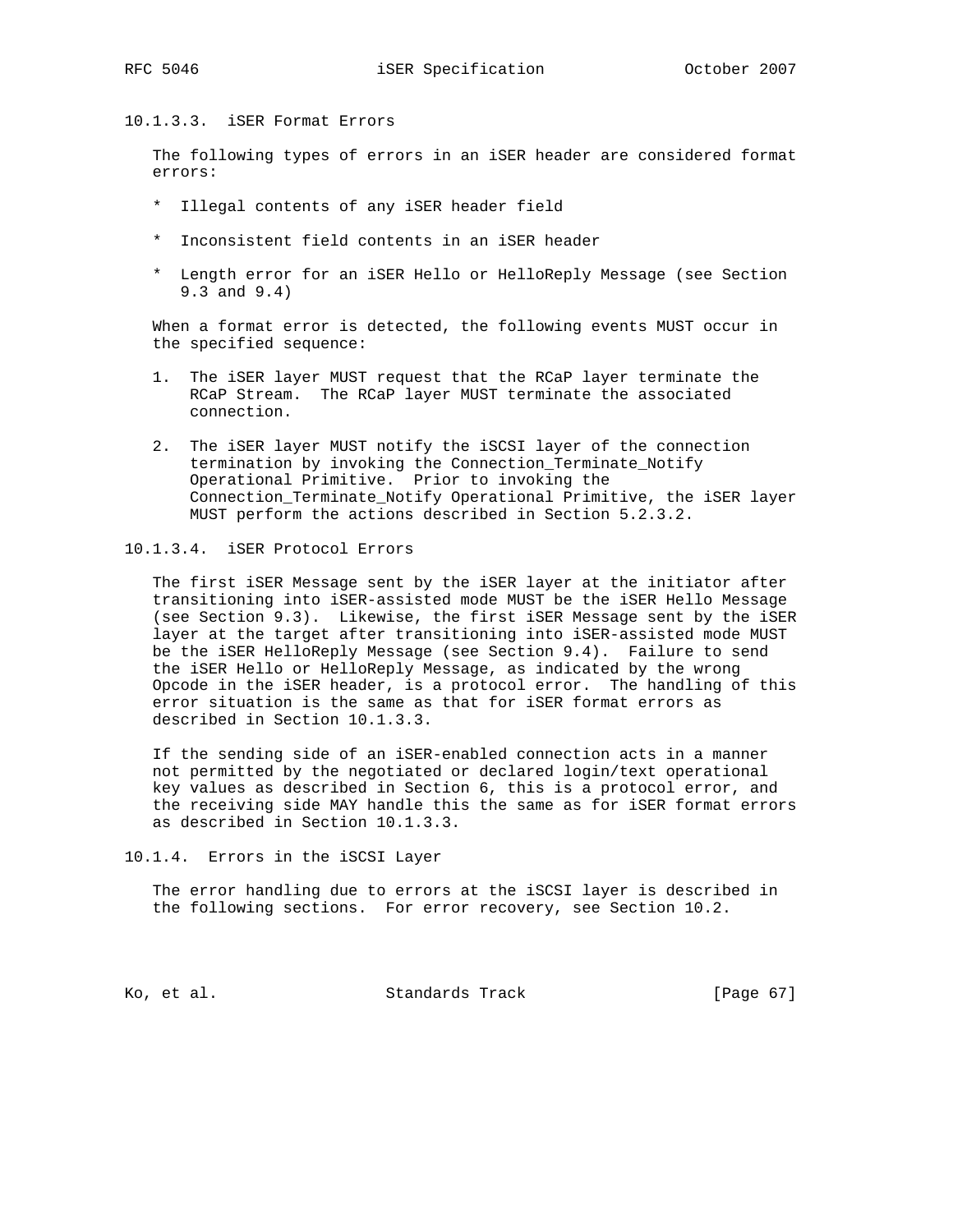#### 10.1.3.3. iSER Format Errors

The following types of errors in an iSER header are considered format errors:

* Illegal contents of any iSER header field
* Inconsistent field contents in an iSER header
* Length error for an iSER Hello or HelloReply Message (see Section 9.3 and 9.4)

When a format error is detected, the following events MUST occur in the specified sequence:

1. The iSER layer MUST request that the RCaP layer terminate the RCaP Stream. The RCaP layer MUST terminate the associated connection.

2. The iSER layer MUST notify the iSCSI layer of the connection termination by invoking the Connection_Terminate_Notify Operational Primitive. Prior to invoking the Connection_Terminate_Notify Operational Primitive, the iSER layer MUST perform the actions described in Section 5.2.3.2.

#### 10.1.3.4. iSER Protocol Errors

The first iSER Message sent by the iSER layer at the initiator after transitioning into iSER-assisted mode MUST be the iSER Hello Message (see Section 9.3). Likewise, the first iSER Message sent by the iSER layer at the target after transitioning into iSER-assisted mode MUST be the iSER HelloReply Message (see Section 9.4). Failure to send the iSER Hello or HelloReply Message, as indicated by the wrong Opcode in the iSER header, is a protocol error. The handling of this error situation is the same as that for iSER format errors as described in Section 10.1.3.3.

If the sending side of an iSER-enabled connection acts in a manner not permitted by the negotiated or declared login/text operational key values as described in Section 6, this is a protocol error, and the receiving side MAY handle this the same as for iSER format errors as described in Section 10.1.3.3.

### 10.1.4. Errors in the iSCSI Layer

The error handling due to errors at the iSCSI layer is described in the following sections. For error recovery, see Section 10.2.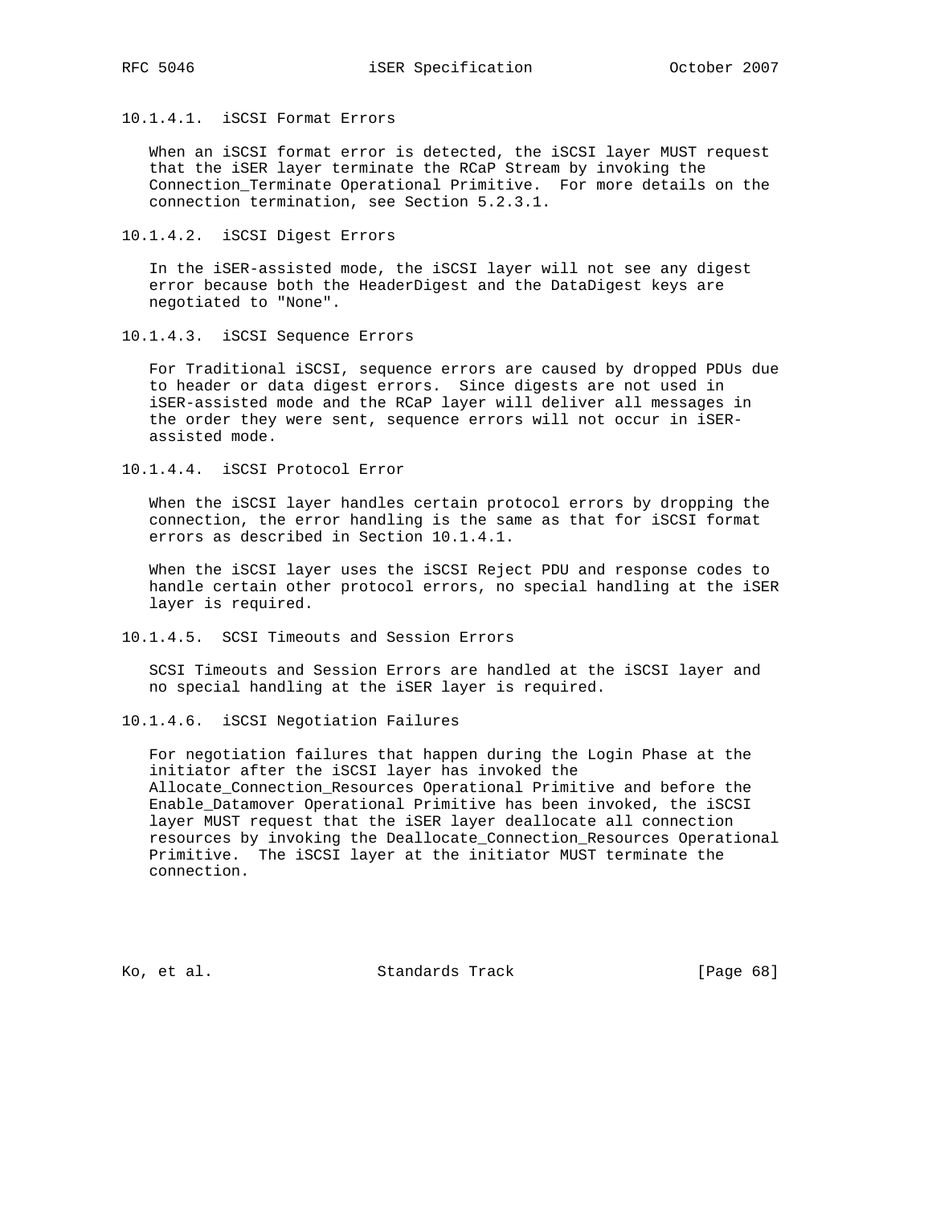#### 10.1.4.1. iSCSI Format Errors

When an iSCSI format error is detected, the iSCSI layer MUST request that the iSER layer terminate the RCaP Stream by invoking the Connection_Terminate Operational Primitive. For more details on the connection termination, see Section 5.2.3.1.

#### 10.1.4.2. iSCSI Digest Errors

In the iSER-assisted mode, the iSCSI layer will not see any digest error because both the HeaderDigest and the DataDigest keys are negotiated to "None".

#### 10.1.4.3. iSCSI Sequence Errors

For Traditional iSCSI, sequence errors are caused by dropped PDUs due to header or data digest errors. Since digests are not used in iSER-assisted mode and the RCaP layer will deliver all messages in the order they were sent, sequence errors will not occur in iSER-assisted mode.

#### 10.1.4.4. iSCSI Protocol Error

When the iSCSI layer handles certain protocol errors by dropping the connection, the error handling is the same as that for iSCSI format errors as described in Section 10.1.4.1.

When the iSCSI layer uses the iSCSI Reject PDU and response codes to handle certain other protocol errors, no special handling at the iSER layer is required.

#### 10.1.4.5. SCSI Timeouts and Session Errors

SCSI Timeouts and Session Errors are handled at the iSCSI layer and no special handling at the iSER layer is required.

#### 10.1.4.6. iSCSI Negotiation Failures

For negotiation failures that happen during the Login Phase at the initiator after the iSCSI layer has invoked the Allocate_Connection_Resources Operational Primitive and before the Enable_Datamover Operational Primitive has been invoked, the iSCSI layer MUST request that the iSER layer deallocate all connection resources by invoking the Deallocate_Connection_Resources Operational Primitive. The iSCSI layer at the initiator MUST terminate the connection.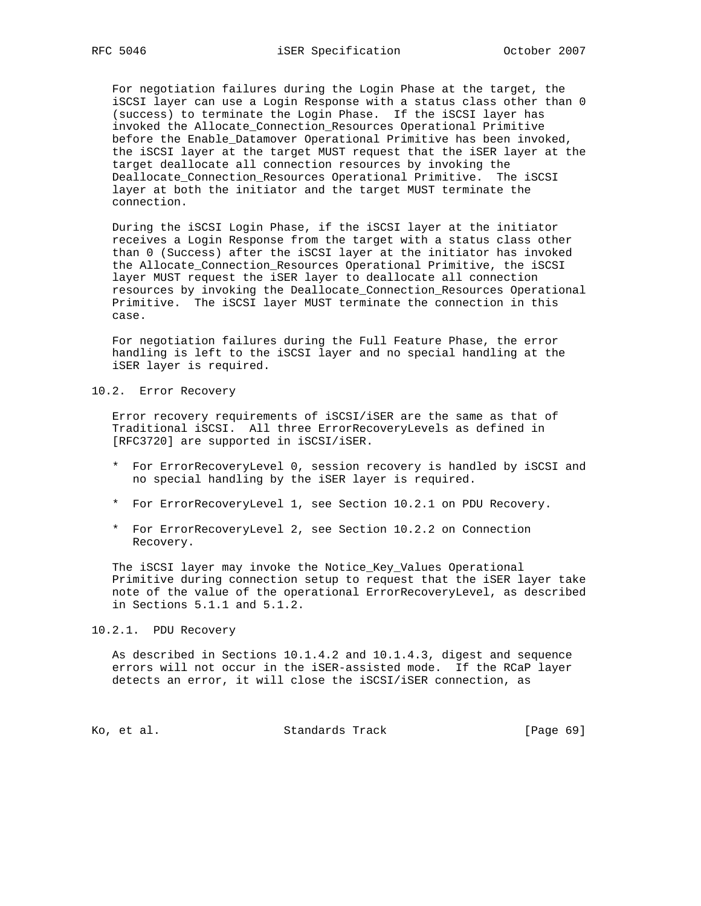For negotiation failures during the Login Phase at the target, the iSCSI layer can use a Login Response with a status class other than 0 (success) to terminate the Login Phase. If the iSCSI layer has invoked the Allocate_Connection_Resources Operational Primitive before the Enable_Datamover Operational Primitive has been invoked, the iSCSI layer at the target MUST request that the iSER layer at the target deallocate all connection resources by invoking the Deallocate_Connection_Resources Operational Primitive. The iSCSI layer at both the initiator and the target MUST terminate the connection.

During the iSCSI Login Phase, if the iSCSI layer at the initiator receives a Login Response from the target with a status class other than 0 (Success) after the iSCSI layer at the initiator has invoked the Allocate_Connection_Resources Operational Primitive, the iSCSI layer MUST request the iSER layer to deallocate all connection resources by invoking the Deallocate_Connection_Resources Operational Primitive. The iSCSI layer MUST terminate the connection in this case.

For negotiation failures during the Full Feature Phase, the error handling is left to the iSCSI layer and no special handling at the iSER layer is required.

### 10.2. Error Recovery

Error recovery requirements of iSCSI/iSER are the same as that of Traditional iSCSI. All three ErrorRecoveryLevels as defined in [RFC3720] are supported in iSCSI/iSER.

* For ErrorRecoveryLevel 0, session recovery is handled by iSCSI and no special handling by the iSER layer is required.

* For ErrorRecoveryLevel 1, see Section 10.2.1 on PDU Recovery.

* For ErrorRecoveryLevel 2, see Section 10.2.2 on Connection Recovery.

The iSCSI layer may invoke the Notice_Key_Values Operational Primitive during connection setup to request that the iSER layer take note of the value of the operational ErrorRecoveryLevel, as described in Sections 5.1.1 and 5.1.2.

#### 10.2.1. PDU Recovery

As described in Sections 10.1.4.2 and 10.1.4.3, digest and sequence errors will not occur in the iSER-assisted mode. If the RCaP layer detects an error, it will close the iSCSI/iSER connection, as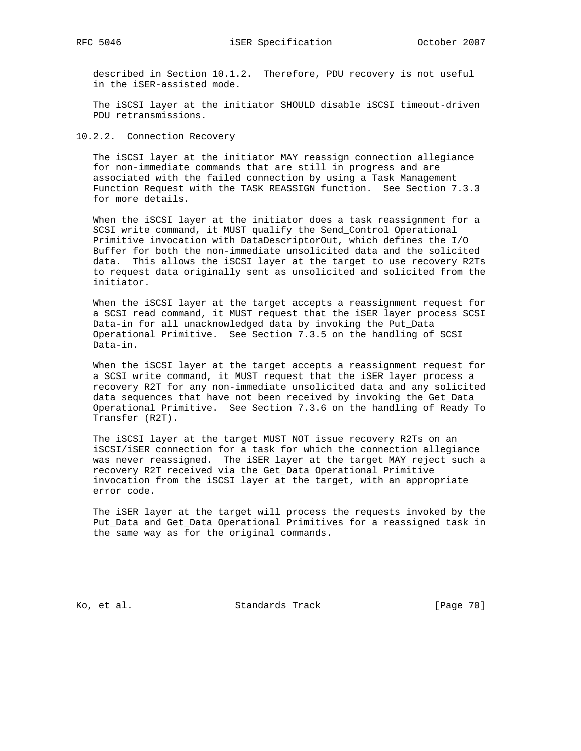described in Section 10.1.2. Therefore, PDU recovery is not useful in the iSER-assisted mode.

The iSCSI layer at the initiator SHOULD disable iSCSI timeout-driven PDU retransmissions.

### 10.2.2. Connection Recovery

The iSCSI layer at the initiator MAY reassign connection allegiance for non-immediate commands that are still in progress and are associated with the failed connection by using a Task Management Function Request with the TASK REASSIGN function. See Section 7.3.3 for more details.

When the iSCSI layer at the initiator does a task reassignment for a SCSI write command, it MUST qualify the Send_Control Operational Primitive invocation with DataDescriptorOut, which defines the I/O Buffer for both the non-immediate unsolicited data and the solicited data. This allows the iSCSI layer at the target to use recovery R2Ts to request data originally sent as unsolicited and solicited from the initiator.

When the iSCSI layer at the target accepts a reassignment request for a SCSI read command, it MUST request that the iSER layer process SCSI Data-in for all unacknowledged data by invoking the Put_Data Operational Primitive. See Section 7.3.5 on the handling of SCSI Data-in.

When the iSCSI layer at the target accepts a reassignment request for a SCSI write command, it MUST request that the iSER layer process a recovery R2T for any non-immediate unsolicited data and any solicited data sequences that have not been received by invoking the Get_Data Operational Primitive. See Section 7.3.6 on the handling of Ready To Transfer (R2T).

The iSCSI layer at the target MUST NOT issue recovery R2Ts on an iSCSI/iSER connection for a task for which the connection allegiance was never reassigned. The iSER layer at the target MAY reject such a recovery R2T received via the Get_Data Operational Primitive invocation from the iSCSI layer at the target, with an appropriate error code.

The iSER layer at the target will process the requests invoked by the Put_Data and Get_Data Operational Primitives for a reassigned task in the same way as for the original commands.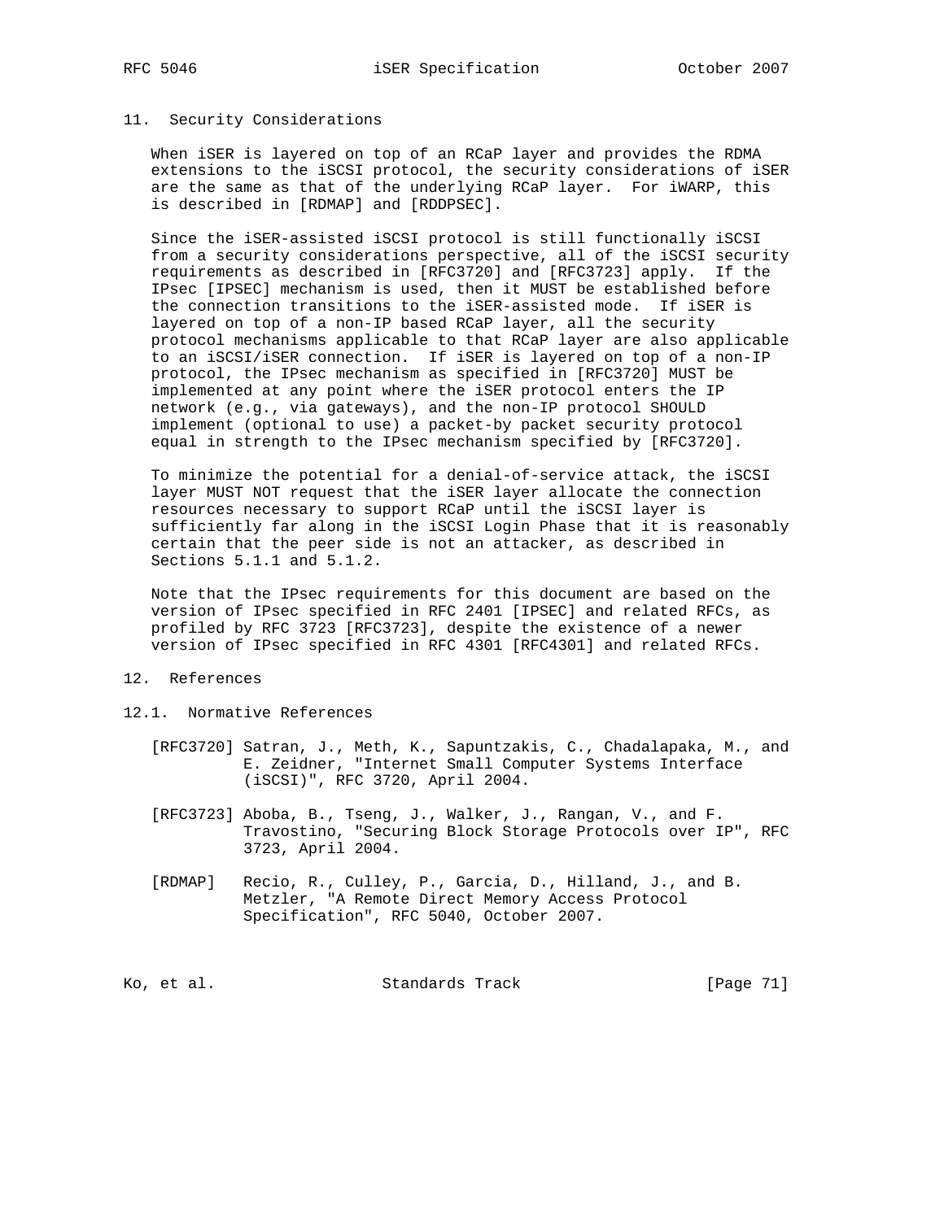## 11. Security Considerations

When iSER is layered on top of an RCaP layer and provides the RDMA extensions to the iSCSI protocol, the security considerations of iSER are the same as that of the underlying RCaP layer. For iWARP, this is described in [RDMAP] and [RDDPSEC].

Since the iSER-assisted iSCSI protocol is still functionally iSCSI from a security considerations perspective, all of the iSCSI security requirements as described in [RFC3720] and [RFC3723] apply. If the IPsec [IPSEC] mechanism is used, then it MUST be established before the connection transitions to the iSER-assisted mode. If iSER is layered on top of a non-IP based RCaP layer, all the security protocol mechanisms applicable to that RCaP layer are also applicable to an iSCSI/iSER connection. If iSER is layered on top of a non-IP protocol, the IPsec mechanism as specified in [RFC3720] MUST be implemented at any point where the iSER protocol enters the IP network (e.g., via gateways), and the non-IP protocol SHOULD implement (optional to use) a packet-by packet security protocol equal in strength to the IPsec mechanism specified by [RFC3720].

To minimize the potential for a denial-of-service attack, the iSCSI layer MUST NOT request that the iSER layer allocate the connection resources necessary to support RCaP until the iSCSI layer is sufficiently far along in the iSCSI Login Phase that it is reasonably certain that the peer side is not an attacker, as described in Sections 5.1.1 and 5.1.2.

Note that the IPsec requirements for this document are based on the version of IPsec specified in RFC 2401 [IPSEC] and related RFCs, as profiled by RFC 3723 [RFC3723], despite the existence of a newer version of IPsec specified in RFC 4301 [RFC4301] and related RFCs.

## 12. References

### 12.1. Normative References

[RFC3720] Satran, J., Meth, K., Sapuntzakis, C., Chadalapaka, M., and E. Zeidner, "Internet Small Computer Systems Interface (iSCSI)", RFC 3720, April 2004.

[RFC3723] Aboba, B., Tseng, J., Walker, J., Rangan, V., and F. Travostino, "Securing Block Storage Protocols over IP", RFC 3723, April 2004.

[RDMAP] Recio, R., Culley, P., Garcia, D., Hilland, J., and B. Metzler, "A Remote Direct Memory Access Protocol Specification", RFC 5040, October 2007.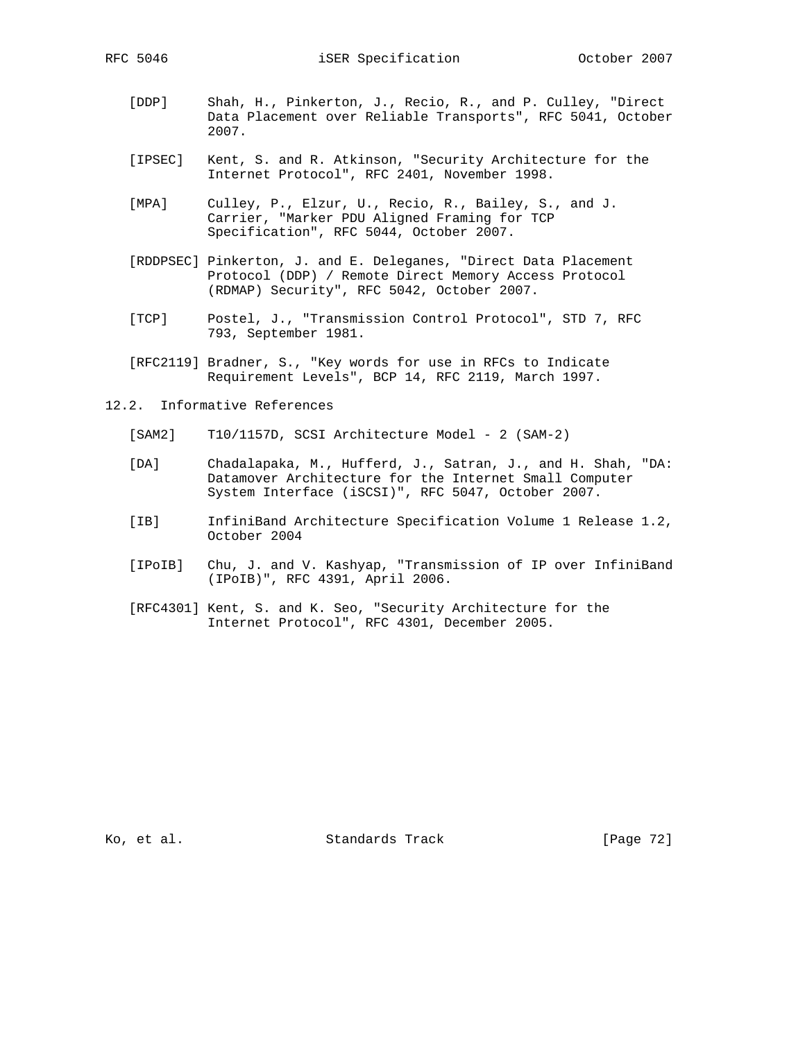[DDP] Shah, H., Pinkerton, J., Recio, R., and P. Culley, "Direct Data Placement over Reliable Transports", RFC 5041, October 2007.

[IPSEC] Kent, S. and R. Atkinson, "Security Architecture for the Internet Protocol", RFC 2401, November 1998.

[MPA] Culley, P., Elzur, U., Recio, R., Bailey, S., and J. Carrier, "Marker PDU Aligned Framing for TCP Specification", RFC 5044, October 2007.

[RDDPSEC] Pinkerton, J. and E. Deleganes, "Direct Data Placement Protocol (DDP) / Remote Direct Memory Access Protocol (RDMAP) Security", RFC 5042, October 2007.

[TCP] Postel, J., "Transmission Control Protocol", STD 7, RFC 793, September 1981.

[RFC2119] Bradner, S., "Key words for use in RFCs to Indicate Requirement Levels", BCP 14, RFC 2119, March 1997.

## 12.2. Informative References

[SAM2] T10/1157D, SCSI Architecture Model - 2 (SAM-2)

[DA] Chadalapaka, M., Hufferd, J., Satran, J., and H. Shah, "DA: Datamover Architecture for the Internet Small Computer System Interface (iSCSI)", RFC 5047, October 2007.

[IB] InfiniBand Architecture Specification Volume 1 Release 1.2, October 2004

[IPoIB] Chu, J. and V. Kashyap, "Transmission of IP over InfiniBand (IPoIB)", RFC 4391, April 2006.

[RFC4301] Kent, S. and K. Seo, "Security Architecture for the Internet Protocol", RFC 4301, December 2005.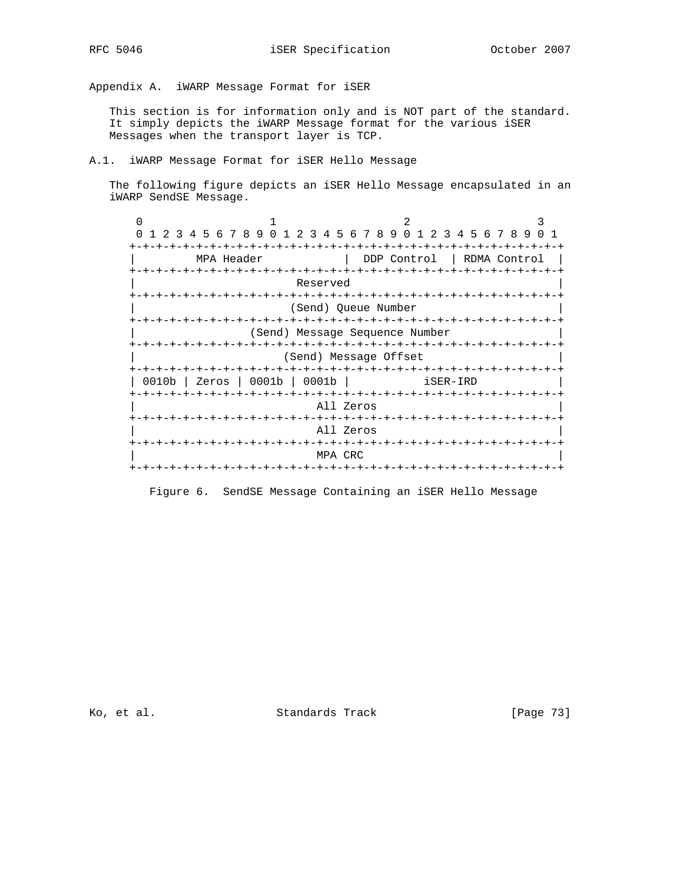## Appendix A. iWARP Message Format for iSER

This section is for information only and is NOT part of the standard. It simply depicts the iWARP Message format for the various iSER Messages when the transport layer is TCP.

### A.1. iWARP Message Format for iSER Hello Message

The following figure depicts an iSER Hello Message encapsulated in an iWARP SendSE Message.

```
 0                   1                   2                   3
 0 1 2 3 4 5 6 7 8 9 0 1 2 3 4 5 6 7 8 9 0 1 2 3 4 5 6 7 8 9 0 1
+-+-+-+-+-+-+-+-+-+-+-+-+-+-+-+-+-+-+-+-+-+-+-+-+-+-+-+-+-+-+-+-+
|         MPA Header            |  DDP Control  | RDMA Control  |
+-+-+-+-+-+-+-+-+-+-+-+-+-+-+-+-+-+-+-+-+-+-+-+-+-+-+-+-+-+-+-+-+
|                           Reserved                            |
+-+-+-+-+-+-+-+-+-+-+-+-+-+-+-+-+-+-+-+-+-+-+-+-+-+-+-+-+-+-+-+-+
|                      (Send) Queue Number                      |
+-+-+-+-+-+-+-+-+-+-+-+-+-+-+-+-+-+-+-+-+-+-+-+-+-+-+-+-+-+-+-+-+
|                (Send) Message Sequence Number                 |
+-+-+-+-+-+-+-+-+-+-+-+-+-+-+-+-+-+-+-+-+-+-+-+-+-+-+-+-+-+-+-+-+
|                     (Send) Message Offset                     |
+-+-+-+-+-+-+-+-+-+-+-+-+-+-+-+-+-+-+-+-+-+-+-+-+-+-+-+-+-+-+-+-+
| 0010b | Zeros | 0001b | 0001b |           iSER-IRD            |
+-+-+-+-+-+-+-+-+-+-+-+-+-+-+-+-+-+-+-+-+-+-+-+-+-+-+-+-+-+-+-+-+
|                           All Zeros                           |
+-+-+-+-+-+-+-+-+-+-+-+-+-+-+-+-+-+-+-+-+-+-+-+-+-+-+-+-+-+-+-+-+
|                           All Zeros                           |
+-+-+-+-+-+-+-+-+-+-+-+-+-+-+-+-+-+-+-+-+-+-+-+-+-+-+-+-+-+-+-+-+
|                            MPA CRC                            |
+-+-+-+-+-+-+-+-+-+-+-+-+-+-+-+-+-+-+-+-+-+-+-+-+-+-+-+-+-+-+-+-+
```

Figure 6. SendSE Message Containing an iSER Hello Message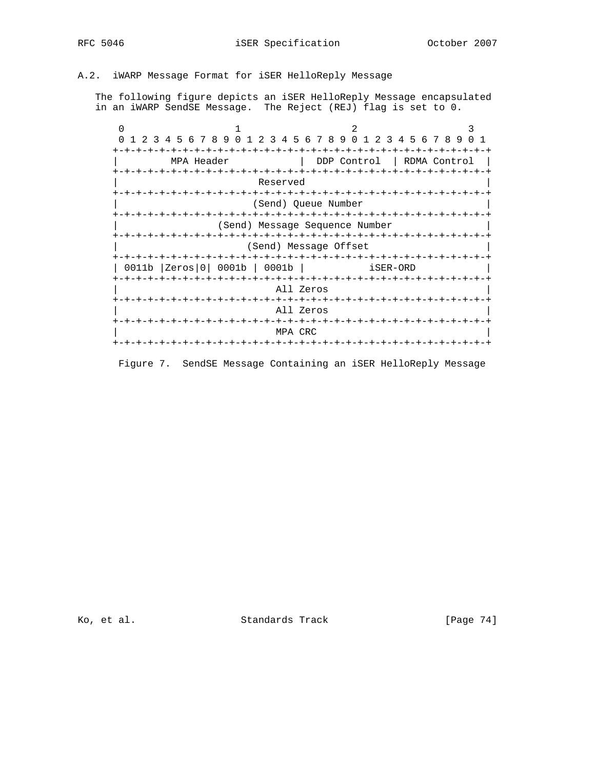## A.2. iWARP Message Format for iSER HelloReply Message

The following figure depicts an iSER HelloReply Message encapsulated in an iWARP SendSE Message. The Reject (REJ) flag is set to 0.

```
  0                   1                   2                   3
  0 1 2 3 4 5 6 7 8 9 0 1 2 3 4 5 6 7 8 9 0 1 2 3 4 5 6 7 8 9 0 1
 +-+-+-+-+-+-+-+-+-+-+-+-+-+-+-+-+-+-+-+-+-+-+-+-+-+-+-+-+-+-+-+-+
 |         MPA Header            |  DDP Control  | RDMA Control  |
 +-+-+-+-+-+-+-+-+-+-+-+-+-+-+-+-+-+-+-+-+-+-+-+-+-+-+-+-+-+-+-+-+
 |                           Reserved                            |
 +-+-+-+-+-+-+-+-+-+-+-+-+-+-+-+-+-+-+-+-+-+-+-+-+-+-+-+-+-+-+-+-+
 |                      (Send) Queue Number                      |
 +-+-+-+-+-+-+-+-+-+-+-+-+-+-+-+-+-+-+-+-+-+-+-+-+-+-+-+-+-+-+-+-+
 |                (Send) Message Sequence Number                 |
 +-+-+-+-+-+-+-+-+-+-+-+-+-+-+-+-+-+-+-+-+-+-+-+-+-+-+-+-+-+-+-+-+
 |                     (Send) Message Offset                     |
 +-+-+-+-+-+-+-+-+-+-+-+-+-+-+-+-+-+-+-+-+-+-+-+-+-+-+-+-+-+-+-+-+
 | 0011b |Zeros|0| 0001b | 0001b |           iSER-ORD            |
 +-+-+-+-+-+-+-+-+-+-+-+-+-+-+-+-+-+-+-+-+-+-+-+-+-+-+-+-+-+-+-+-+
 |                           All Zeros                           |
 +-+-+-+-+-+-+-+-+-+-+-+-+-+-+-+-+-+-+-+-+-+-+-+-+-+-+-+-+-+-+-+-+
 |                           All Zeros                           |
 +-+-+-+-+-+-+-+-+-+-+-+-+-+-+-+-+-+-+-+-+-+-+-+-+-+-+-+-+-+-+-+-+
 |                           MPA CRC                             |
 +-+-+-+-+-+-+-+-+-+-+-+-+-+-+-+-+-+-+-+-+-+-+-+-+-+-+-+-+-+-+-+-+
```

Figure 7. SendSE Message Containing an iSER HelloReply Message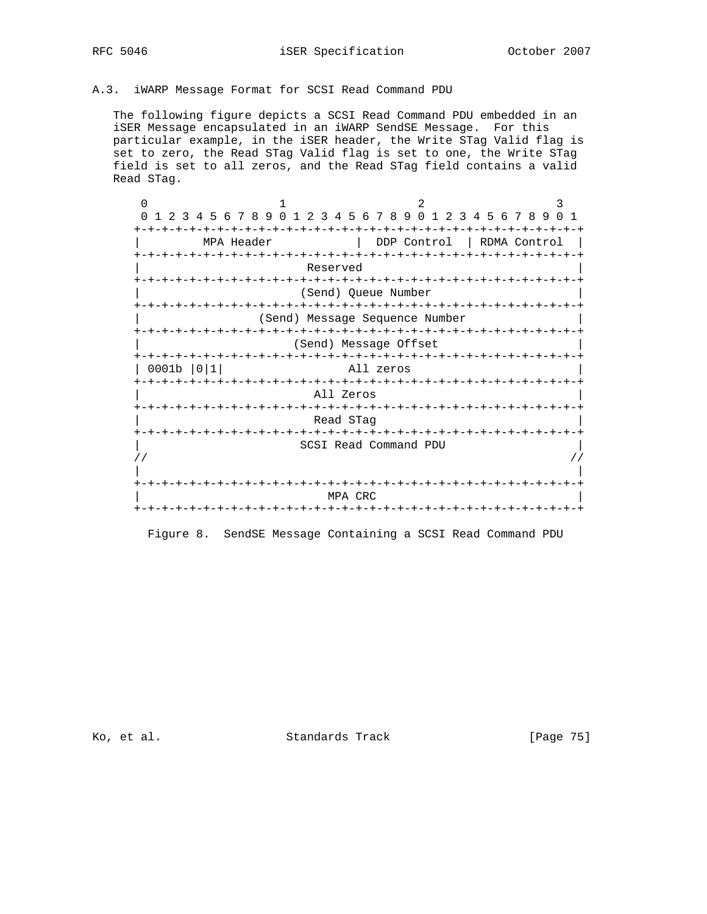## A.3. iWARP Message Format for SCSI Read Command PDU

The following figure depicts a SCSI Read Command PDU embedded in an iSER Message encapsulated in an iWARP SendSE Message. For this particular example, in the iSER header, the Write STag Valid flag is set to zero, the Read STag Valid flag is set to one, the Write STag field is set to all zeros, and the Read STag field contains a valid Read STag.

```
 0                   1                   2                   3
 0 1 2 3 4 5 6 7 8 9 0 1 2 3 4 5 6 7 8 9 0 1 2 3 4 5 6 7 8 9 0 1
+-+-+-+-+-+-+-+-+-+-+-+-+-+-+-+-+-+-+-+-+-+-+-+-+-+-+-+-+-+-+-+-+
|         MPA Header            |  DDP Control  | RDMA Control  |
+-+-+-+-+-+-+-+-+-+-+-+-+-+-+-+-+-+-+-+-+-+-+-+-+-+-+-+-+-+-+-+-+
|                           Reserved                            |
+-+-+-+-+-+-+-+-+-+-+-+-+-+-+-+-+-+-+-+-+-+-+-+-+-+-+-+-+-+-+-+-+
|                      (Send) Queue Number                      |
+-+-+-+-+-+-+-+-+-+-+-+-+-+-+-+-+-+-+-+-+-+-+-+-+-+-+-+-+-+-+-+-+
|                (Send) Message Sequence Number                 |
+-+-+-+-+-+-+-+-+-+-+-+-+-+-+-+-+-+-+-+-+-+-+-+-+-+-+-+-+-+-+-+-+
|                     (Send) Message Offset                     |
+-+-+-+-+-+-+-+-+-+-+-+-+-+-+-+-+-+-+-+-+-+-+-+-+-+-+-+-+-+-+-+-+
| 0001b |0|1|                All zeros                          |
+-+-+-+-+-+-+-+-+-+-+-+-+-+-+-+-+-+-+-+-+-+-+-+-+-+-+-+-+-+-+-+-+
|                           All Zeros                           |
+-+-+-+-+-+-+-+-+-+-+-+-+-+-+-+-+-+-+-+-+-+-+-+-+-+-+-+-+-+-+-+-+
|                           Read STag                           |
+-+-+-+-+-+-+-+-+-+-+-+-+-+-+-+-+-+-+-+-+-+-+-+-+-+-+-+-+-+-+-+-+
|                     SCSI Read Command PDU                     |
//                                                             //
|                                                               |
+-+-+-+-+-+-+-+-+-+-+-+-+-+-+-+-+-+-+-+-+-+-+-+-+-+-+-+-+-+-+-+-+
|                            MPA CRC                            |
+-+-+-+-+-+-+-+-+-+-+-+-+-+-+-+-+-+-+-+-+-+-+-+-+-+-+-+-+-+-+-+-+
```

Figure 8. SendSE Message Containing a SCSI Read Command PDU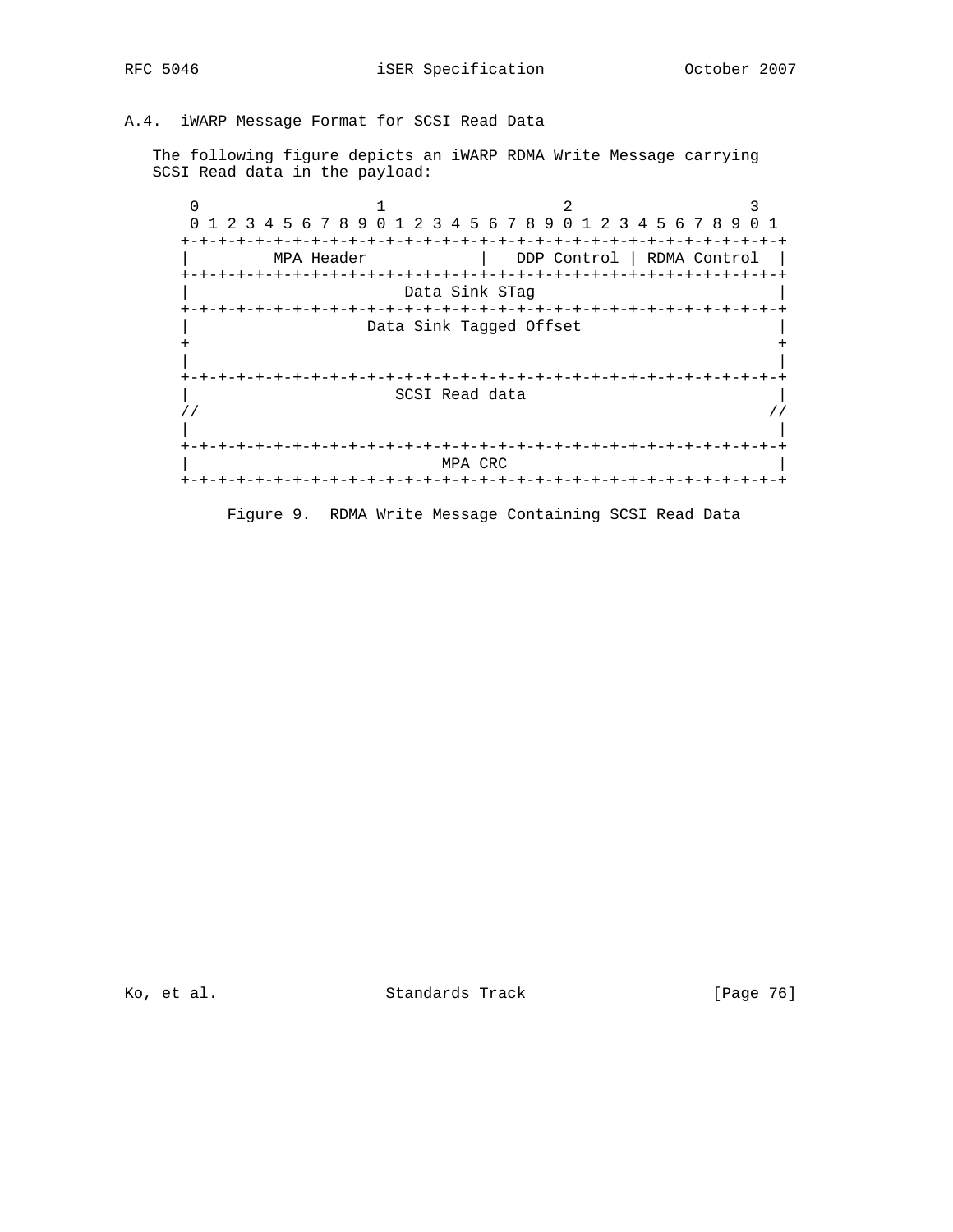### A.4. iWARP Message Format for SCSI Read Data

The following figure depicts an iWARP RDMA Write Message carrying SCSI Read data in the payload:

```
 0                   1                   2                   3
 0 1 2 3 4 5 6 7 8 9 0 1 2 3 4 5 6 7 8 9 0 1 2 3 4 5 6 7 8 9 0 1
+-+-+-+-+-+-+-+-+-+-+-+-+-+-+-+-+-+-+-+-+-+-+-+-+-+-+-+-+-+-+-+-+
|         MPA Header            |  DDP Control | RDMA Control  |
+-+-+-+-+-+-+-+-+-+-+-+-+-+-+-+-+-+-+-+-+-+-+-+-+-+-+-+-+-+-+-+-+
|                        Data Sink STag                         |
+-+-+-+-+-+-+-+-+-+-+-+-+-+-+-+-+-+-+-+-+-+-+-+-+-+-+-+-+-+-+-+-+
|                    Data Sink Tagged Offset                    |
+                                                               +
|                                                               |
+-+-+-+-+-+-+-+-+-+-+-+-+-+-+-+-+-+-+-+-+-+-+-+-+-+-+-+-+-+-+-+-+
|                       SCSI Read data                          |
//                                                             //
|                                                               |
+-+-+-+-+-+-+-+-+-+-+-+-+-+-+-+-+-+-+-+-+-+-+-+-+-+-+-+-+-+-+-+-+
|                           MPA CRC                             |
+-+-+-+-+-+-+-+-+-+-+-+-+-+-+-+-+-+-+-+-+-+-+-+-+-+-+-+-+-+-+-+-+
```

Figure 9. RDMA Write Message Containing SCSI Read Data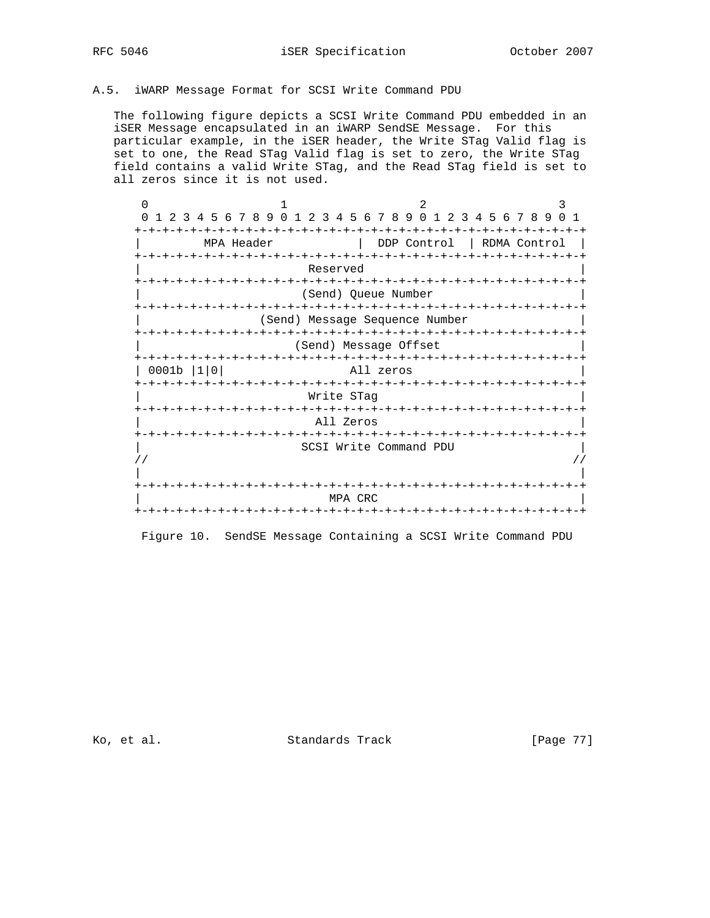## A.5. iWARP Message Format for SCSI Write Command PDU

The following figure depicts a SCSI Write Command PDU embedded in an iSER Message encapsulated in an iWARP SendSE Message. For this particular example, in the iSER header, the Write STag Valid flag is set to one, the Read STag Valid flag is set to zero, the Write STag field contains a valid Write STag, and the Read STag field is set to all zeros since it is not used.

```
 0                   1                   2                   3
 0 1 2 3 4 5 6 7 8 9 0 1 2 3 4 5 6 7 8 9 0 1 2 3 4 5 6 7 8 9 0 1
+-+-+-+-+-+-+-+-+-+-+-+-+-+-+-+-+-+-+-+-+-+-+-+-+-+-+-+-+-+-+-+-+
|         MPA Header            |  DDP Control  | RDMA Control  |
+-+-+-+-+-+-+-+-+-+-+-+-+-+-+-+-+-+-+-+-+-+-+-+-+-+-+-+-+-+-+-+-+
|                           Reserved                            |
+-+-+-+-+-+-+-+-+-+-+-+-+-+-+-+-+-+-+-+-+-+-+-+-+-+-+-+-+-+-+-+-+
|                      (Send) Queue Number                      |
+-+-+-+-+-+-+-+-+-+-+-+-+-+-+-+-+-+-+-+-+-+-+-+-+-+-+-+-+-+-+-+-+
|                (Send) Message Sequence Number                 |
+-+-+-+-+-+-+-+-+-+-+-+-+-+-+-+-+-+-+-+-+-+-+-+-+-+-+-+-+-+-+-+-+
|                     (Send) Message Offset                     |
+-+-+-+-+-+-+-+-+-+-+-+-+-+-+-+-+-+-+-+-+-+-+-+-+-+-+-+-+-+-+-+-+
| 0001b |1|0|                All zeros                          |
+-+-+-+-+-+-+-+-+-+-+-+-+-+-+-+-+-+-+-+-+-+-+-+-+-+-+-+-+-+-+-+-+
|                           Write STag                          |
+-+-+-+-+-+-+-+-+-+-+-+-+-+-+-+-+-+-+-+-+-+-+-+-+-+-+-+-+-+-+-+-+
|                            All Zeros                          |
+-+-+-+-+-+-+-+-+-+-+-+-+-+-+-+-+-+-+-+-+-+-+-+-+-+-+-+-+-+-+-+-+
|                      SCSI Write Command PDU                   |
//                                                             //
|                                                               |
+-+-+-+-+-+-+-+-+-+-+-+-+-+-+-+-+-+-+-+-+-+-+-+-+-+-+-+-+-+-+-+-+
|                            MPA CRC                            |
+-+-+-+-+-+-+-+-+-+-+-+-+-+-+-+-+-+-+-+-+-+-+-+-+-+-+-+-+-+-+-+-+
```

Figure 10. SendSE Message Containing a SCSI Write Command PDU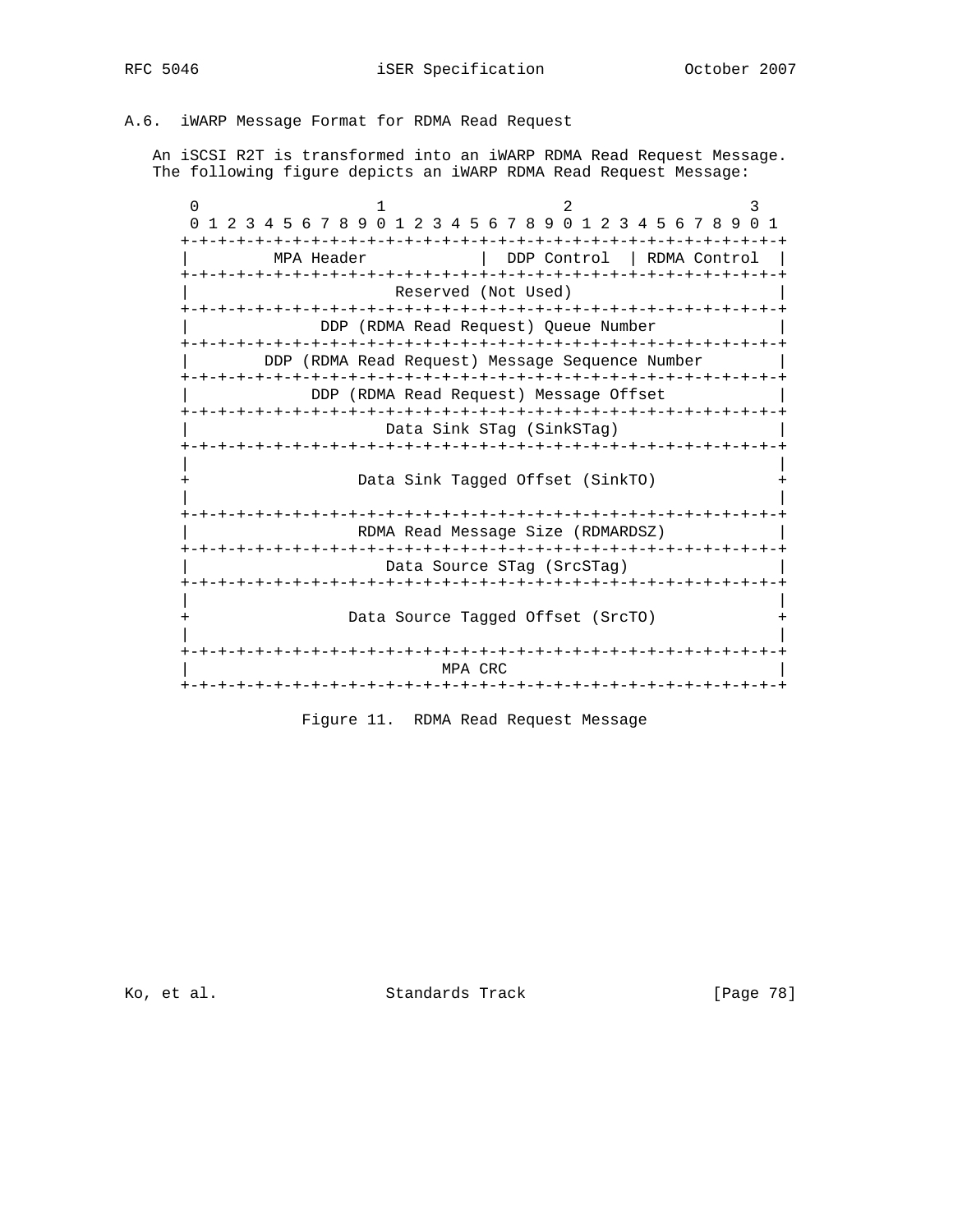### A.6. iWARP Message Format for RDMA Read Request

An iSCSI R2T is transformed into an iWARP RDMA Read Request Message. The following figure depicts an iWARP RDMA Read Request Message:

```
 0                   1                   2                   3
 0 1 2 3 4 5 6 7 8 9 0 1 2 3 4 5 6 7 8 9 0 1 2 3 4 5 6 7 8 9 0 1
+-+-+-+-+-+-+-+-+-+-+-+-+-+-+-+-+-+-+-+-+-+-+-+-+-+-+-+-+-+-+-+-+
|         MPA Header            |  DDP Control  | RDMA Control  |
+-+-+-+-+-+-+-+-+-+-+-+-+-+-+-+-+-+-+-+-+-+-+-+-+-+-+-+-+-+-+-+-+
|                      Reserved (Not Used)                      |
+-+-+-+-+-+-+-+-+-+-+-+-+-+-+-+-+-+-+-+-+-+-+-+-+-+-+-+-+-+-+-+-+
|              DDP (RDMA Read Request) Queue Number             |
+-+-+-+-+-+-+-+-+-+-+-+-+-+-+-+-+-+-+-+-+-+-+-+-+-+-+-+-+-+-+-+-+
|        DDP (RDMA Read Request) Message Sequence Number        |
+-+-+-+-+-+-+-+-+-+-+-+-+-+-+-+-+-+-+-+-+-+-+-+-+-+-+-+-+-+-+-+-+
|             DDP (RDMA Read Request) Message Offset            |
+-+-+-+-+-+-+-+-+-+-+-+-+-+-+-+-+-+-+-+-+-+-+-+-+-+-+-+-+-+-+-+-+
|                     Data Sink STag (SinkSTag)                 |
+-+-+-+-+-+-+-+-+-+-+-+-+-+-+-+-+-+-+-+-+-+-+-+-+-+-+-+-+-+-+-+-+
|                                                               |
+                  Data Sink Tagged Offset (SinkTO)             +
|                                                               |
+-+-+-+-+-+-+-+-+-+-+-+-+-+-+-+-+-+-+-+-+-+-+-+-+-+-+-+-+-+-+-+-+
|                  RDMA Read Message Size (RDMARDSZ)            |
+-+-+-+-+-+-+-+-+-+-+-+-+-+-+-+-+-+-+-+-+-+-+-+-+-+-+-+-+-+-+-+-+
|                     Data Source STag (SrcSTag)                |
+-+-+-+-+-+-+-+-+-+-+-+-+-+-+-+-+-+-+-+-+-+-+-+-+-+-+-+-+-+-+-+-+
|                                                               |
+                 Data Source Tagged Offset (SrcTO)             +
|                                                               |
+-+-+-+-+-+-+-+-+-+-+-+-+-+-+-+-+-+-+-+-+-+-+-+-+-+-+-+-+-+-+-+-+
|                          MPA CRC                              |
+-+-+-+-+-+-+-+-+-+-+-+-+-+-+-+-+-+-+-+-+-+-+-+-+-+-+-+-+-+-+-+-+
```

Figure 11. RDMA Read Request Message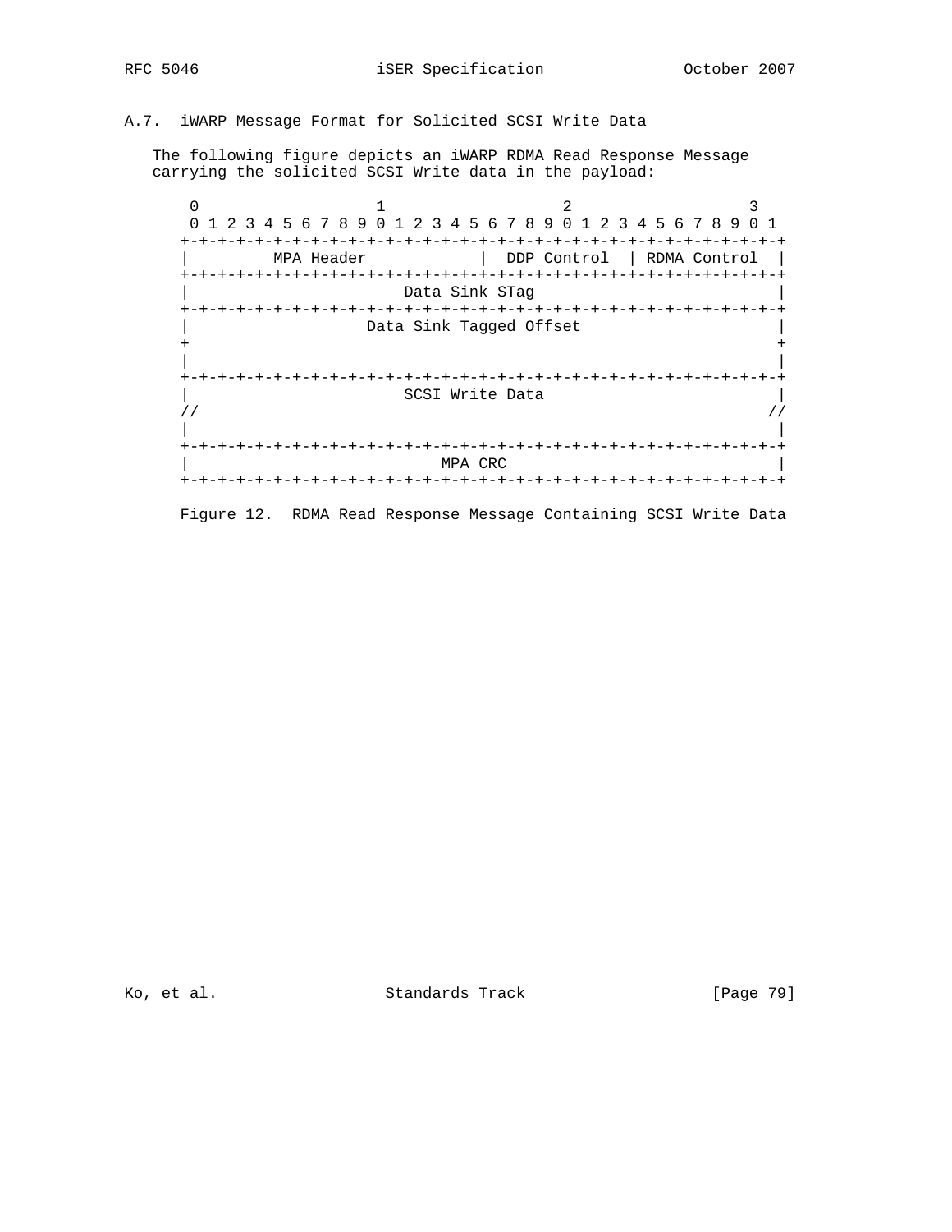## A.7. iWARP Message Format for Solicited SCSI Write Data

The following figure depicts an iWARP RDMA Read Response Message carrying the solicited SCSI Write data in the payload:

```
 0                   1                   2                   3
 0 1 2 3 4 5 6 7 8 9 0 1 2 3 4 5 6 7 8 9 0 1 2 3 4 5 6 7 8 9 0 1
+-+-+-+-+-+-+-+-+-+-+-+-+-+-+-+-+-+-+-+-+-+-+-+-+-+-+-+-+-+-+-+-+
|         MPA Header            |  DDP Control  | RDMA Control  |
+-+-+-+-+-+-+-+-+-+-+-+-+-+-+-+-+-+-+-+-+-+-+-+-+-+-+-+-+-+-+-+-+
|                       Data Sink STag                          |
+-+-+-+-+-+-+-+-+-+-+-+-+-+-+-+-+-+-+-+-+-+-+-+-+-+-+-+-+-+-+-+-+
|                   Data Sink Tagged Offset                     |
+                                                               +
|                                                               |
+-+-+-+-+-+-+-+-+-+-+-+-+-+-+-+-+-+-+-+-+-+-+-+-+-+-+-+-+-+-+-+-+
|                       SCSI Write Data                         |
//                                                             //
|                                                               |
+-+-+-+-+-+-+-+-+-+-+-+-+-+-+-+-+-+-+-+-+-+-+-+-+-+-+-+-+-+-+-+-+
|                           MPA CRC                             |
+-+-+-+-+-+-+-+-+-+-+-+-+-+-+-+-+-+-+-+-+-+-+-+-+-+-+-+-+-+-+-+-+
```

Figure 12. RDMA Read Response Message Containing SCSI Write Data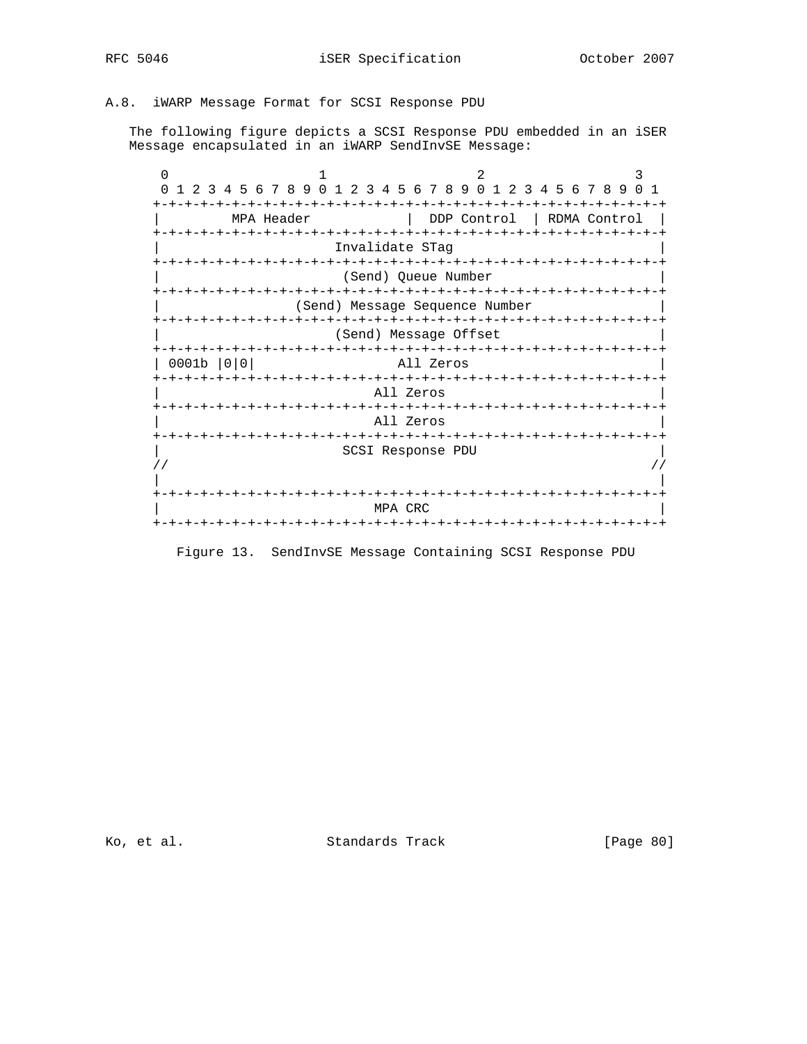## A.8. iWARP Message Format for SCSI Response PDU

The following figure depicts a SCSI Response PDU embedded in an iSER Message encapsulated in an iWARP SendInvSE Message:

```
 0                   1                   2                   3
 0 1 2 3 4 5 6 7 8 9 0 1 2 3 4 5 6 7 8 9 0 1 2 3 4 5 6 7 8 9 0 1
+-+-+-+-+-+-+-+-+-+-+-+-+-+-+-+-+-+-+-+-+-+-+-+-+-+-+-+-+-+-+-+-+
|         MPA Header            |  DDP Control  | RDMA Control  |
+-+-+-+-+-+-+-+-+-+-+-+-+-+-+-+-+-+-+-+-+-+-+-+-+-+-+-+-+-+-+-+-+
|                       Invalidate STag                         |
+-+-+-+-+-+-+-+-+-+-+-+-+-+-+-+-+-+-+-+-+-+-+-+-+-+-+-+-+-+-+-+-+
|                       (Send) Queue Number                     |
+-+-+-+-+-+-+-+-+-+-+-+-+-+-+-+-+-+-+-+-+-+-+-+-+-+-+-+-+-+-+-+-+
|                  (Send) Message Sequence Number               |
+-+-+-+-+-+-+-+-+-+-+-+-+-+-+-+-+-+-+-+-+-+-+-+-+-+-+-+-+-+-+-+-+
|                       (Send) Message Offset                   |
+-+-+-+-+-+-+-+-+-+-+-+-+-+-+-+-+-+-+-+-+-+-+-+-+-+-+-+-+-+-+-+-+
| 0001b |0|0|                 All Zeros                         |
+-+-+-+-+-+-+-+-+-+-+-+-+-+-+-+-+-+-+-+-+-+-+-+-+-+-+-+-+-+-+-+-+
|                            All Zeros                          |
+-+-+-+-+-+-+-+-+-+-+-+-+-+-+-+-+-+-+-+-+-+-+-+-+-+-+-+-+-+-+-+-+
|                            All Zeros                          |
+-+-+-+-+-+-+-+-+-+-+-+-+-+-+-+-+-+-+-+-+-+-+-+-+-+-+-+-+-+-+-+-+
|                       SCSI Response PDU                       |
//                                                             //
|                                                               |
+-+-+-+-+-+-+-+-+-+-+-+-+-+-+-+-+-+-+-+-+-+-+-+-+-+-+-+-+-+-+-+-+
|                            MPA CRC                            |
+-+-+-+-+-+-+-+-+-+-+-+-+-+-+-+-+-+-+-+-+-+-+-+-+-+-+-+-+-+-+-+-+
```

Figure 13. SendInvSE Message Containing SCSI Response PDU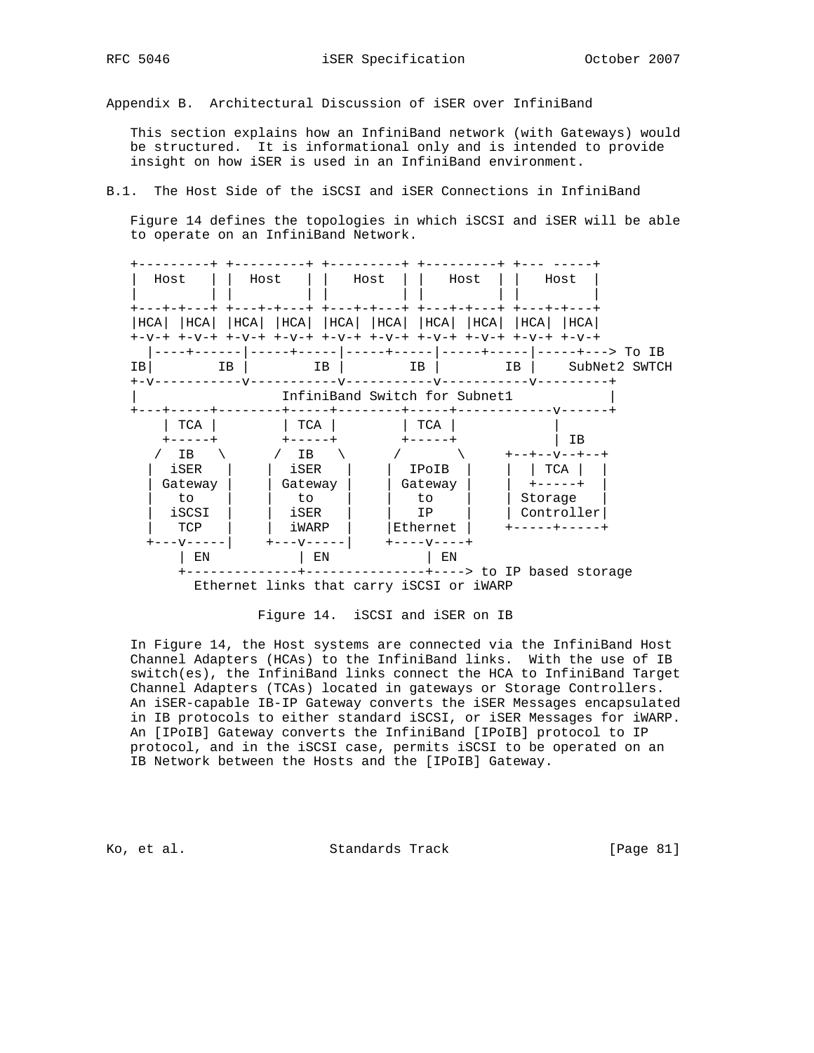# Appendix B. Architectural Discussion of iSER over InfiniBand

This section explains how an InfiniBand network (with Gateways) would be structured. It is informational only and is intended to provide insight on how iSER is used in an InfiniBand environment.

## B.1. The Host Side of the iSCSI and iSER Connections in InfiniBand

Figure 14 defines the topologies in which iSCSI and iSER will be able to operate on an InfiniBand Network.

```
+---------+ +---------+ +---------+ +---------+ +--- -----+
|  Host   | |  Host   | |   Host  | |   Host  | |   Host  |
|         | |         | |         | |         | |         |
+---+-+---+ +---+-+---+ +---+-+---+ +---+-+---+ +---+-+---+
|HCA| |HCA| |HCA| |HCA| |HCA| |HCA| |HCA| |HCA| |HCA| |HCA|
+-v-+ +-v-+ +-v-+ +-v-+ +-v-+ +-v-+ +-v-+ +-v-+ +-v-+ +-v-+
  |----+------|-----+-----|-----+-----|-----+-----|-----+---> To IB
IB|        IB |        IB |        IB |        IB |    SubNet2 SWTCH
+-v-----------v-----------v-----------v-----------v---------+
|                 InfiniBand Switch for Subnet1             |
+---+-----+--------+-----+--------+-----+------------v------+
    | TCA |        | TCA |        | TCA |            |
    +-----+        +-----+        +-----+            | IB
   /  IB   \      /  IB   \      /       \     +--+--v--+--+
  |  iSER   |    |  iSER   |    |  IPoIB  |    |  | TCA |  |
  | Gateway |    | Gateway |    | Gateway |    |  +-----+  |
  |   to    |    |   to    |    |   to    |    | Storage   |
  |  iSCSI  |    |  iSER   |    |   IP    |    | Controller|
  |   TCP   |    |  iWARP  |    |Ethernet |    +-----+-----+
  +---v-----|    +---v-----|    +----v----+
      | EN           | EN           | EN
      +--------------+--------------+----> to IP based storage
        Ethernet links that carry iSCSI or iWARP
```

Figure 14. iSCSI and iSER on IB

In Figure 14, the Host systems are connected via the InfiniBand Host Channel Adapters (HCAs) to the InfiniBand links. With the use of IB switch(es), the InfiniBand links connect the HCA to InfiniBand Target Channel Adapters (TCAs) located in gateways or Storage Controllers. An iSER-capable IB-IP Gateway converts the iSER Messages encapsulated in IB protocols to either standard iSCSI, or iSER Messages for iWARP. An [IPoIB] Gateway converts the InfiniBand [IPoIB] protocol to IP protocol, and in the iSCSI case, permits iSCSI to be operated on an IB Network between the Hosts and the [IPoIB] Gateway.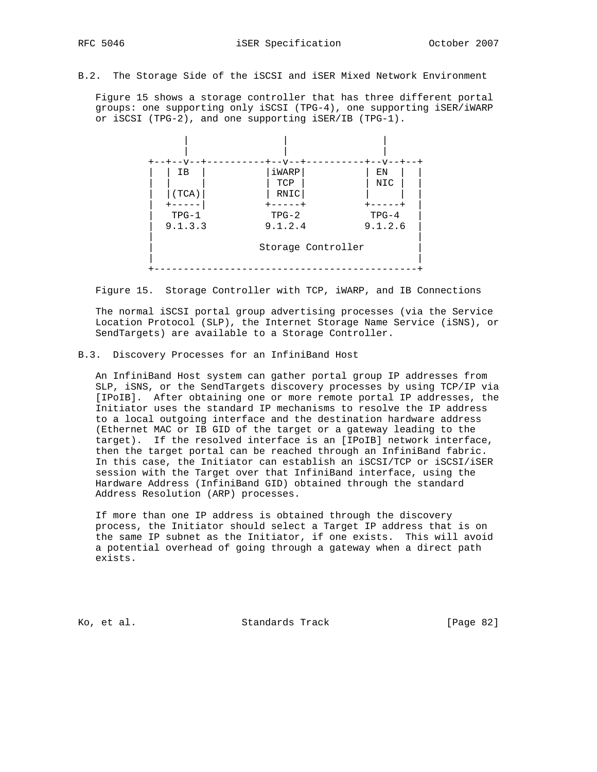## B.2. The Storage Side of the iSCSI and iSER Mixed Network Environment

Figure 15 shows a storage controller that has three different portal groups: one supporting only iSCSI (TPG-4), one supporting iSER/iWARP or iSCSI (TPG-2), and one supporting iSER/IB (TPG-1).

```
             |               |               |
             |               |               |
       +--+--v--+----------+--v--+----------+--v--+--+
       |  | IB  |          |iWARP|          | EN  |  |
       |  |     |          | TCP |          | NIC |  |
       |  |(TCA)|          | RNIC|          |     |  |
       |  +-----|          +-----+          +-----+  |
       |   TPG-1            TPG-2            TPG-4   |
       |  9.1.3.3          9.1.2.4          9.1.2.6  |
       |                                             |
       |                  Storage Controller         |
       |                                             |
       +---------------------------------------------+
```

Figure 15. Storage Controller with TCP, iWARP, and IB Connections

The normal iSCSI portal group advertising processes (via the Service Location Protocol (SLP), the Internet Storage Name Service (iSNS), or SendTargets) are available to a Storage Controller.

## B.3. Discovery Processes for an InfiniBand Host

An InfiniBand Host system can gather portal group IP addresses from SLP, iSNS, or the SendTargets discovery processes by using TCP/IP via [IPoIB]. After obtaining one or more remote portal IP addresses, the Initiator uses the standard IP mechanisms to resolve the IP address to a local outgoing interface and the destination hardware address (Ethernet MAC or IB GID of the target or a gateway leading to the target). If the resolved interface is an [IPoIB] network interface, then the target portal can be reached through an InfiniBand fabric. In this case, the Initiator can establish an iSCSI/TCP or iSCSI/iSER session with the Target over that InfiniBand interface, using the Hardware Address (InfiniBand GID) obtained through the standard Address Resolution (ARP) processes.

If more than one IP address is obtained through the discovery process, the Initiator should select a Target IP address that is on the same IP subnet as the Initiator, if one exists. This will avoid a potential overhead of going through a gateway when a direct path exists.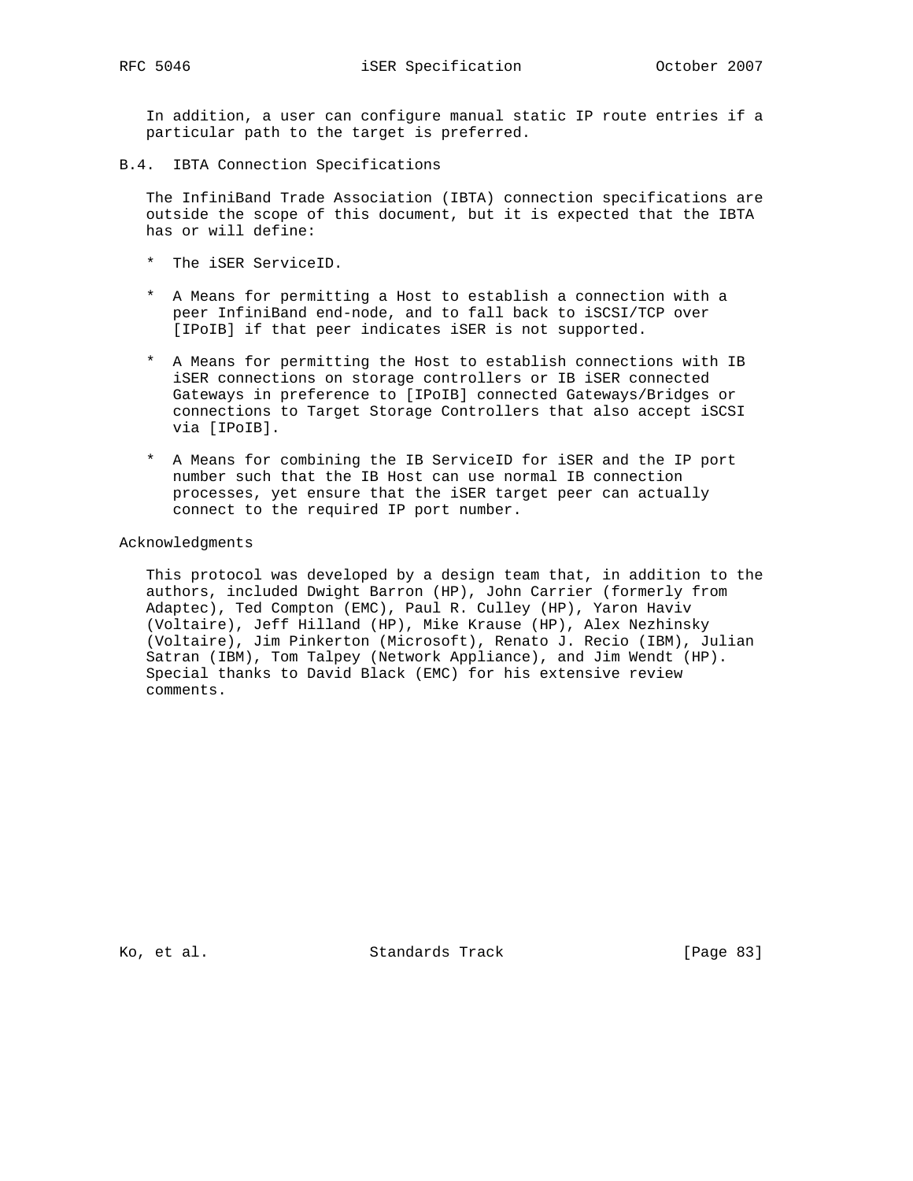In addition, a user can configure manual static IP route entries if a particular path to the target is preferred.

### B.4. IBTA Connection Specifications

The InfiniBand Trade Association (IBTA) connection specifications are outside the scope of this document, but it is expected that the IBTA has or will define:

* The iSER ServiceID.

* A Means for permitting a Host to establish a connection with a peer InfiniBand end-node, and to fall back to iSCSI/TCP over [IPoIB] if that peer indicates iSER is not supported.

* A Means for permitting the Host to establish connections with IB iSER connections on storage controllers or IB iSER connected Gateways in preference to [IPoIB] connected Gateways/Bridges or connections to Target Storage Controllers that also accept iSCSI via [IPoIB].

* A Means for combining the IB ServiceID for iSER and the IP port number such that the IB Host can use normal IB connection processes, yet ensure that the iSER target peer can actually connect to the required IP port number.

## Acknowledgments

This protocol was developed by a design team that, in addition to the authors, included Dwight Barron (HP), John Carrier (formerly from Adaptec), Ted Compton (EMC), Paul R. Culley (HP), Yaron Haviv (Voltaire), Jeff Hilland (HP), Mike Krause (HP), Alex Nezhinsky (Voltaire), Jim Pinkerton (Microsoft), Renato J. Recio (IBM), Julian Satran (IBM), Tom Talpey (Network Appliance), and Jim Wendt (HP). Special thanks to David Black (EMC) for his extensive review comments.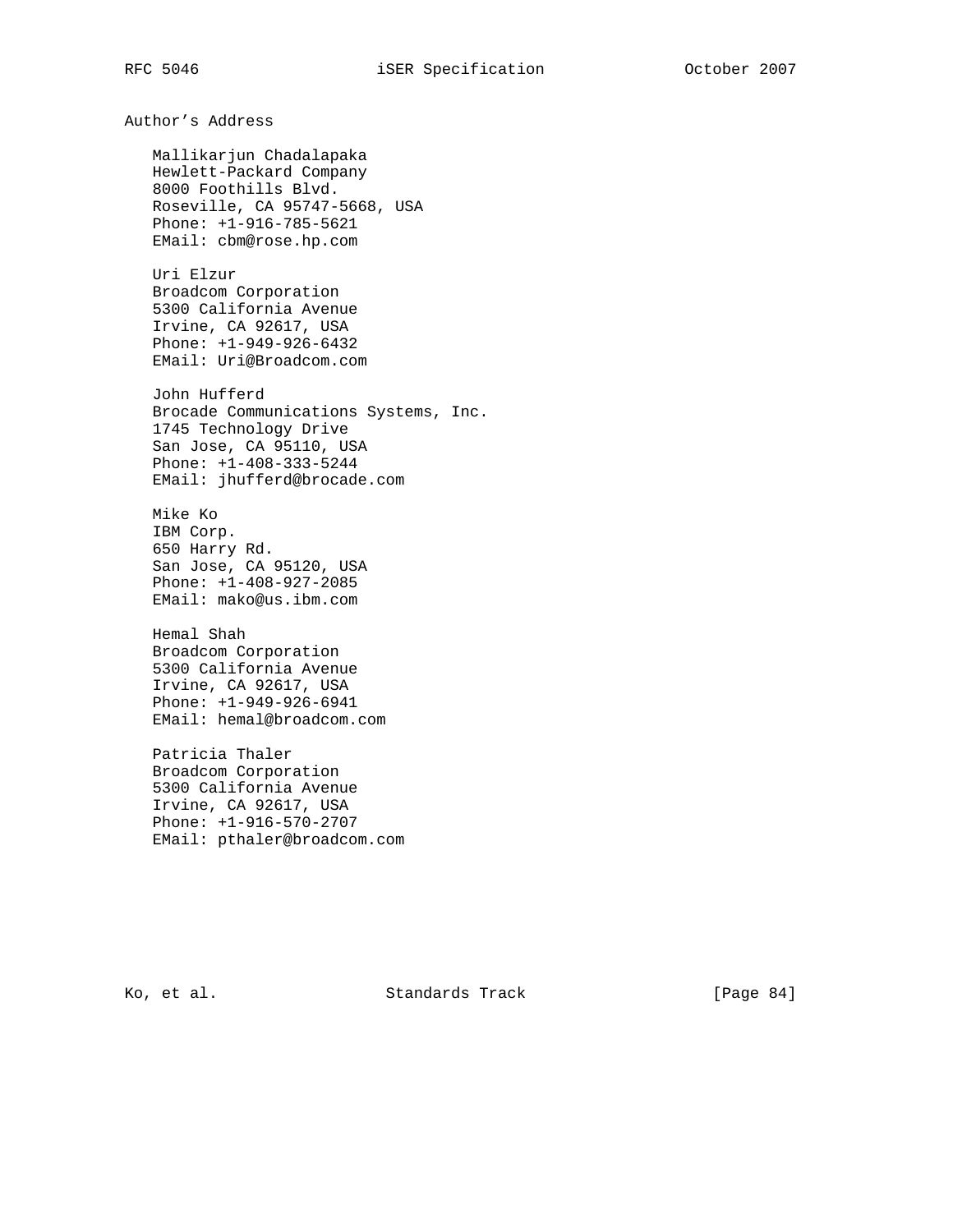## Author's Address

Mallikarjun Chadalapaka
Hewlett-Packard Company
8000 Foothills Blvd.
Roseville, CA 95747-5668, USA
Phone: +1-916-785-5621
EMail: cbm@rose.hp.com

Uri Elzur
Broadcom Corporation
5300 California Avenue
Irvine, CA 92617, USA
Phone: +1-949-926-6432
EMail: Uri@Broadcom.com

John Hufferd
Brocade Communications Systems, Inc.
1745 Technology Drive
San Jose, CA 95110, USA
Phone: +1-408-333-5244
EMail: jhufferd@brocade.com

Mike Ko
IBM Corp.
650 Harry Rd.
San Jose, CA 95120, USA
Phone: +1-408-927-2085
EMail: mako@us.ibm.com

Hemal Shah
Broadcom Corporation
5300 California Avenue
Irvine, CA 92617, USA
Phone: +1-949-926-6941
EMail: hemal@broadcom.com

Patricia Thaler
Broadcom Corporation
5300 California Avenue
Irvine, CA 92617, USA
Phone: +1-916-570-2707
EMail: pthaler@broadcom.com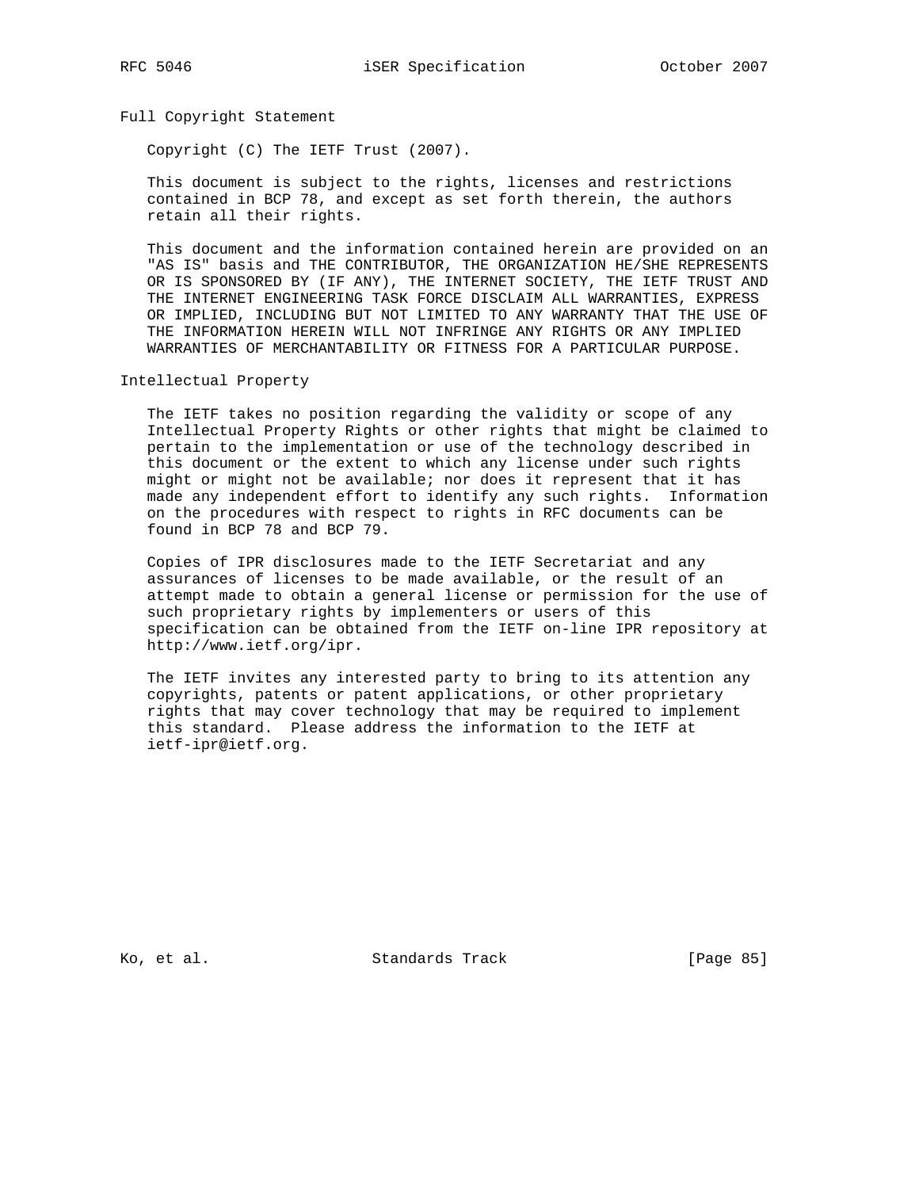## Full Copyright Statement

Copyright (C) The IETF Trust (2007).

This document is subject to the rights, licenses and restrictions contained in BCP 78, and except as set forth therein, the authors retain all their rights.

This document and the information contained herein are provided on an "AS IS" basis and THE CONTRIBUTOR, THE ORGANIZATION HE/SHE REPRESENTS OR IS SPONSORED BY (IF ANY), THE INTERNET SOCIETY, THE IETF TRUST AND THE INTERNET ENGINEERING TASK FORCE DISCLAIM ALL WARRANTIES, EXPRESS OR IMPLIED, INCLUDING BUT NOT LIMITED TO ANY WARRANTY THAT THE USE OF THE INFORMATION HEREIN WILL NOT INFRINGE ANY RIGHTS OR ANY IMPLIED WARRANTIES OF MERCHANTABILITY OR FITNESS FOR A PARTICULAR PURPOSE.

## Intellectual Property

The IETF takes no position regarding the validity or scope of any Intellectual Property Rights or other rights that might be claimed to pertain to the implementation or use of the technology described in this document or the extent to which any license under such rights might or might not be available; nor does it represent that it has made any independent effort to identify any such rights. Information on the procedures with respect to rights in RFC documents can be found in BCP 78 and BCP 79.

Copies of IPR disclosures made to the IETF Secretariat and any assurances of licenses to be made available, or the result of an attempt made to obtain a general license or permission for the use of such proprietary rights by implementers or users of this specification can be obtained from the IETF on-line IPR repository at http://www.ietf.org/ipr.

The IETF invites any interested party to bring to its attention any copyrights, patents or patent applications, or other proprietary rights that may cover technology that may be required to implement this standard. Please address the information to the IETF at ietf-ipr@ietf.org.